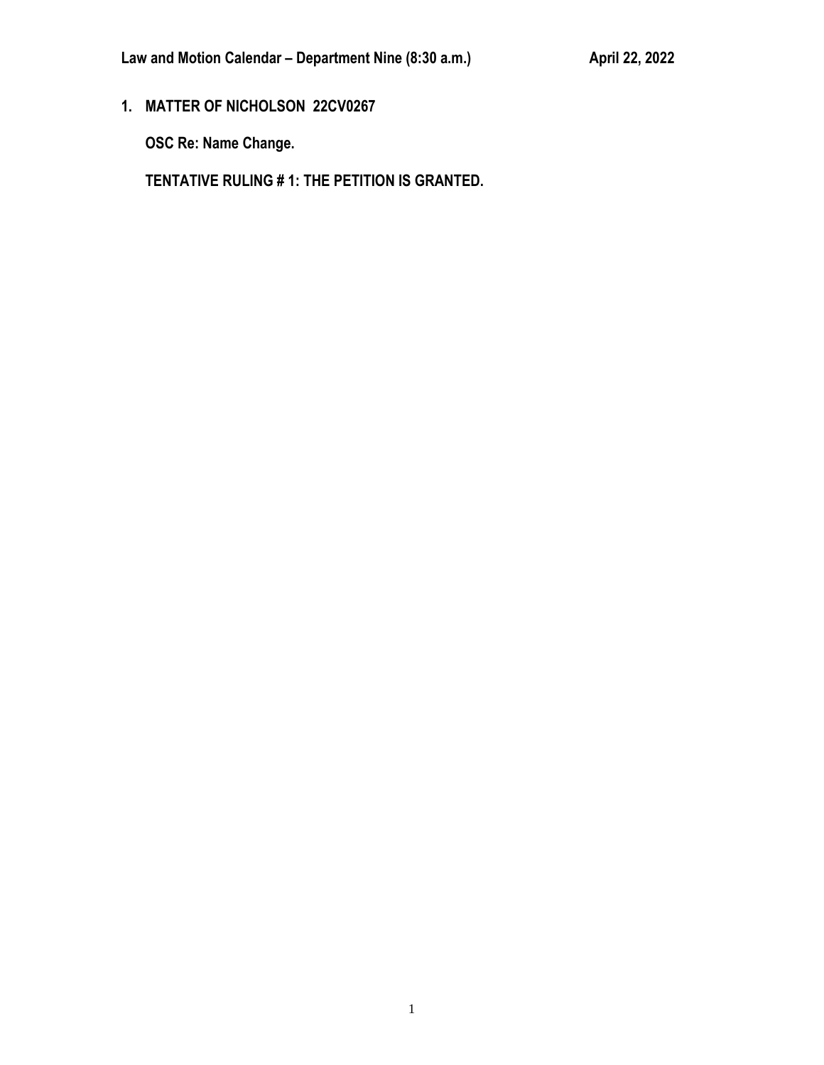**Law and Motion Calendar – Department Nine (8:30 a.m.) April 22, 2022**

**1. MATTER OF NICHOLSON 22CV0267**

**OSC Re: Name Change.**

**TENTATIVE RULING # 1: THE PETITION IS GRANTED.**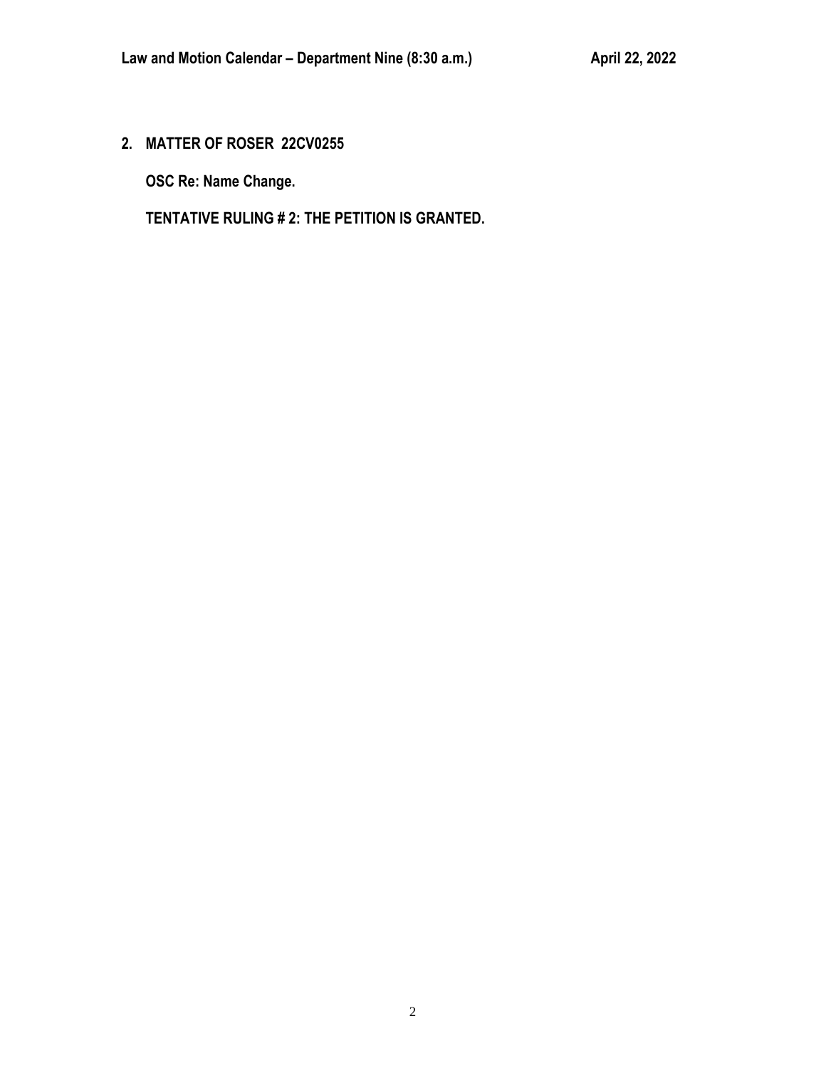**2. MATTER OF ROSER 22CV0255**

**OSC Re: Name Change.**

**TENTATIVE RULING # 2: THE PETITION IS GRANTED.**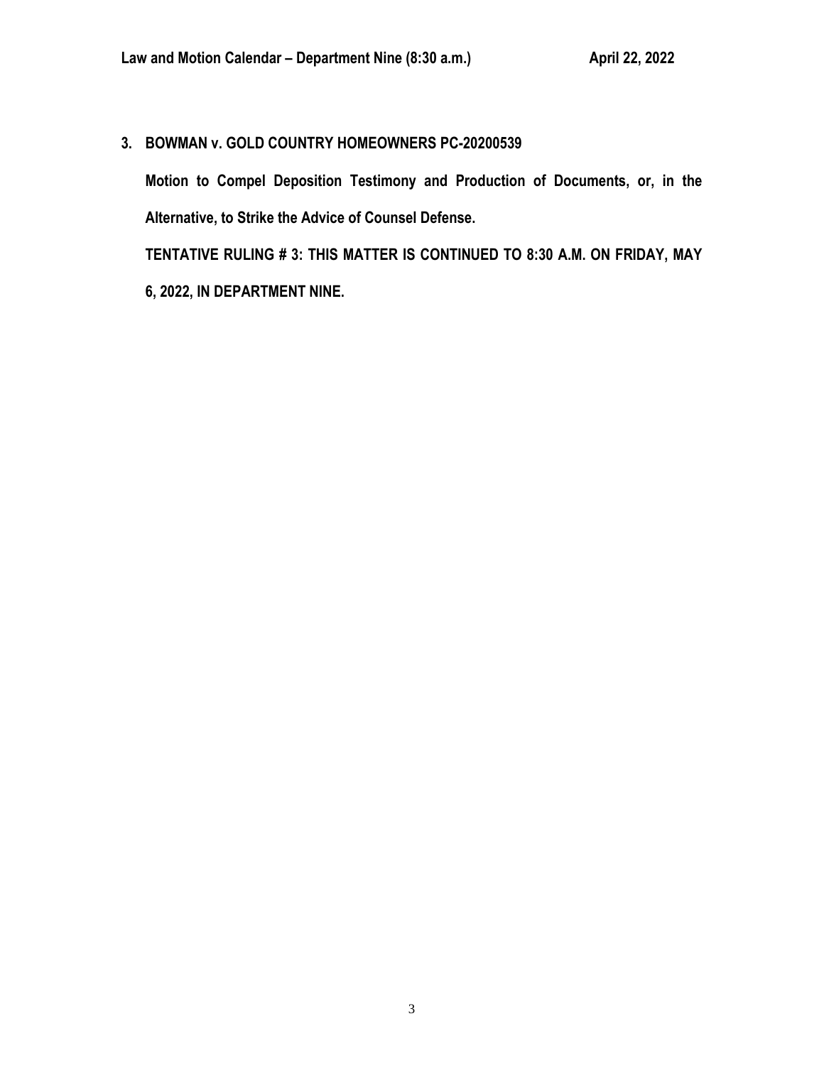**3. BOWMAN v. GOLD COUNTRY HOMEOWNERS PC-20200539**

**Motion to Compel Deposition Testimony and Production of Documents, or, in the Alternative, to Strike the Advice of Counsel Defense.**

**TENTATIVE RULING # 3: THIS MATTER IS CONTINUED TO 8:30 A.M. ON FRIDAY, MAY 6, 2022, IN DEPARTMENT NINE.**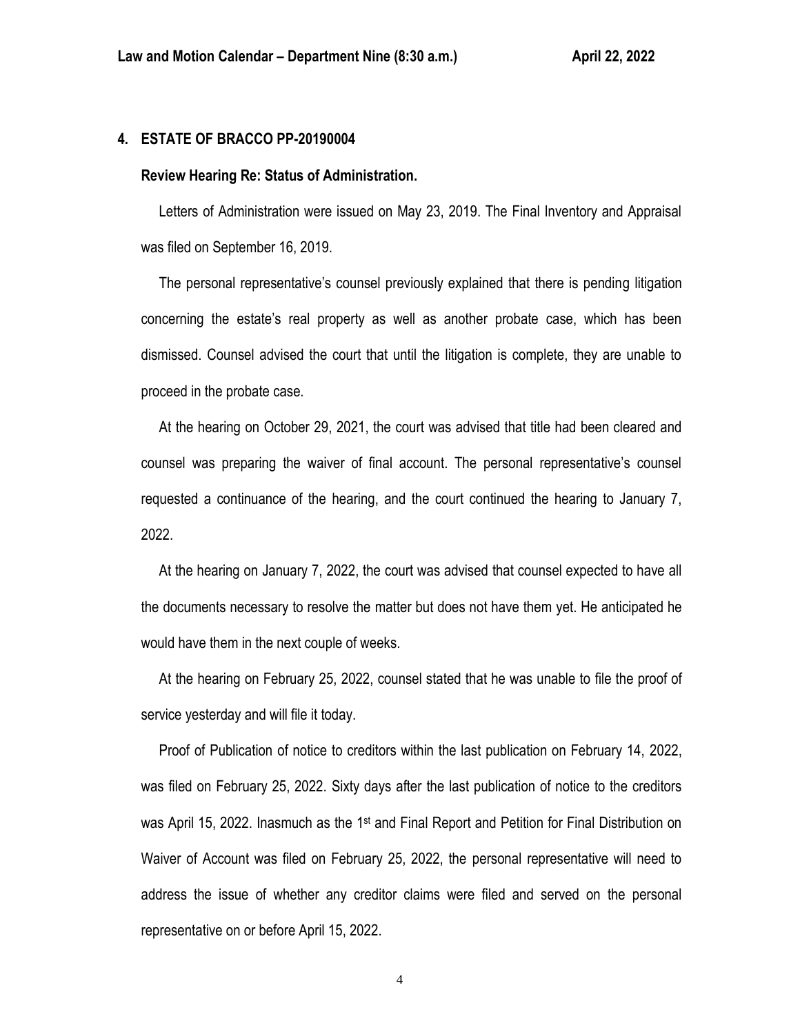## 4. ESTATE OF BRACCO PP-20190004

### Review Hearing Re: Status of Administration.

Letters of Administration were issued on May 23, 2019. The Final Inventory and Appraisal was filed on September 16, 2019.

The personal representative's counsel previously explained that there is pending litigation concerning the estate's real property as well as another probate case, which has been dismissed. Counsel advised the court that until the litigation is complete, they are unable to proceed in the probate case.

At the hearing on October 29, 2021, the court was advised that title had been cleared and counsel was preparing the waiver of final account. The personal representative's counsel requested a continuance of the hearing, and the court continued the hearing to January 7, 2022.

At the hearing on January 7, 2022, the court was advised that counsel expected to have all the documents necessary to resolve the matter but does not have them yet. He anticipated he would have them in the next couple of weeks.

At the hearing on February 25, 2022, counsel stated that he was unable to file the proof of service yesterday and will file it today.

Proof of Publication of notice to creditors within the last publication on February 14, 2022, was filed on February 25, 2022. Sixty days after the last publication of notice to the creditors was April 15, 2022. Inasmuch as the 1st and Final Report and Petition for Final Distribution on Waiver of Account was filed on February 25, 2022, the personal representative will need to address the issue of whether any creditor claims were filed and served on the personal representative on or before April 15, 2022.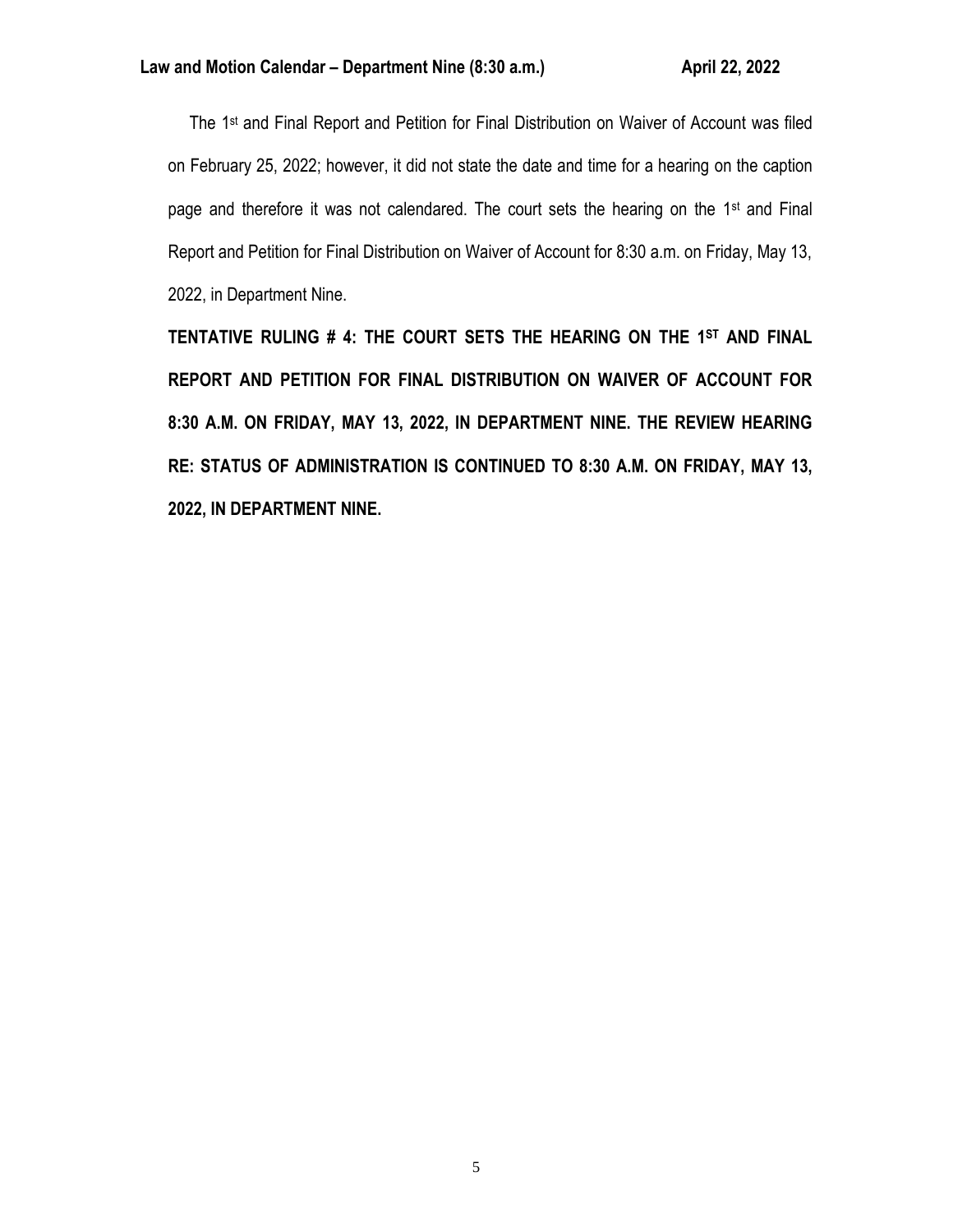The 1st and Final Report and Petition for Final Distribution on Waiver of Account was filed on February 25, 2022; however, it did not state the date and time for a hearing on the caption page and therefore it was not calendared. The court sets the hearing on the 1st and Final Report and Petition for Final Distribution on Waiver of Account for 8:30 a.m. on Friday, May 13, 2022, in Department Nine.

**TENTATIVE RULING # 4: THE COURT SETS THE HEARING ON THE 1ST AND FINAL REPORT AND PETITION FOR FINAL DISTRIBUTION ON WAIVER OF ACCOUNT FOR 8:30 A.M. ON FRIDAY, MAY 13, 2022, IN DEPARTMENT NINE. THE REVIEW HEARING RE: STATUS OF ADMINISTRATION IS CONTINUED TO 8:30 A.M. ON FRIDAY, MAY 13, 2022, IN DEPARTMENT NINE.**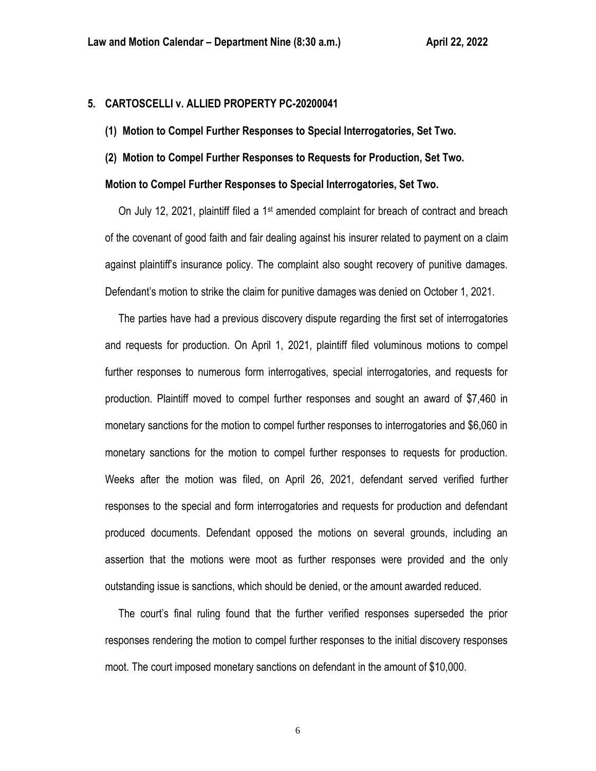## 5. CARTOSCELLI v. ALLIED PROPERTY PC-20200041

**(1) Motion to Compel Further Responses to Special Interrogatories, Set Two.**

**(2) Motion to Compel Further Responses to Requests for Production, Set Two.**

**Motion to Compel Further Responses to Special Interrogatories, Set Two.**

On July 12, 2021, plaintiff filed a 1st amended complaint for breach of contract and breach of the covenant of good faith and fair dealing against his insurer related to payment on a claim against plaintiff's insurance policy. The complaint also sought recovery of punitive damages. Defendant's motion to strike the claim for punitive damages was denied on October 1, 2021.

The parties have had a previous discovery dispute regarding the first set of interrogatories and requests for production. On April 1, 2021, plaintiff filed voluminous motions to compel further responses to numerous form interrogatives, special interrogatories, and requests for production. Plaintiff moved to compel further responses and sought an award of $7,460 in monetary sanctions for the motion to compel further responses to interrogatories and $6,060 in monetary sanctions for the motion to compel further responses to requests for production. Weeks after the motion was filed, on April 26, 2021, defendant served verified further responses to the special and form interrogatories and requests for production and defendant produced documents. Defendant opposed the motions on several grounds, including an assertion that the motions were moot as further responses were provided and the only outstanding issue is sanctions, which should be denied, or the amount awarded reduced.

The court's final ruling found that the further verified responses superseded the prior responses rendering the motion to compel further responses to the initial discovery responses moot. The court imposed monetary sanctions on defendant in the amount of $10,000.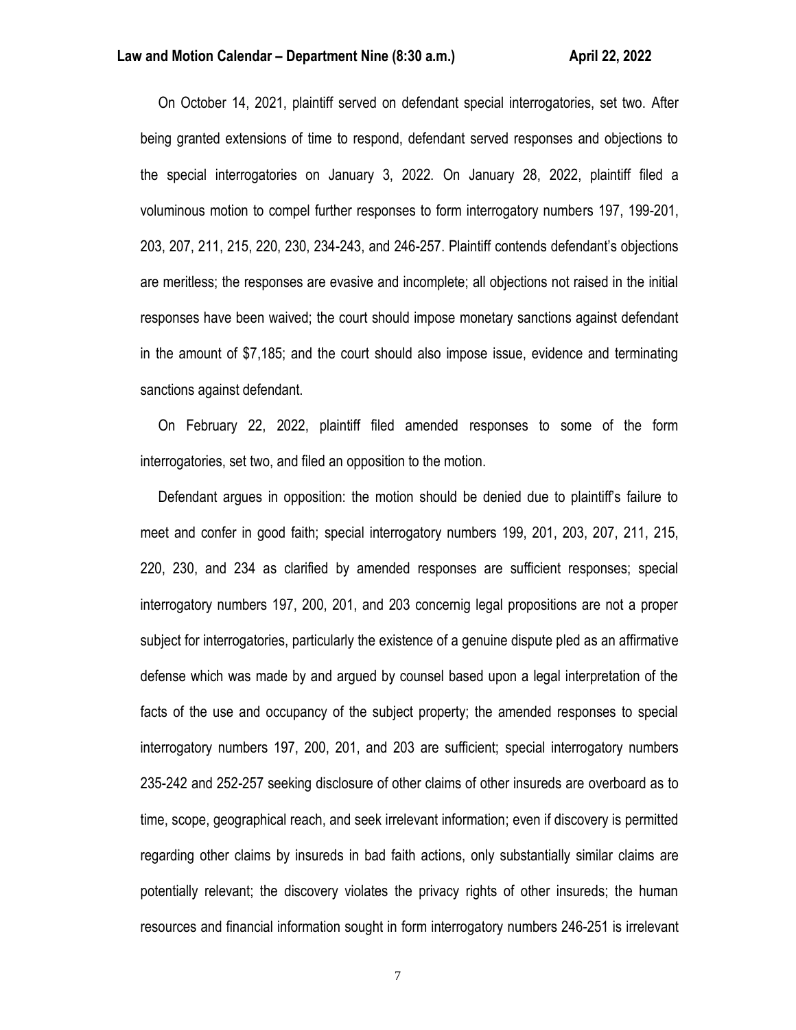On October 14, 2021, plaintiff served on defendant special interrogatories, set two. After being granted extensions of time to respond, defendant served responses and objections to the special interrogatories on January 3, 2022. On January 28, 2022, plaintiff filed a voluminous motion to compel further responses to form interrogatory numbers 197, 199-201, 203, 207, 211, 215, 220, 230, 234-243, and 246-257. Plaintiff contends defendant's objections are meritless; the responses are evasive and incomplete; all objections not raised in the initial responses have been waived; the court should impose monetary sanctions against defendant in the amount of $7,185; and the court should also impose issue, evidence and terminating sanctions against defendant.

On February 22, 2022, plaintiff filed amended responses to some of the form interrogatories, set two, and filed an opposition to the motion.

Defendant argues in opposition: the motion should be denied due to plaintiff's failure to meet and confer in good faith; special interrogatory numbers 199, 201, 203, 207, 211, 215, 220, 230, and 234 as clarified by amended responses are sufficient responses; special interrogatory numbers 197, 200, 201, and 203 concernig legal propositions are not a proper subject for interrogatories, particularly the existence of a genuine dispute pled as an affirmative defense which was made by and argued by counsel based upon a legal interpretation of the facts of the use and occupancy of the subject property; the amended responses to special interrogatory numbers 197, 200, 201, and 203 are sufficient; special interrogatory numbers 235-242 and 252-257 seeking disclosure of other claims of other insureds are overboard as to time, scope, geographical reach, and seek irrelevant information; even if discovery is permitted regarding other claims by insureds in bad faith actions, only substantially similar claims are potentially relevant; the discovery violates the privacy rights of other insureds; the human resources and financial information sought in form interrogatory numbers 246-251 is irrelevant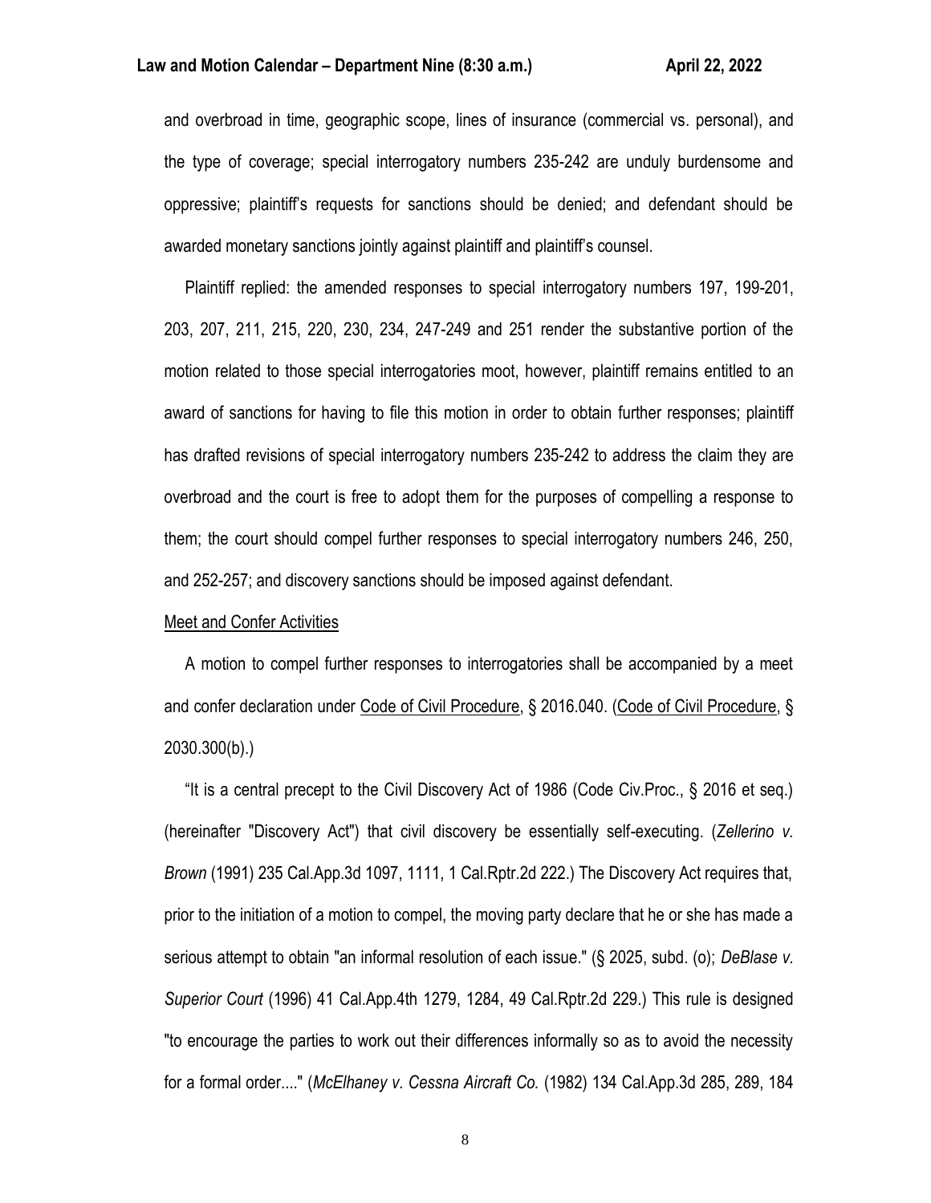and overbroad in time, geographic scope, lines of insurance (commercial vs. personal), and the type of coverage; special interrogatory numbers 235-242 are unduly burdensome and oppressive; plaintiff's requests for sanctions should be denied; and defendant should be awarded monetary sanctions jointly against plaintiff and plaintiff's counsel.

Plaintiff replied: the amended responses to special interrogatory numbers 197, 199-201, 203, 207, 211, 215, 220, 230, 234, 247-249 and 251 render the substantive portion of the motion related to those special interrogatories moot, however, plaintiff remains entitled to an award of sanctions for having to file this motion in order to obtain further responses; plaintiff has drafted revisions of special interrogatory numbers 235-242 to address the claim they are overbroad and the court is free to adopt them for the purposes of compelling a response to them; the court should compel further responses to special interrogatory numbers 246, 250, and 252-257; and discovery sanctions should be imposed against defendant.

Meet and Confer Activities

A motion to compel further responses to interrogatories shall be accompanied by a meet and confer declaration under Code of Civil Procedure, § 2016.040. (Code of Civil Procedure, § 2030.300(b).)

"It is a central precept to the Civil Discovery Act of 1986 (Code Civ.Proc., § 2016 et seq.) (hereinafter "Discovery Act") that civil discovery be essentially self-executing. (*Zellerino v. Brown* (1991) 235 Cal.App.3d 1097, 1111, 1 Cal.Rptr.2d 222.) The Discovery Act requires that, prior to the initiation of a motion to compel, the moving party declare that he or she has made a serious attempt to obtain "an informal resolution of each issue." (§ 2025, subd. (o); *DeBlase v. Superior Court* (1996) 41 Cal.App.4th 1279, 1284, 49 Cal.Rptr.2d 229.) This rule is designed "to encourage the parties to work out their differences informally so as to avoid the necessity for a formal order...." (*McElhaney v. Cessna Aircraft Co.* (1982) 134 Cal.App.3d 285, 289, 184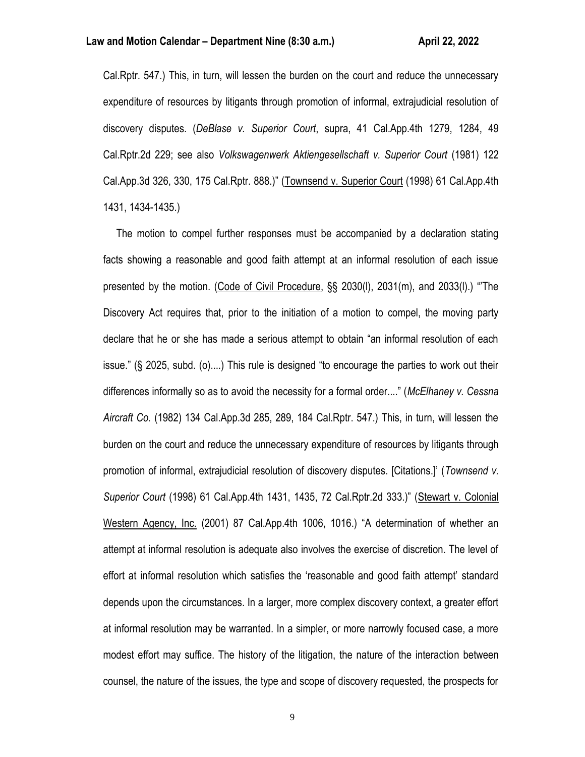Cal.Rptr. 547.) This, in turn, will lessen the burden on the court and reduce the unnecessary expenditure of resources by litigants through promotion of informal, extrajudicial resolution of discovery disputes. (*DeBlase v. Superior Court*, supra, 41 Cal.App.4th 1279, 1284, 49 Cal.Rptr.2d 229; see also *Volkswagenwerk Aktiengesellschaft v. Superior Court* (1981) 122 Cal.App.3d 326, 330, 175 Cal.Rptr. 888.)" (Townsend v. Superior Court (1998) 61 Cal.App.4th 1431, 1434-1435.)

The motion to compel further responses must be accompanied by a declaration stating facts showing a reasonable and good faith attempt at an informal resolution of each issue presented by the motion. (Code of Civil Procedure, §§ 2030(l), 2031(m), and 2033(l).) "'The Discovery Act requires that, prior to the initiation of a motion to compel, the moving party declare that he or she has made a serious attempt to obtain "an informal resolution of each issue." (§ 2025, subd. (o)....) This rule is designed "to encourage the parties to work out their differences informally so as to avoid the necessity for a formal order...." (*McElhaney v. Cessna Aircraft Co.* (1982) 134 Cal.App.3d 285, 289, 184 Cal.Rptr. 547.) This, in turn, will lessen the burden on the court and reduce the unnecessary expenditure of resources by litigants through promotion of informal, extrajudicial resolution of discovery disputes. [Citations.]' (*Townsend v. Superior Court* (1998) 61 Cal.App.4th 1431, 1435, 72 Cal.Rptr.2d 333.)" (Stewart v. Colonial Western Agency, Inc. (2001) 87 Cal.App.4th 1006, 1016.) "A determination of whether an attempt at informal resolution is adequate also involves the exercise of discretion. The level of effort at informal resolution which satisfies the 'reasonable and good faith attempt' standard depends upon the circumstances. In a larger, more complex discovery context, a greater effort at informal resolution may be warranted. In a simpler, or more narrowly focused case, a more modest effort may suffice. The history of the litigation, the nature of the interaction between counsel, the nature of the issues, the type and scope of discovery requested, the prospects for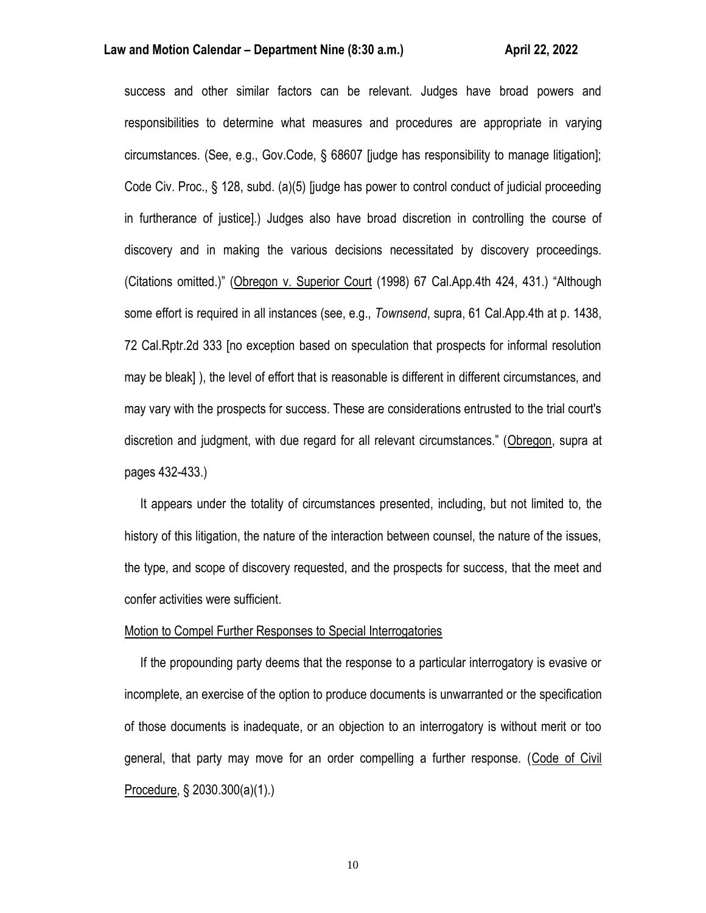success and other similar factors can be relevant. Judges have broad powers and responsibilities to determine what measures and procedures are appropriate in varying circumstances. (See, e.g., Gov.Code, § 68607 [judge has responsibility to manage litigation]; Code Civ. Proc., § 128, subd. (a)(5) [judge has power to control conduct of judicial proceeding in furtherance of justice].) Judges also have broad discretion in controlling the course of discovery and in making the various decisions necessitated by discovery proceedings. (Citations omitted.)" (Obregon v. Superior Court (1998) 67 Cal.App.4th 424, 431.) "Although some effort is required in all instances (see, e.g., *Townsend*, supra, 61 Cal.App.4th at p. 1438, 72 Cal.Rptr.2d 333 [no exception based on speculation that prospects for informal resolution may be bleak] ), the level of effort that is reasonable is different in different circumstances, and may vary with the prospects for success. These are considerations entrusted to the trial court's discretion and judgment, with due regard for all relevant circumstances." (Obregon, supra at pages 432-433.)

It appears under the totality of circumstances presented, including, but not limited to, the history of this litigation, the nature of the interaction between counsel, the nature of the issues, the type, and scope of discovery requested, and the prospects for success, that the meet and confer activities were sufficient.

Motion to Compel Further Responses to Special Interrogatories

If the propounding party deems that the response to a particular interrogatory is evasive or incomplete, an exercise of the option to produce documents is unwarranted or the specification of those documents is inadequate, or an objection to an interrogatory is without merit or too general, that party may move for an order compelling a further response. (Code of Civil Procedure, § 2030.300(a)(1).)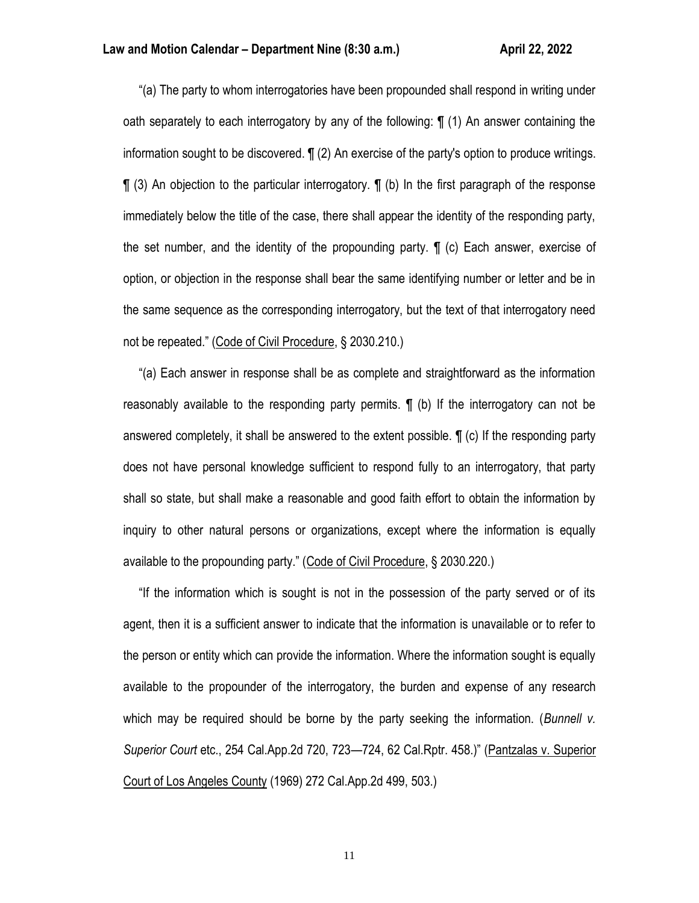"(a) The party to whom interrogatories have been propounded shall respond in writing under oath separately to each interrogatory by any of the following: ¶ (1) An answer containing the information sought to be discovered. ¶ (2) An exercise of the party's option to produce writings. ¶ (3) An objection to the particular interrogatory. ¶ (b) In the first paragraph of the response immediately below the title of the case, there shall appear the identity of the responding party, the set number, and the identity of the propounding party. ¶ (c) Each answer, exercise of option, or objection in the response shall bear the same identifying number or letter and be in the same sequence as the corresponding interrogatory, but the text of that interrogatory need not be repeated." (Code of Civil Procedure, § 2030.210.)

"(a) Each answer in response shall be as complete and straightforward as the information reasonably available to the responding party permits. ¶ (b) If the interrogatory can not be answered completely, it shall be answered to the extent possible. ¶ (c) If the responding party does not have personal knowledge sufficient to respond fully to an interrogatory, that party shall so state, but shall make a reasonable and good faith effort to obtain the information by inquiry to other natural persons or organizations, except where the information is equally available to the propounding party." (Code of Civil Procedure, § 2030.220.)

"If the information which is sought is not in the possession of the party served or of its agent, then it is a sufficient answer to indicate that the information is unavailable or to refer to the person or entity which can provide the information. Where the information sought is equally available to the propounder of the interrogatory, the burden and expense of any research which may be required should be borne by the party seeking the information. (*Bunnell v. Superior Court* etc., 254 Cal.App.2d 720, 723—724, 62 Cal.Rptr. 458.)" (Pantzalas v. Superior Court of Los Angeles County (1969) 272 Cal.App.2d 499, 503.)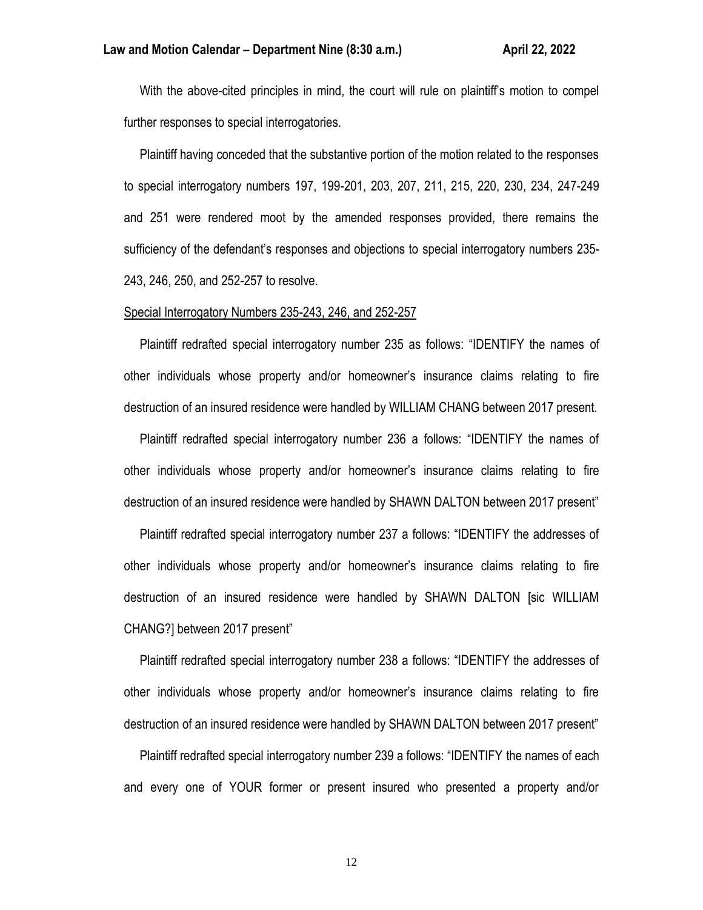With the above-cited principles in mind, the court will rule on plaintiff's motion to compel further responses to special interrogatories.

Plaintiff having conceded that the substantive portion of the motion related to the responses to special interrogatory numbers 197, 199-201, 203, 207, 211, 215, 220, 230, 234, 247-249 and 251 were rendered moot by the amended responses provided, there remains the sufficiency of the defendant's responses and objections to special interrogatory numbers 235-243, 246, 250, and 252-257 to resolve.

<u>Special Interrogatory Numbers 235-243, 246, and 252-257</u>

Plaintiff redrafted special interrogatory number 235 as follows: "IDENTIFY the names of other individuals whose property and/or homeowner's insurance claims relating to fire destruction of an insured residence were handled by WILLIAM CHANG between 2017 present.

Plaintiff redrafted special interrogatory number 236 a follows: "IDENTIFY the names of other individuals whose property and/or homeowner's insurance claims relating to fire destruction of an insured residence were handled by SHAWN DALTON between 2017 present"

Plaintiff redrafted special interrogatory number 237 a follows: "IDENTIFY the addresses of other individuals whose property and/or homeowner's insurance claims relating to fire destruction of an insured residence were handled by SHAWN DALTON [sic WILLIAM CHANG?] between 2017 present"

Plaintiff redrafted special interrogatory number 238 a follows: "IDENTIFY the addresses of other individuals whose property and/or homeowner's insurance claims relating to fire destruction of an insured residence were handled by SHAWN DALTON between 2017 present"

Plaintiff redrafted special interrogatory number 239 a follows: "IDENTIFY the names of each and every one of YOUR former or present insured who presented a property and/or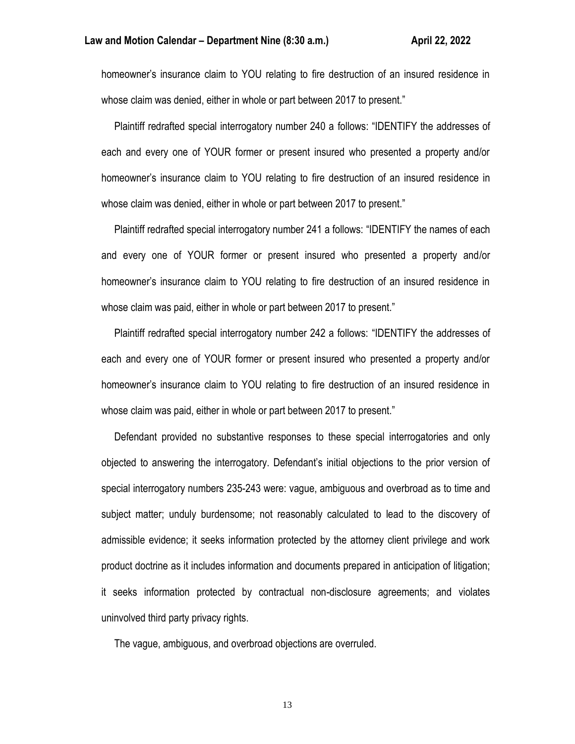homeowner's insurance claim to YOU relating to fire destruction of an insured residence in whose claim was denied, either in whole or part between 2017 to present."

Plaintiff redrafted special interrogatory number 240 a follows: "IDENTIFY the addresses of each and every one of YOUR former or present insured who presented a property and/or homeowner's insurance claim to YOU relating to fire destruction of an insured residence in whose claim was denied, either in whole or part between 2017 to present."

Plaintiff redrafted special interrogatory number 241 a follows: "IDENTIFY the names of each and every one of YOUR former or present insured who presented a property and/or homeowner's insurance claim to YOU relating to fire destruction of an insured residence in whose claim was paid, either in whole or part between 2017 to present."

Plaintiff redrafted special interrogatory number 242 a follows: "IDENTIFY the addresses of each and every one of YOUR former or present insured who presented a property and/or homeowner's insurance claim to YOU relating to fire destruction of an insured residence in whose claim was paid, either in whole or part between 2017 to present."

Defendant provided no substantive responses to these special interrogatories and only objected to answering the interrogatory. Defendant's initial objections to the prior version of special interrogatory numbers 235-243 were: vague, ambiguous and overbroad as to time and subject matter; unduly burdensome; not reasonably calculated to lead to the discovery of admissible evidence; it seeks information protected by the attorney client privilege and work product doctrine as it includes information and documents prepared in anticipation of litigation; it seeks information protected by contractual non-disclosure agreements; and violates uninvolved third party privacy rights.

The vague, ambiguous, and overbroad objections are overruled.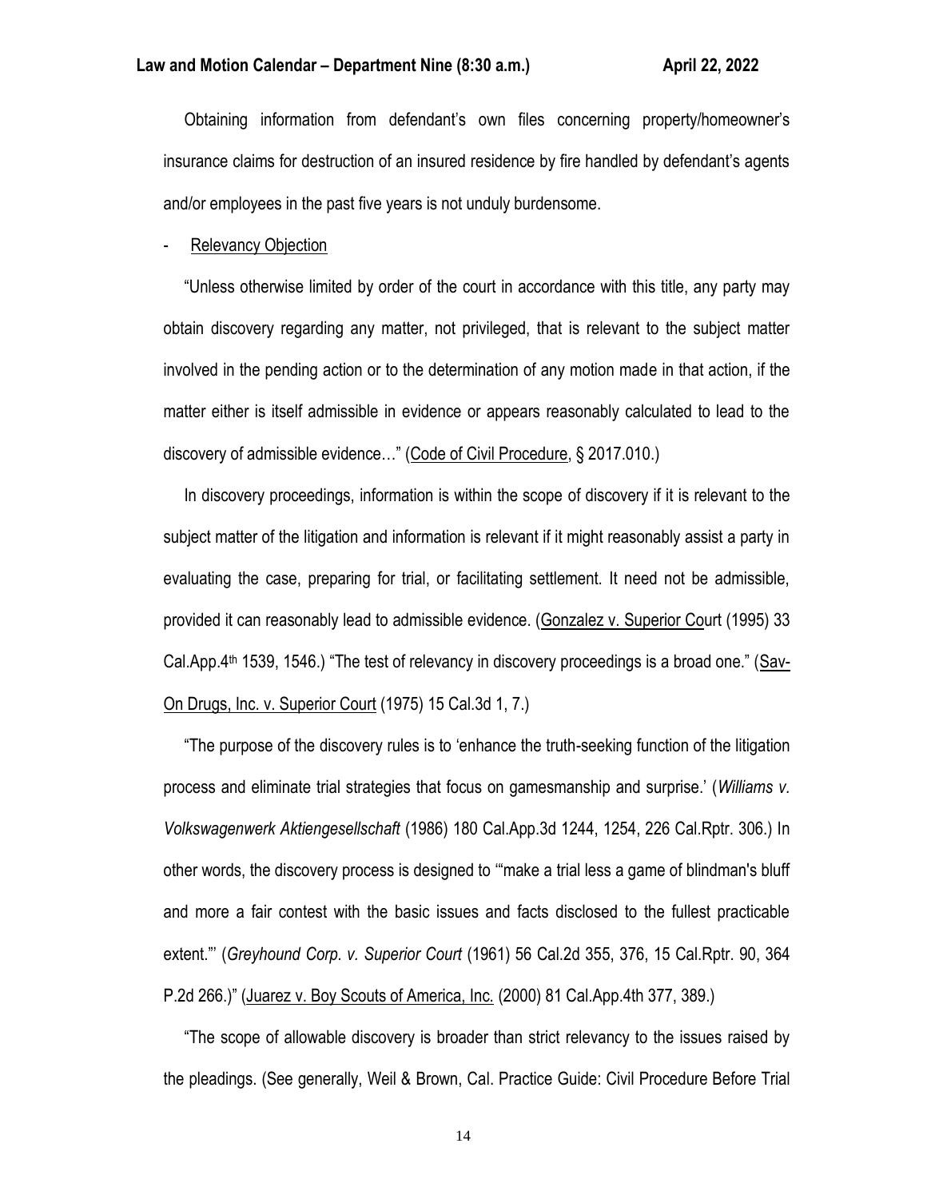Obtaining information from defendant's own files concerning property/homeowner's insurance claims for destruction of an insured residence by fire handled by defendant's agents and/or employees in the past five years is not unduly burdensome.

- <u>Relevancy Objection</u>

"Unless otherwise limited by order of the court in accordance with this title, any party may obtain discovery regarding any matter, not privileged, that is relevant to the subject matter involved in the pending action or to the determination of any motion made in that action, if the matter either is itself admissible in evidence or appears reasonably calculated to lead to the discovery of admissible evidence…" (<u>Code of Civil Procedure</u>, § 2017.010.)

In discovery proceedings, information is within the scope of discovery if it is relevant to the subject matter of the litigation and information is relevant if it might reasonably assist a party in evaluating the case, preparing for trial, or facilitating settlement. It need not be admissible, provided it can reasonably lead to admissible evidence. (<u>Gonzalez v. Superior Court</u> (1995) 33 Cal.App.4th 1539, 1546.) "The test of relevancy in discovery proceedings is a broad one." (<u>Sav-On Drugs, Inc. v. Superior Court</u> (1975) 15 Cal.3d 1, 7.)

"The purpose of the discovery rules is to 'enhance the truth-seeking function of the litigation process and eliminate trial strategies that focus on gamesmanship and surprise.' (*Williams v. Volkswagenwerk Aktiengesellschaft* (1986) 180 Cal.App.3d 1244, 1254, 226 Cal.Rptr. 306.) In other words, the discovery process is designed to '"make a trial less a game of blindman's bluff and more a fair contest with the basic issues and facts disclosed to the fullest practicable extent."' (*Greyhound Corp. v. Superior Court* (1961) 56 Cal.2d 355, 376, 15 Cal.Rptr. 90, 364 P.2d 266.)" (<u>Juarez v. Boy Scouts of America, Inc.</u> (2000) 81 Cal.App.4th 377, 389.)

"The scope of allowable discovery is broader than strict relevancy to the issues raised by the pleadings. (See generally, Weil & Brown, Cal. Practice Guide: Civil Procedure Before Trial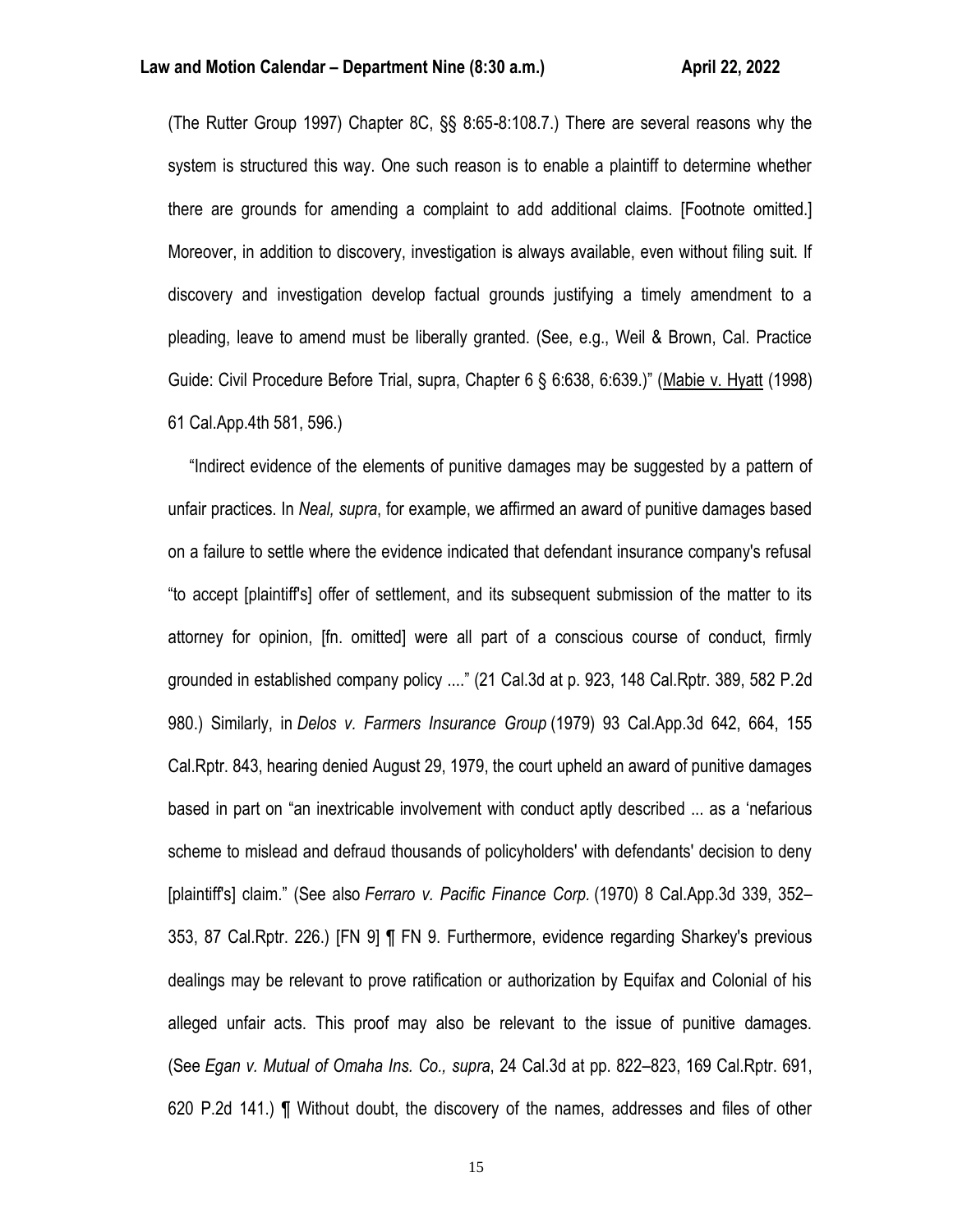(The Rutter Group 1997) Chapter 8C, §§ 8:65-8:108.7.) There are several reasons why the system is structured this way. One such reason is to enable a plaintiff to determine whether there are grounds for amending a complaint to add additional claims. [Footnote omitted.] Moreover, in addition to discovery, investigation is always available, even without filing suit. If discovery and investigation develop factual grounds justifying a timely amendment to a pleading, leave to amend must be liberally granted. (See, e.g., Weil & Brown, Cal. Practice Guide: Civil Procedure Before Trial, supra, Chapter 6 § 6:638, 6:639.)" (Mabie v. Hyatt (1998) 61 Cal.App.4th 581, 596.)

"Indirect evidence of the elements of punitive damages may be suggested by a pattern of unfair practices. In *Neal, supra*, for example, we affirmed an award of punitive damages based on a failure to settle where the evidence indicated that defendant insurance company's refusal "to accept [plaintiff's] offer of settlement, and its subsequent submission of the matter to its attorney for opinion, [fn. omitted] were all part of a conscious course of conduct, firmly grounded in established company policy ...." (21 Cal.3d at p. 923, 148 Cal.Rptr. 389, 582 P.2d 980.) Similarly, in *Delos v. Farmers Insurance Group* (1979) 93 Cal.App.3d 642, 664, 155 Cal.Rptr. 843, hearing denied August 29, 1979, the court upheld an award of punitive damages based in part on "an inextricable involvement with conduct aptly described ... as a 'nefarious scheme to mislead and defraud thousands of policyholders' with defendants' decision to deny [plaintiff's] claim." (See also *Ferraro v. Pacific Finance Corp.* (1970) 8 Cal.App.3d 339, 352–353, 87 Cal.Rptr. 226.) [FN 9] ¶ FN 9. Furthermore, evidence regarding Sharkey's previous dealings may be relevant to prove ratification or authorization by Equifax and Colonial of his alleged unfair acts. This proof may also be relevant to the issue of punitive damages. (See *Egan v. Mutual of Omaha Ins. Co., supra*, 24 Cal.3d at pp. 822–823, 169 Cal.Rptr. 691, 620 P.2d 141.) ¶ Without doubt, the discovery of the names, addresses and files of other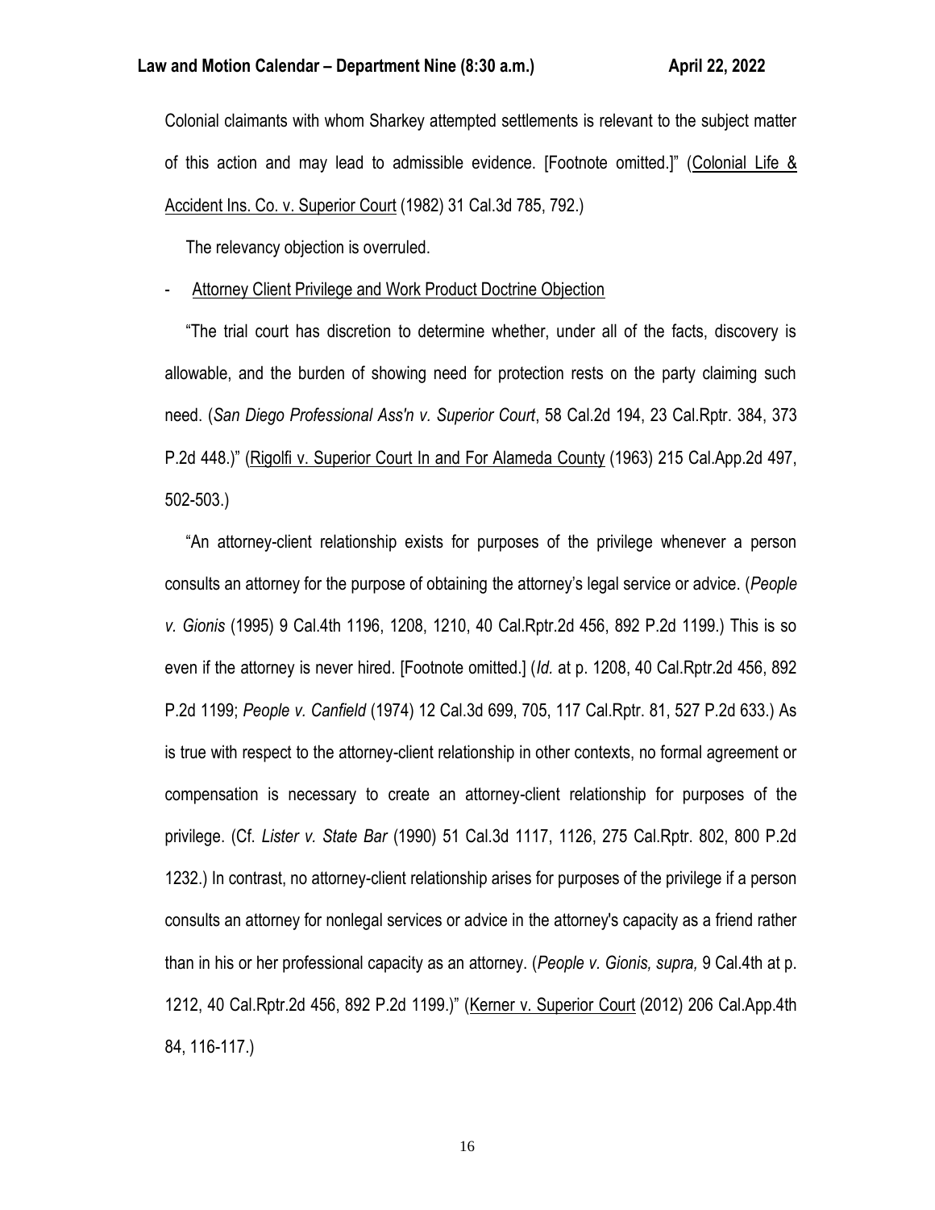Colonial claimants with whom Sharkey attempted settlements is relevant to the subject matter of this action and may lead to admissible evidence. [Footnote omitted.]" (Colonial Life & Accident Ins. Co. v. Superior Court (1982) 31 Cal.3d 785, 792.)

The relevancy objection is overruled.

- Attorney Client Privilege and Work Product Doctrine Objection

"The trial court has discretion to determine whether, under all of the facts, discovery is allowable, and the burden of showing need for protection rests on the party claiming such need. (*San Diego Professional Ass'n v. Superior Court*, 58 Cal.2d 194, 23 Cal.Rptr. 384, 373 P.2d 448.)" (Rigolfi v. Superior Court In and For Alameda County (1963) 215 Cal.App.2d 497, 502-503.)

"An attorney-client relationship exists for purposes of the privilege whenever a person consults an attorney for the purpose of obtaining the attorney's legal service or advice. (*People v. Gionis* (1995) 9 Cal.4th 1196, 1208, 1210, 40 Cal.Rptr.2d 456, 892 P.2d 1199.) This is so even if the attorney is never hired. [Footnote omitted.] (*Id.* at p. 1208, 40 Cal.Rptr.2d 456, 892 P.2d 1199; *People v. Canfield* (1974) 12 Cal.3d 699, 705, 117 Cal.Rptr. 81, 527 P.2d 633.) As is true with respect to the attorney-client relationship in other contexts, no formal agreement or compensation is necessary to create an attorney-client relationship for purposes of the privilege. (Cf. *Lister v. State Bar* (1990) 51 Cal.3d 1117, 1126, 275 Cal.Rptr. 802, 800 P.2d 1232.) In contrast, no attorney-client relationship arises for purposes of the privilege if a person consults an attorney for nonlegal services or advice in the attorney's capacity as a friend rather than in his or her professional capacity as an attorney. (*People v. Gionis, supra,* 9 Cal.4th at p. 1212, 40 Cal.Rptr.2d 456, 892 P.2d 1199.)" (Kerner v. Superior Court (2012) 206 Cal.App.4th 84, 116-117.)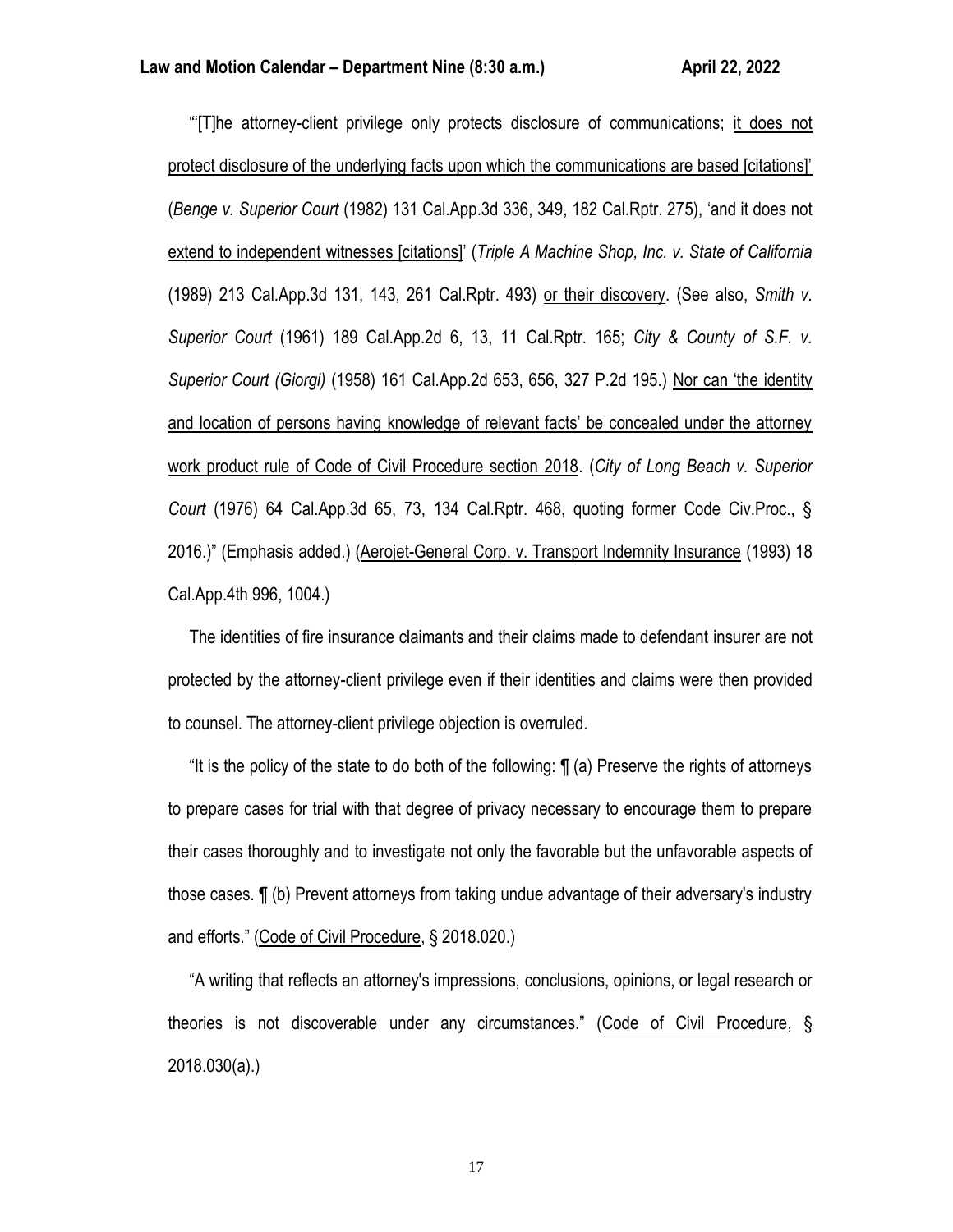"'[T]he attorney-client privilege only protects disclosure of communications; it does not protect disclosure of the underlying facts upon which the communications are based [citations]' (*Benge v. Superior Court* (1982) 131 Cal.App.3d 336, 349, 182 Cal.Rptr. 275), 'and it does not extend to independent witnesses [citations]' (*Triple A Machine Shop, Inc. v. State of California* (1989) 213 Cal.App.3d 131, 143, 261 Cal.Rptr. 493) or their discovery. (See also, *Smith v. Superior Court* (1961) 189 Cal.App.2d 6, 13, 11 Cal.Rptr. 165; *City & County of S.F. v. Superior Court (Giorgi)* (1958) 161 Cal.App.2d 653, 656, 327 P.2d 195.) Nor can 'the identity and location of persons having knowledge of relevant facts' be concealed under the attorney work product rule of Code of Civil Procedure section 2018. (*City of Long Beach v. Superior Court* (1976) 64 Cal.App.3d 65, 73, 134 Cal.Rptr. 468, quoting former Code Civ.Proc., § 2016.)" (Emphasis added.) (Aerojet-General Corp. v. Transport Indemnity Insurance (1993) 18 Cal.App.4th 996, 1004.)

The identities of fire insurance claimants and their claims made to defendant insurer are not protected by the attorney-client privilege even if their identities and claims were then provided to counsel. The attorney-client privilege objection is overruled.

"It is the policy of the state to do both of the following: ¶ (a) Preserve the rights of attorneys to prepare cases for trial with that degree of privacy necessary to encourage them to prepare their cases thoroughly and to investigate not only the favorable but the unfavorable aspects of those cases. ¶ (b) Prevent attorneys from taking undue advantage of their adversary's industry and efforts." (Code of Civil Procedure, § 2018.020.)

"A writing that reflects an attorney's impressions, conclusions, opinions, or legal research or theories is not discoverable under any circumstances." (Code of Civil Procedure, § 2018.030(a).)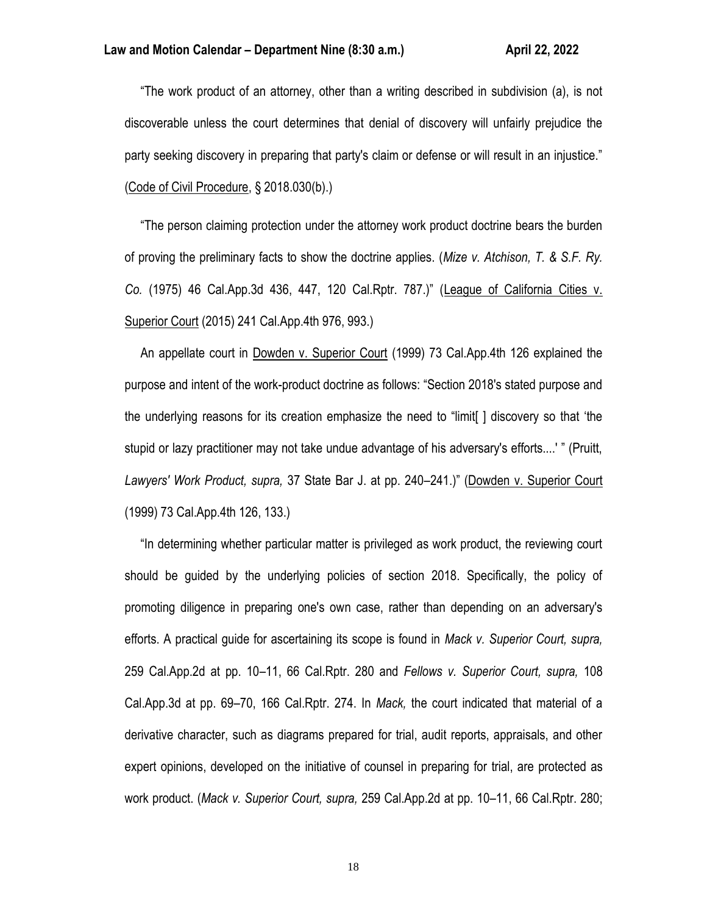"The work product of an attorney, other than a writing described in subdivision (a), is not discoverable unless the court determines that denial of discovery will unfairly prejudice the party seeking discovery in preparing that party's claim or defense or will result in an injustice." (Code of Civil Procedure, § 2018.030(b).)

"The person claiming protection under the attorney work product doctrine bears the burden of proving the preliminary facts to show the doctrine applies. (*Mize v. Atchison, T. & S.F. Ry. Co.* (1975) 46 Cal.App.3d 436, 447, 120 Cal.Rptr. 787.)" (League of California Cities v. Superior Court (2015) 241 Cal.App.4th 976, 993.)

An appellate court in Dowden v. Superior Court (1999) 73 Cal.App.4th 126 explained the purpose and intent of the work-product doctrine as follows: "Section 2018's stated purpose and the underlying reasons for its creation emphasize the need to "limit[ ] discovery so that 'the stupid or lazy practitioner may not take undue advantage of his adversary's efforts....' " (Pruitt, *Lawyers' Work Product, supra,* 37 State Bar J. at pp. 240–241.)" (Dowden v. Superior Court (1999) 73 Cal.App.4th 126, 133.)

"In determining whether particular matter is privileged as work product, the reviewing court should be guided by the underlying policies of section 2018. Specifically, the policy of promoting diligence in preparing one's own case, rather than depending on an adversary's efforts. A practical guide for ascertaining its scope is found in *Mack v. Superior Court, supra,* 259 Cal.App.2d at pp. 10–11, 66 Cal.Rptr. 280 and *Fellows v. Superior Court, supra,* 108 Cal.App.3d at pp. 69–70, 166 Cal.Rptr. 274. In *Mack,* the court indicated that material of a derivative character, such as diagrams prepared for trial, audit reports, appraisals, and other expert opinions, developed on the initiative of counsel in preparing for trial, are protected as work product. (*Mack v. Superior Court, supra,* 259 Cal.App.2d at pp. 10–11, 66 Cal.Rptr. 280;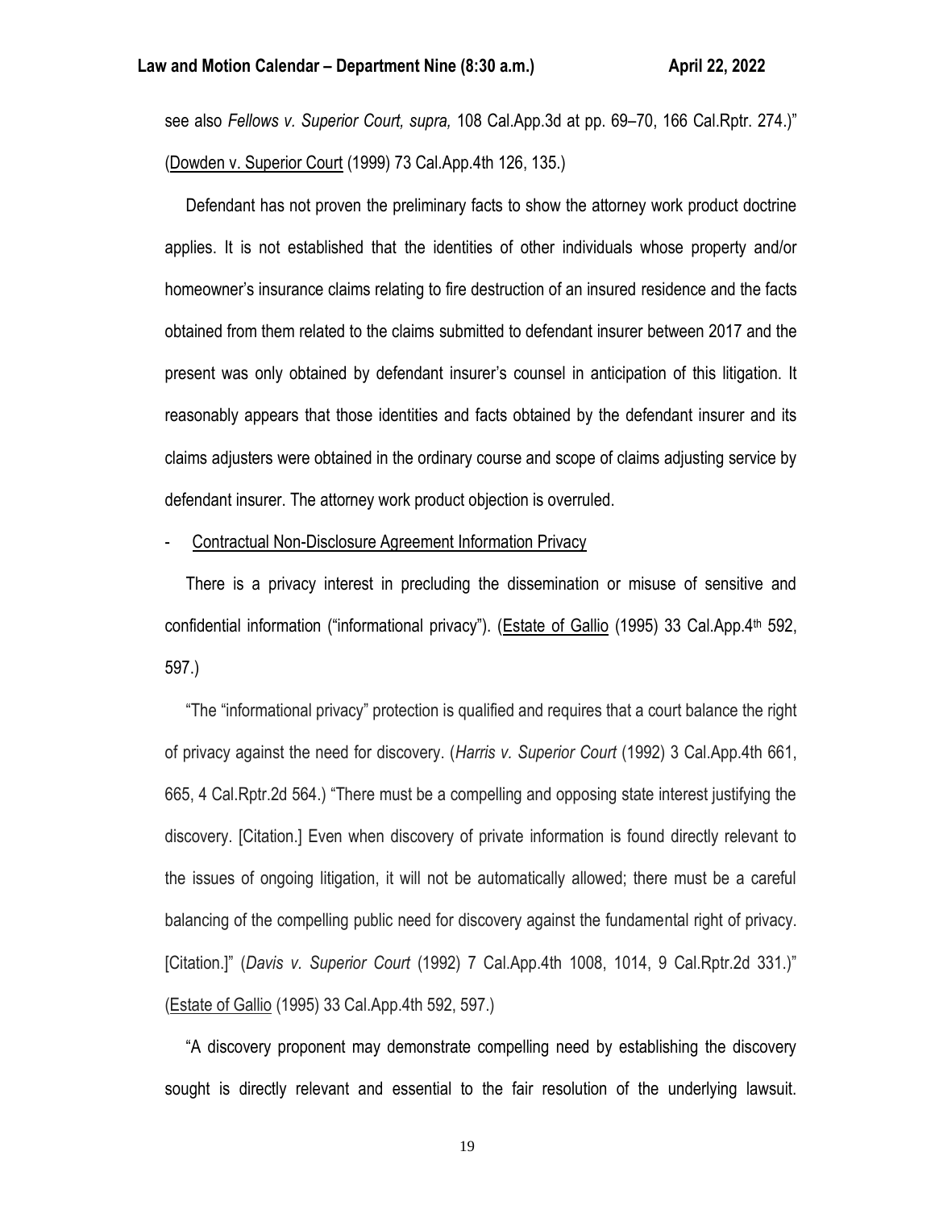see also *Fellows v. Superior Court, supra,* 108 Cal.App.3d at pp. 69–70, 166 Cal.Rptr. 274.)" (Dowden v. Superior Court (1999) 73 Cal.App.4th 126, 135.)

Defendant has not proven the preliminary facts to show the attorney work product doctrine applies. It is not established that the identities of other individuals whose property and/or homeowner's insurance claims relating to fire destruction of an insured residence and the facts obtained from them related to the claims submitted to defendant insurer between 2017 and the present was only obtained by defendant insurer's counsel in anticipation of this litigation. It reasonably appears that those identities and facts obtained by the defendant insurer and its claims adjusters were obtained in the ordinary course and scope of claims adjusting service by defendant insurer. The attorney work product objection is overruled.

- Contractual Non-Disclosure Agreement Information Privacy

There is a privacy interest in precluding the dissemination or misuse of sensitive and confidential information ("informational privacy"). (Estate of Gallio (1995) 33 Cal.App.4th 592, 597.)

"The "informational privacy" protection is qualified and requires that a court balance the right of privacy against the need for discovery. (*Harris v. Superior Court* (1992) 3 Cal.App.4th 661, 665, 4 Cal.Rptr.2d 564.) "There must be a compelling and opposing state interest justifying the discovery. [Citation.] Even when discovery of private information is found directly relevant to the issues of ongoing litigation, it will not be automatically allowed; there must be a careful balancing of the compelling public need for discovery against the fundamental right of privacy. [Citation.]" (*Davis v. Superior Court* (1992) 7 Cal.App.4th 1008, 1014, 9 Cal.Rptr.2d 331.)" (Estate of Gallio (1995) 33 Cal.App.4th 592, 597.)

"A discovery proponent may demonstrate compelling need by establishing the discovery sought is directly relevant and essential to the fair resolution of the underlying lawsuit.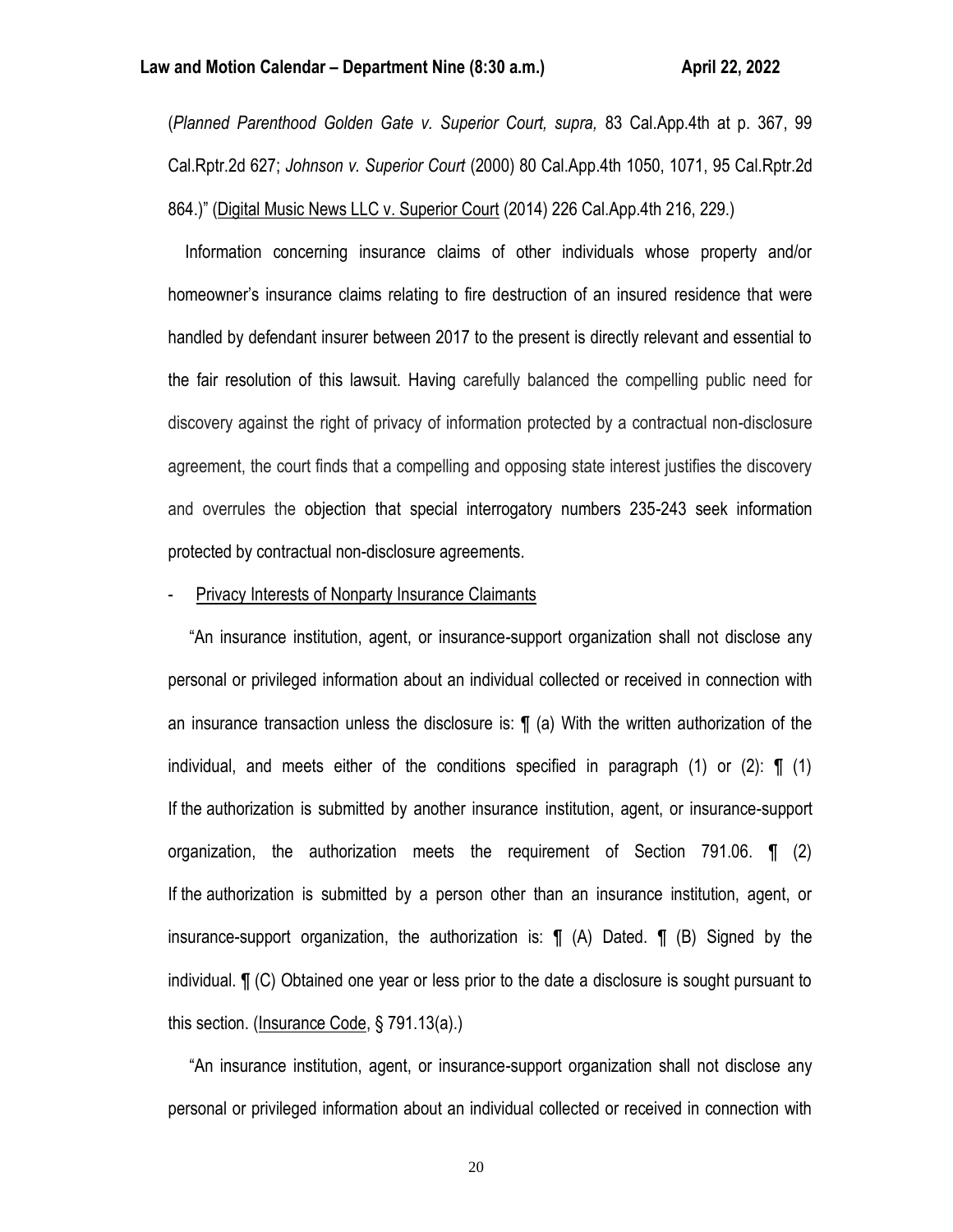(*Planned Parenthood Golden Gate v. Superior Court, supra,* 83 Cal.App.4th at p. 367, 99 Cal.Rptr.2d 627; *Johnson v. Superior Court* (2000) 80 Cal.App.4th 1050, 1071, 95 Cal.Rptr.2d 864.)" (Digital Music News LLC v. Superior Court (2014) 226 Cal.App.4th 216, 229.)

Information concerning insurance claims of other individuals whose property and/or homeowner's insurance claims relating to fire destruction of an insured residence that were handled by defendant insurer between 2017 to the present is directly relevant and essential to the fair resolution of this lawsuit. Having carefully balanced the compelling public need for discovery against the right of privacy of information protected by a contractual non-disclosure agreement, the court finds that a compelling and opposing state interest justifies the discovery and overrules the objection that special interrogatory numbers 235-243 seek information protected by contractual non-disclosure agreements.

- Privacy Interests of Nonparty Insurance Claimants

"An insurance institution, agent, or insurance-support organization shall not disclose any personal or privileged information about an individual collected or received in connection with an insurance transaction unless the disclosure is: ¶ (a) With the written authorization of the individual, and meets either of the conditions specified in paragraph (1) or (2): ¶ (1) If the authorization is submitted by another insurance institution, agent, or insurance-support organization, the authorization meets the requirement of Section 791.06. ¶ (2) If the authorization is submitted by a person other than an insurance institution, agent, or insurance-support organization, the authorization is: ¶ (A) Dated. ¶ (B) Signed by the individual. ¶ (C) Obtained one year or less prior to the date a disclosure is sought pursuant to this section. (Insurance Code, § 791.13(a).)

"An insurance institution, agent, or insurance-support organization shall not disclose any personal or privileged information about an individual collected or received in connection with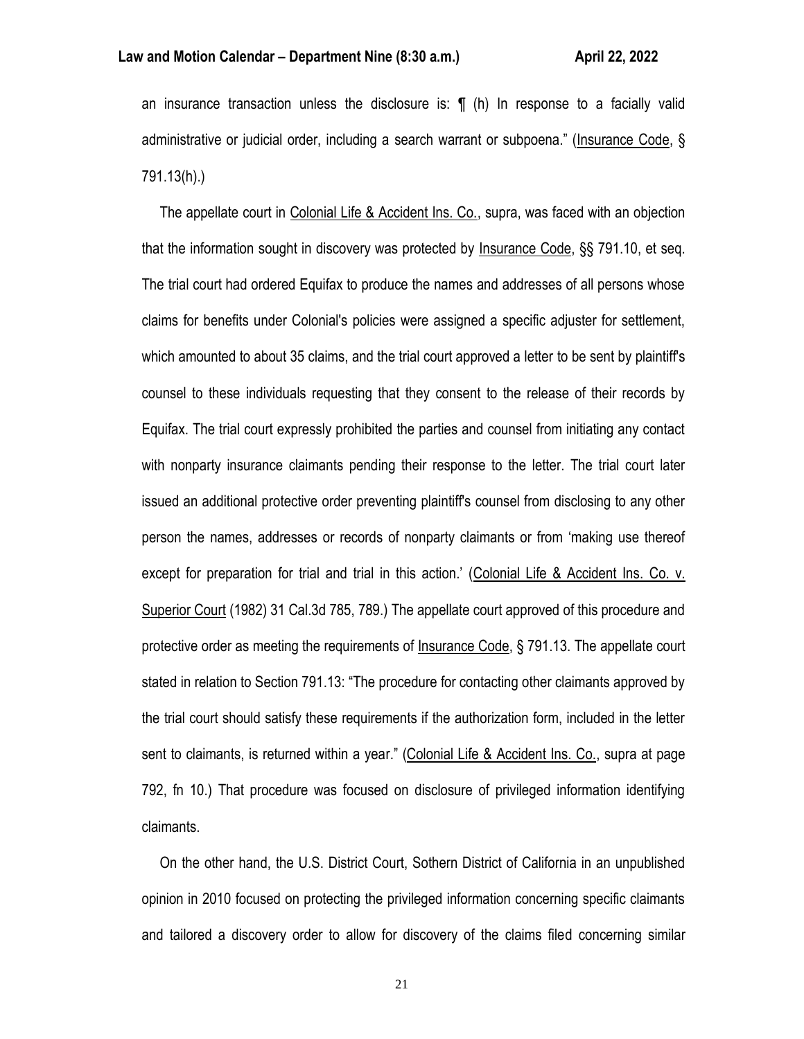an insurance transaction unless the disclosure is: ¶ (h) In response to a facially valid administrative or judicial order, including a search warrant or subpoena." (Insurance Code, § 791.13(h).)

The appellate court in Colonial Life & Accident Ins. Co., supra, was faced with an objection that the information sought in discovery was protected by Insurance Code, §§ 791.10, et seq. The trial court had ordered Equifax to produce the names and addresses of all persons whose claims for benefits under Colonial's policies were assigned a specific adjuster for settlement, which amounted to about 35 claims, and the trial court approved a letter to be sent by plaintiff's counsel to these individuals requesting that they consent to the release of their records by Equifax. The trial court expressly prohibited the parties and counsel from initiating any contact with nonparty insurance claimants pending their response to the letter. The trial court later issued an additional protective order preventing plaintiff's counsel from disclosing to any other person the names, addresses or records of nonparty claimants or from 'making use thereof except for preparation for trial and trial in this action.' (Colonial Life & Accident Ins. Co. v. Superior Court (1982) 31 Cal.3d 785, 789.) The appellate court approved of this procedure and protective order as meeting the requirements of Insurance Code, § 791.13. The appellate court stated in relation to Section 791.13: "The procedure for contacting other claimants approved by the trial court should satisfy these requirements if the authorization form, included in the letter sent to claimants, is returned within a year." (Colonial Life & Accident Ins. Co., supra at page 792, fn 10.) That procedure was focused on disclosure of privileged information identifying claimants.

On the other hand, the U.S. District Court, Sothern District of California in an unpublished opinion in 2010 focused on protecting the privileged information concerning specific claimants and tailored a discovery order to allow for discovery of the claims filed concerning similar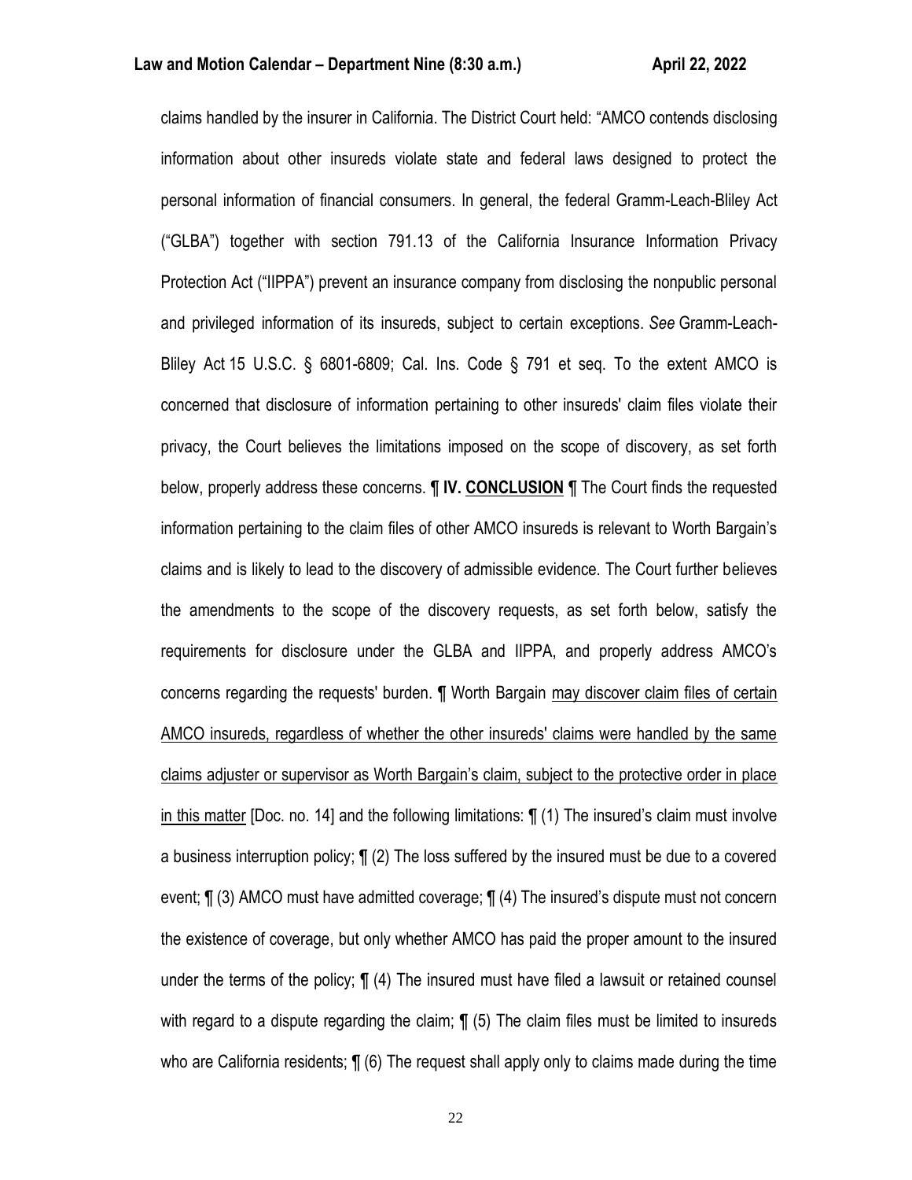claims handled by the insurer in California. The District Court held: "AMCO contends disclosing information about other insureds violate state and federal laws designed to protect the personal information of financial consumers. In general, the federal Gramm-Leach-Bliley Act ("GLBA") together with section 791.13 of the California Insurance Information Privacy Protection Act ("IIPPA") prevent an insurance company from disclosing the nonpublic personal and privileged information of its insureds, subject to certain exceptions. *See* Gramm-Leach-Bliley Act 15 U.S.C. § 6801-6809; Cal. Ins. Code § 791 et seq. To the extent AMCO is concerned that disclosure of information pertaining to other insureds' claim files violate their privacy, the Court believes the limitations imposed on the scope of discovery, as set forth below, properly address these concerns. ¶ **IV. <u>CONCLUSION</u>** ¶ The Court finds the requested information pertaining to the claim files of other AMCO insureds is relevant to Worth Bargain's claims and is likely to lead to the discovery of admissible evidence. The Court further believes the amendments to the scope of the discovery requests, as set forth below, satisfy the requirements for disclosure under the GLBA and IIPPA, and properly address AMCO's concerns regarding the requests' burden. ¶ Worth Bargain <u>may discover claim files of certain AMCO insureds, regardless of whether the other insureds' claims were handled by the same claims adjuster or supervisor as Worth Bargain's claim, subject to the protective order in place in this matter</u> [Doc. no. 14] and the following limitations: ¶ (1) The insured's claim must involve a business interruption policy; ¶ (2) The loss suffered by the insured must be due to a covered event; ¶ (3) AMCO must have admitted coverage; ¶ (4) The insured's dispute must not concern the existence of coverage, but only whether AMCO has paid the proper amount to the insured under the terms of the policy; ¶ (4) The insured must have filed a lawsuit or retained counsel with regard to a dispute regarding the claim; ¶ (5) The claim files must be limited to insureds who are California residents; ¶ (6) The request shall apply only to claims made during the time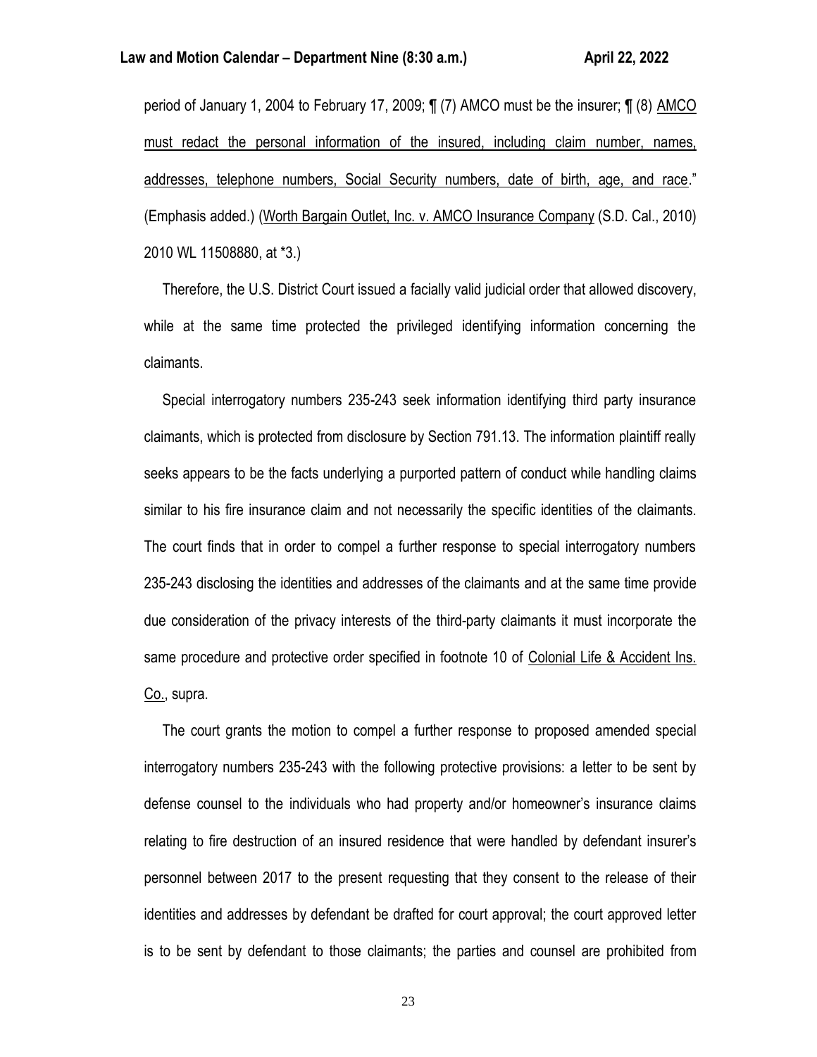period of January 1, 2004 to February 17, 2009; ¶ (7) AMCO must be the insurer; ¶ (8) AMCO must redact the personal information of the insured, including claim number, names, addresses, telephone numbers, Social Security numbers, date of birth, age, and race." (Emphasis added.) (Worth Bargain Outlet, Inc. v. AMCO Insurance Company (S.D. Cal., 2010) 2010 WL 11508880, at *3.)

Therefore, the U.S. District Court issued a facially valid judicial order that allowed discovery, while at the same time protected the privileged identifying information concerning the claimants.

Special interrogatory numbers 235-243 seek information identifying third party insurance claimants, which is protected from disclosure by Section 791.13. The information plaintiff really seeks appears to be the facts underlying a purported pattern of conduct while handling claims similar to his fire insurance claim and not necessarily the specific identities of the claimants. The court finds that in order to compel a further response to special interrogatory numbers 235-243 disclosing the identities and addresses of the claimants and at the same time provide due consideration of the privacy interests of the third-party claimants it must incorporate the same procedure and protective order specified in footnote 10 of Colonial Life & Accident Ins. Co., supra.

The court grants the motion to compel a further response to proposed amended special interrogatory numbers 235-243 with the following protective provisions: a letter to be sent by defense counsel to the individuals who had property and/or homeowner's insurance claims relating to fire destruction of an insured residence that were handled by defendant insurer's personnel between 2017 to the present requesting that they consent to the release of their identities and addresses by defendant be drafted for court approval; the court approved letter is to be sent by defendant to those claimants; the parties and counsel are prohibited from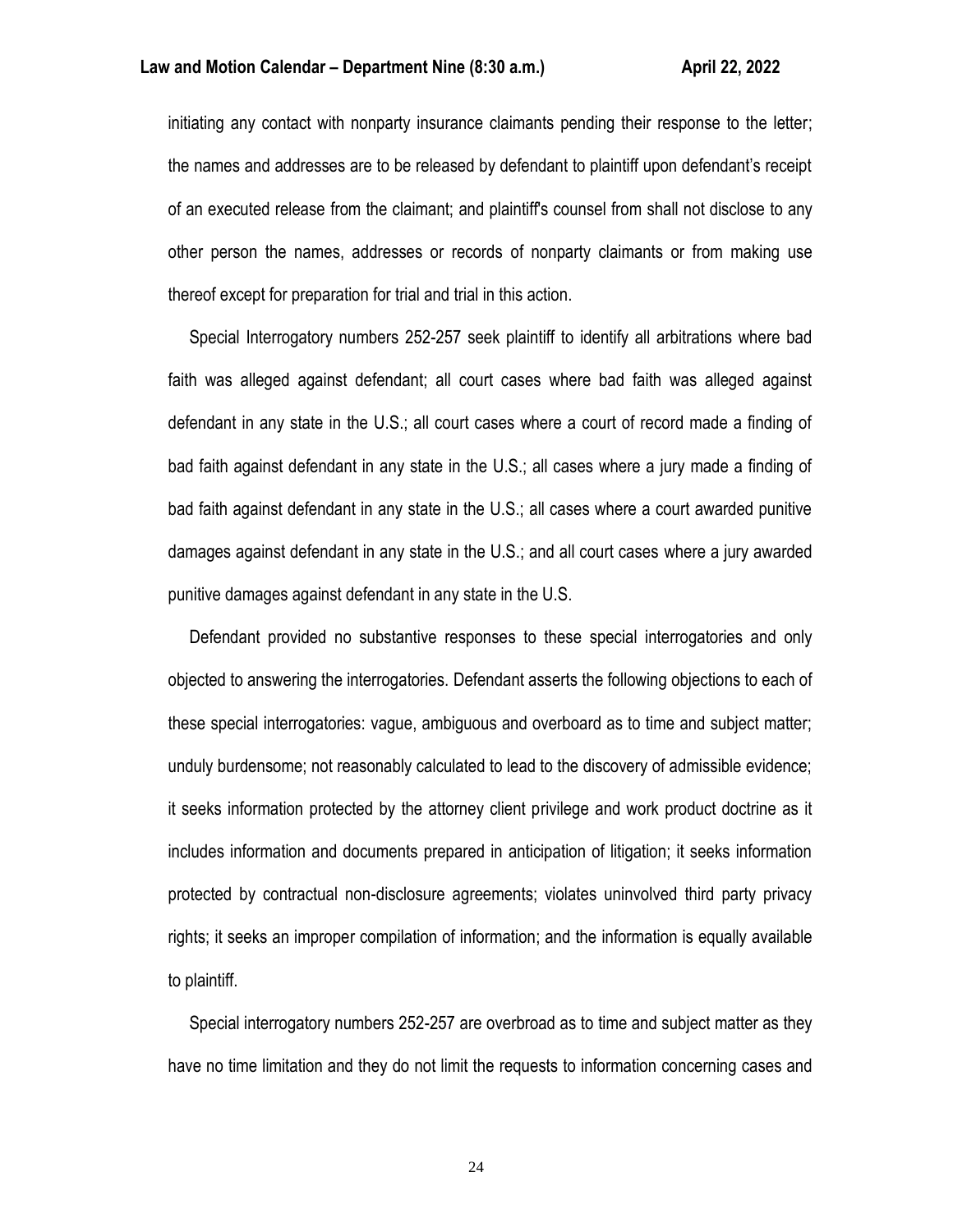initiating any contact with nonparty insurance claimants pending their response to the letter; the names and addresses are to be released by defendant to plaintiff upon defendant's receipt of an executed release from the claimant; and plaintiff's counsel from shall not disclose to any other person the names, addresses or records of nonparty claimants or from making use thereof except for preparation for trial and trial in this action.

Special Interrogatory numbers 252-257 seek plaintiff to identify all arbitrations where bad faith was alleged against defendant; all court cases where bad faith was alleged against defendant in any state in the U.S.; all court cases where a court of record made a finding of bad faith against defendant in any state in the U.S.; all cases where a jury made a finding of bad faith against defendant in any state in the U.S.; all cases where a court awarded punitive damages against defendant in any state in the U.S.; and all court cases where a jury awarded punitive damages against defendant in any state in the U.S.

Defendant provided no substantive responses to these special interrogatories and only objected to answering the interrogatories. Defendant asserts the following objections to each of these special interrogatories: vague, ambiguous and overboard as to time and subject matter; unduly burdensome; not reasonably calculated to lead to the discovery of admissible evidence; it seeks information protected by the attorney client privilege and work product doctrine as it includes information and documents prepared in anticipation of litigation; it seeks information protected by contractual non-disclosure agreements; violates uninvolved third party privacy rights; it seeks an improper compilation of information; and the information is equally available to plaintiff.

Special interrogatory numbers 252-257 are overbroad as to time and subject matter as they have no time limitation and they do not limit the requests to information concerning cases and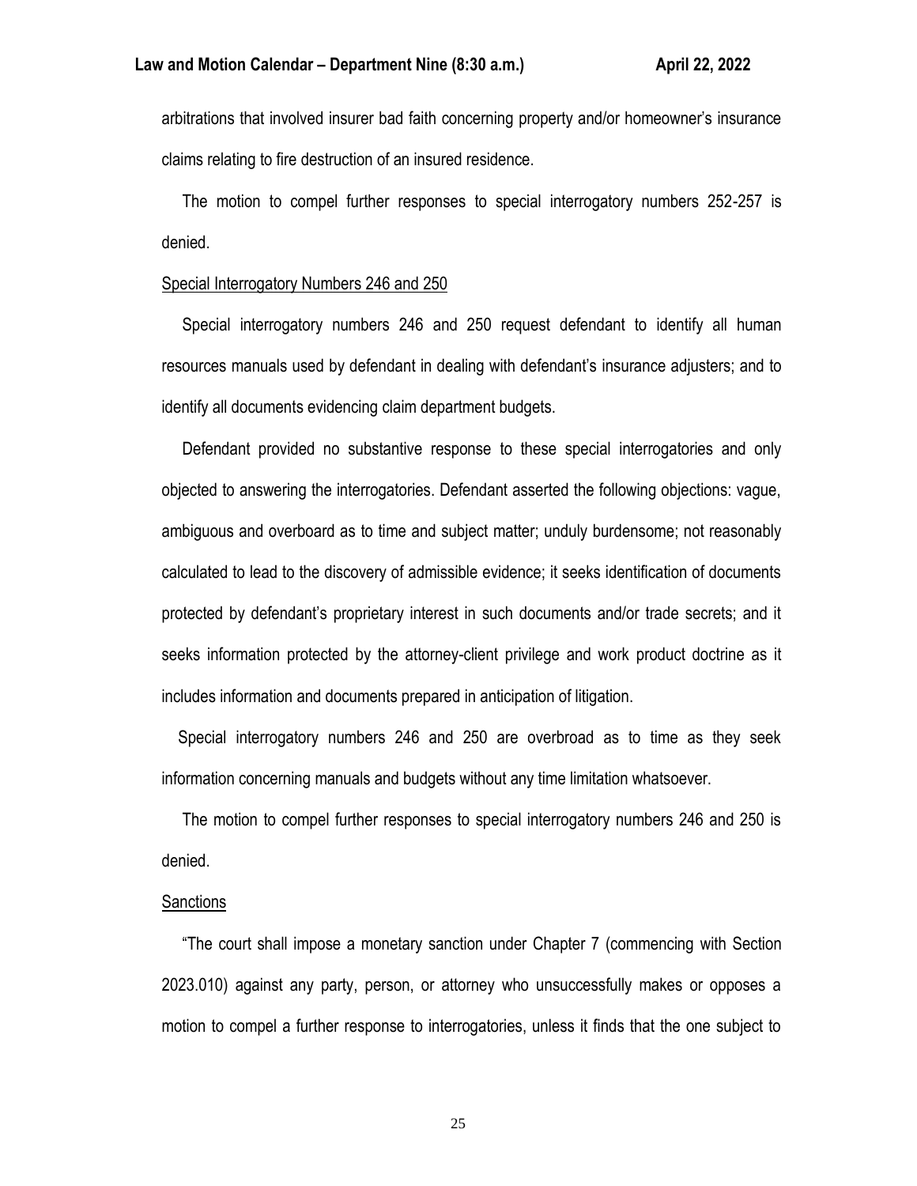arbitrations that involved insurer bad faith concerning property and/or homeowner's insurance claims relating to fire destruction of an insured residence.

The motion to compel further responses to special interrogatory numbers 252-257 is denied.

<u>Special Interrogatory Numbers 246 and 250</u>

Special interrogatory numbers 246 and 250 request defendant to identify all human resources manuals used by defendant in dealing with defendant's insurance adjusters; and to identify all documents evidencing claim department budgets.

Defendant provided no substantive response to these special interrogatories and only objected to answering the interrogatories. Defendant asserted the following objections: vague, ambiguous and overboard as to time and subject matter; unduly burdensome; not reasonably calculated to lead to the discovery of admissible evidence; it seeks identification of documents protected by defendant's proprietary interest in such documents and/or trade secrets; and it seeks information protected by the attorney-client privilege and work product doctrine as it includes information and documents prepared in anticipation of litigation.

Special interrogatory numbers 246 and 250 are overbroad as to time as they seek information concerning manuals and budgets without any time limitation whatsoever.

The motion to compel further responses to special interrogatory numbers 246 and 250 is denied.

<u>Sanctions</u>

"The court shall impose a monetary sanction under Chapter 7 (commencing with Section 2023.010) against any party, person, or attorney who unsuccessfully makes or opposes a motion to compel a further response to interrogatories, unless it finds that the one subject to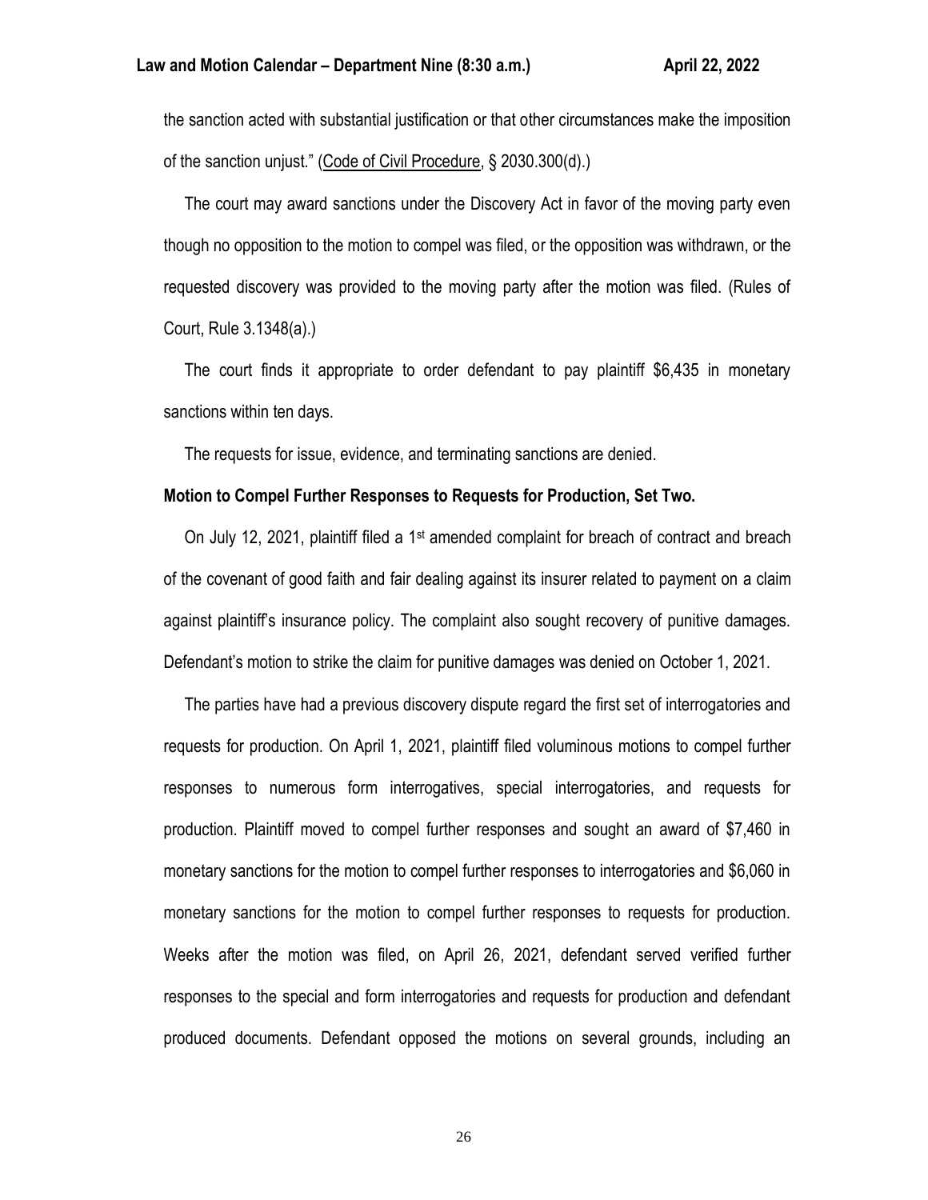the sanction acted with substantial justification or that other circumstances make the imposition of the sanction unjust." (Code of Civil Procedure, § 2030.300(d).)

The court may award sanctions under the Discovery Act in favor of the moving party even though no opposition to the motion to compel was filed, or the opposition was withdrawn, or the requested discovery was provided to the moving party after the motion was filed. (Rules of Court, Rule 3.1348(a).)

The court finds it appropriate to order defendant to pay plaintiff $6,435 in monetary sanctions within ten days.

The requests for issue, evidence, and terminating sanctions are denied.

**Motion to Compel Further Responses to Requests for Production, Set Two.**

On July 12, 2021, plaintiff filed a 1st amended complaint for breach of contract and breach of the covenant of good faith and fair dealing against its insurer related to payment on a claim against plaintiff's insurance policy. The complaint also sought recovery of punitive damages. Defendant's motion to strike the claim for punitive damages was denied on October 1, 2021.

The parties have had a previous discovery dispute regard the first set of interrogatories and requests for production. On April 1, 2021, plaintiff filed voluminous motions to compel further responses to numerous form interrogatives, special interrogatories, and requests for production. Plaintiff moved to compel further responses and sought an award of $7,460 in monetary sanctions for the motion to compel further responses to interrogatories and $6,060 in monetary sanctions for the motion to compel further responses to requests for production. Weeks after the motion was filed, on April 26, 2021, defendant served verified further responses to the special and form interrogatories and requests for production and defendant produced documents. Defendant opposed the motions on several grounds, including an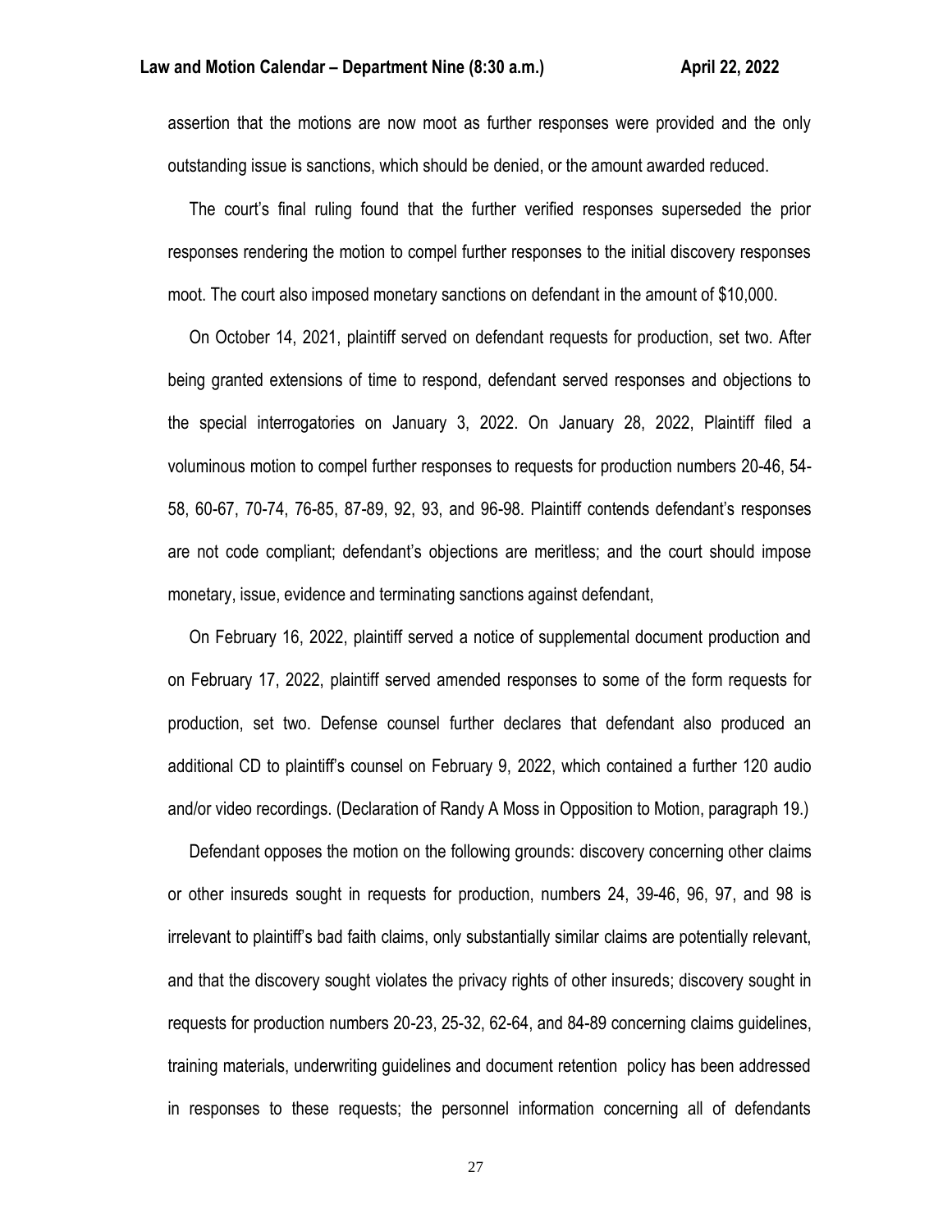assertion that the motions are now moot as further responses were provided and the only outstanding issue is sanctions, which should be denied, or the amount awarded reduced.

The court's final ruling found that the further verified responses superseded the prior responses rendering the motion to compel further responses to the initial discovery responses moot. The court also imposed monetary sanctions on defendant in the amount of $10,000.

On October 14, 2021, plaintiff served on defendant requests for production, set two. After being granted extensions of time to respond, defendant served responses and objections to the special interrogatories on January 3, 2022. On January 28, 2022, Plaintiff filed a voluminous motion to compel further responses to requests for production numbers 20-46, 54-58, 60-67, 70-74, 76-85, 87-89, 92, 93, and 96-98. Plaintiff contends defendant's responses are not code compliant; defendant's objections are meritless; and the court should impose monetary, issue, evidence and terminating sanctions against defendant,

On February 16, 2022, plaintiff served a notice of supplemental document production and on February 17, 2022, plaintiff served amended responses to some of the form requests for production, set two. Defense counsel further declares that defendant also produced an additional CD to plaintiff's counsel on February 9, 2022, which contained a further 120 audio and/or video recordings. (Declaration of Randy A Moss in Opposition to Motion, paragraph 19.)

Defendant opposes the motion on the following grounds: discovery concerning other claims or other insureds sought in requests for production, numbers 24, 39-46, 96, 97, and 98 is irrelevant to plaintiff's bad faith claims, only substantially similar claims are potentially relevant, and that the discovery sought violates the privacy rights of other insureds; discovery sought in requests for production numbers 20-23, 25-32, 62-64, and 84-89 concerning claims guidelines, training materials, underwriting guidelines and document retention policy has been addressed in responses to these requests; the personnel information concerning all of defendants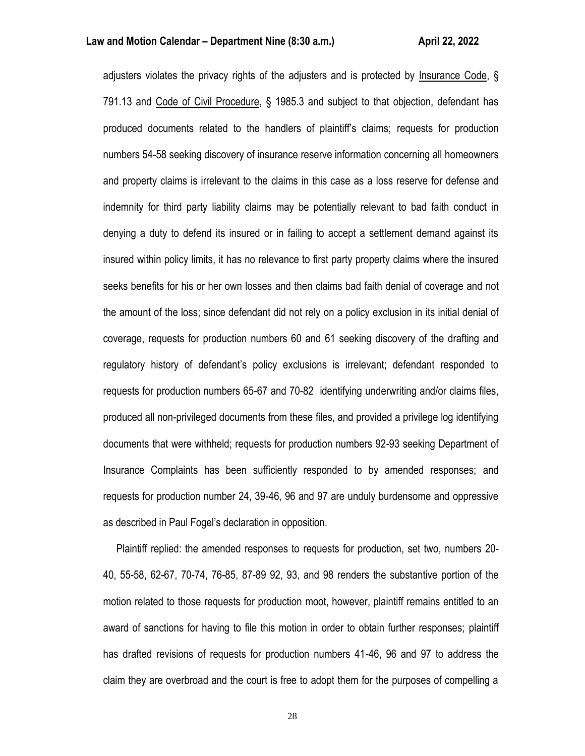adjusters violates the privacy rights of the adjusters and is protected by Insurance Code, § 791.13 and Code of Civil Procedure, § 1985.3 and subject to that objection, defendant has produced documents related to the handlers of plaintiff's claims; requests for production numbers 54-58 seeking discovery of insurance reserve information concerning all homeowners and property claims is irrelevant to the claims in this case as a loss reserve for defense and indemnity for third party liability claims may be potentially relevant to bad faith conduct in denying a duty to defend its insured or in failing to accept a settlement demand against its insured within policy limits, it has no relevance to first party property claims where the insured seeks benefits for his or her own losses and then claims bad faith denial of coverage and not the amount of the loss; since defendant did not rely on a policy exclusion in its initial denial of coverage, requests for production numbers 60 and 61 seeking discovery of the drafting and regulatory history of defendant's policy exclusions is irrelevant; defendant responded to requests for production numbers 65-67 and 70-82 identifying underwriting and/or claims files, produced all non-privileged documents from these files, and provided a privilege log identifying documents that were withheld; requests for production numbers 92-93 seeking Department of Insurance Complaints has been sufficiently responded to by amended responses; and requests for production number 24, 39-46, 96 and 97 are unduly burdensome and oppressive as described in Paul Fogel's declaration in opposition.

Plaintiff replied: the amended responses to requests for production, set two, numbers 20-40, 55-58, 62-67, 70-74, 76-85, 87-89 92, 93, and 98 renders the substantive portion of the motion related to those requests for production moot, however, plaintiff remains entitled to an award of sanctions for having to file this motion in order to obtain further responses; plaintiff has drafted revisions of requests for production numbers 41-46, 96 and 97 to address the claim they are overbroad and the court is free to adopt them for the purposes of compelling a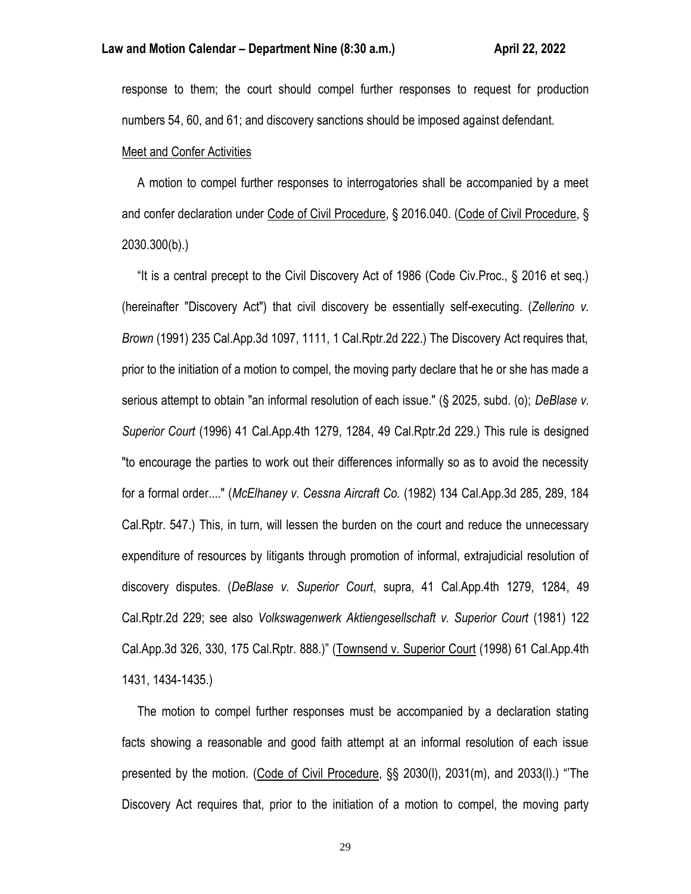response to them; the court should compel further responses to request for production numbers 54, 60, and 61; and discovery sanctions should be imposed against defendant.

Meet and Confer Activities

A motion to compel further responses to interrogatories shall be accompanied by a meet and confer declaration under Code of Civil Procedure, § 2016.040. (Code of Civil Procedure, § 2030.300(b).)

"It is a central precept to the Civil Discovery Act of 1986 (Code Civ.Proc., § 2016 et seq.) (hereinafter "Discovery Act") that civil discovery be essentially self-executing. (*Zellerino v. Brown* (1991) 235 Cal.App.3d 1097, 1111, 1 Cal.Rptr.2d 222.) The Discovery Act requires that, prior to the initiation of a motion to compel, the moving party declare that he or she has made a serious attempt to obtain "an informal resolution of each issue." (§ 2025, subd. (o); *DeBlase v. Superior Court* (1996) 41 Cal.App.4th 1279, 1284, 49 Cal.Rptr.2d 229.) This rule is designed "to encourage the parties to work out their differences informally so as to avoid the necessity for a formal order...." (*McElhaney v. Cessna Aircraft Co.* (1982) 134 Cal.App.3d 285, 289, 184 Cal.Rptr. 547.) This, in turn, will lessen the burden on the court and reduce the unnecessary expenditure of resources by litigants through promotion of informal, extrajudicial resolution of discovery disputes. (*DeBlase v. Superior Court*, supra, 41 Cal.App.4th 1279, 1284, 49 Cal.Rptr.2d 229; see also *Volkswagenwerk Aktiengesellschaft v. Superior Court* (1981) 122 Cal.App.3d 326, 330, 175 Cal.Rptr. 888.)" (Townsend v. Superior Court (1998) 61 Cal.App.4th 1431, 1434-1435.)

The motion to compel further responses must be accompanied by a declaration stating facts showing a reasonable and good faith attempt at an informal resolution of each issue presented by the motion. (Code of Civil Procedure, §§ 2030(l), 2031(m), and 2033(l).) "'The Discovery Act requires that, prior to the initiation of a motion to compel, the moving party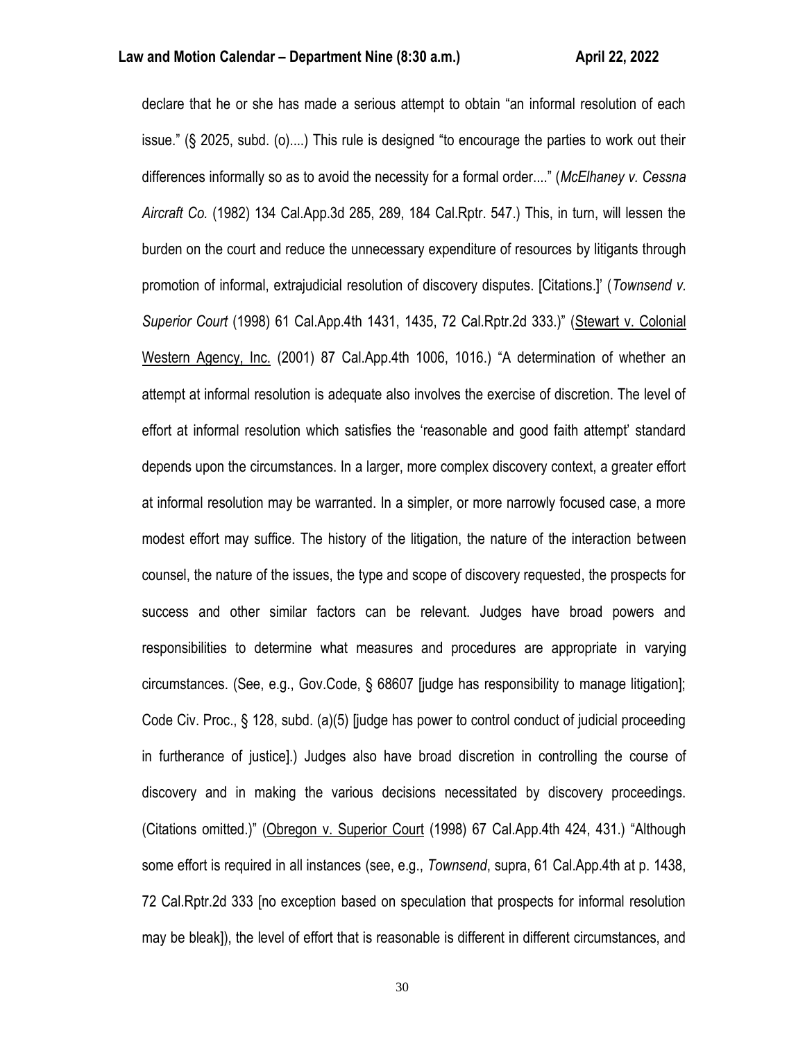declare that he or she has made a serious attempt to obtain "an informal resolution of each issue." (§ 2025, subd. (o)....) This rule is designed "to encourage the parties to work out their differences informally so as to avoid the necessity for a formal order...." (*McElhaney v. Cessna Aircraft Co.* (1982) 134 Cal.App.3d 285, 289, 184 Cal.Rptr. 547.) This, in turn, will lessen the burden on the court and reduce the unnecessary expenditure of resources by litigants through promotion of informal, extrajudicial resolution of discovery disputes. [Citations.]' (*Townsend v. Superior Court* (1998) 61 Cal.App.4th 1431, 1435, 72 Cal.Rptr.2d 333.)" (Stewart v. Colonial Western Agency, Inc. (2001) 87 Cal.App.4th 1006, 1016.) "A determination of whether an attempt at informal resolution is adequate also involves the exercise of discretion. The level of effort at informal resolution which satisfies the 'reasonable and good faith attempt' standard depends upon the circumstances. In a larger, more complex discovery context, a greater effort at informal resolution may be warranted. In a simpler, or more narrowly focused case, a more modest effort may suffice. The history of the litigation, the nature of the interaction between counsel, the nature of the issues, the type and scope of discovery requested, the prospects for success and other similar factors can be relevant. Judges have broad powers and responsibilities to determine what measures and procedures are appropriate in varying circumstances. (See, e.g., Gov.Code, § 68607 [judge has responsibility to manage litigation]; Code Civ. Proc., § 128, subd. (a)(5) [judge has power to control conduct of judicial proceeding in furtherance of justice].) Judges also have broad discretion in controlling the course of discovery and in making the various decisions necessitated by discovery proceedings. (Citations omitted.)" (Obregon v. Superior Court (1998) 67 Cal.App.4th 424, 431.) "Although some effort is required in all instances (see, e.g., *Townsend*, supra, 61 Cal.App.4th at p. 1438, 72 Cal.Rptr.2d 333 [no exception based on speculation that prospects for informal resolution may be bleak]), the level of effort that is reasonable is different in different circumstances, and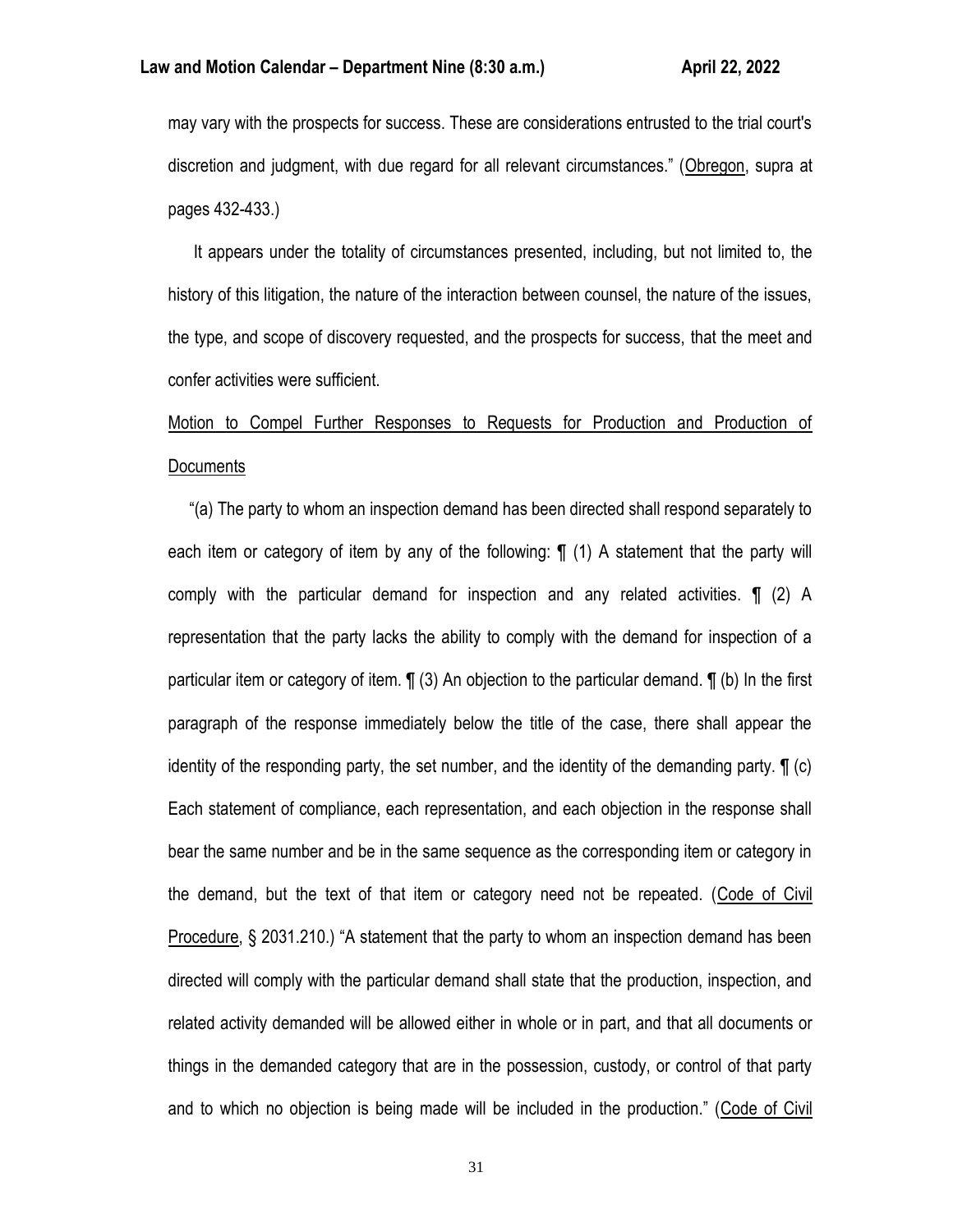may vary with the prospects for success. These are considerations entrusted to the trial court's discretion and judgment, with due regard for all relevant circumstances." (Obregon, supra at pages 432-433.)

It appears under the totality of circumstances presented, including, but not limited to, the history of this litigation, the nature of the interaction between counsel, the nature of the issues, the type, and scope of discovery requested, and the prospects for success, that the meet and confer activities were sufficient.

Motion to Compel Further Responses to Requests for Production and Production of Documents

"(a) The party to whom an inspection demand has been directed shall respond separately to each item or category of item by any of the following: ¶ (1) A statement that the party will comply with the particular demand for inspection and any related activities. ¶ (2) A representation that the party lacks the ability to comply with the demand for inspection of a particular item or category of item. ¶ (3) An objection to the particular demand. ¶ (b) In the first paragraph of the response immediately below the title of the case, there shall appear the identity of the responding party, the set number, and the identity of the demanding party. ¶ (c) Each statement of compliance, each representation, and each objection in the response shall bear the same number and be in the same sequence as the corresponding item or category in the demand, but the text of that item or category need not be repeated. (Code of Civil Procedure, § 2031.210.) "A statement that the party to whom an inspection demand has been directed will comply with the particular demand shall state that the production, inspection, and related activity demanded will be allowed either in whole or in part, and that all documents or things in the demanded category that are in the possession, custody, or control of that party and to which no objection is being made will be included in the production." (Code of Civil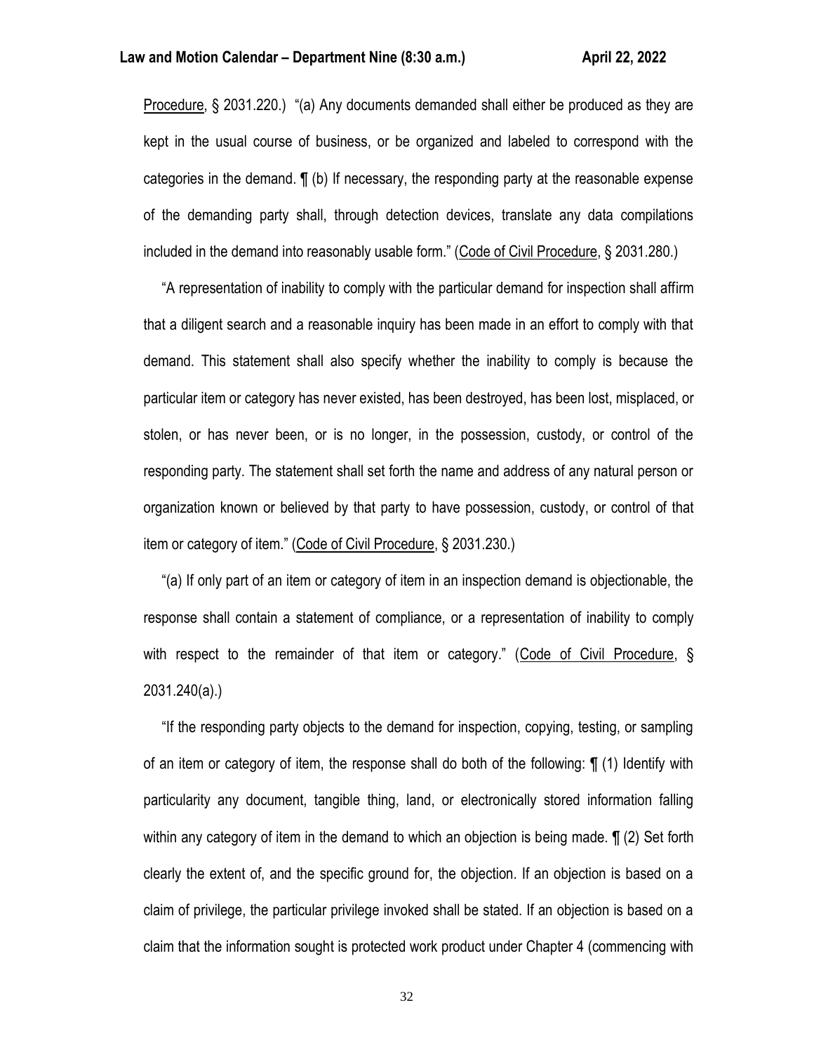Procedure, § 2031.220.) "(a) Any documents demanded shall either be produced as they are kept in the usual course of business, or be organized and labeled to correspond with the categories in the demand. ¶ (b) If necessary, the responding party at the reasonable expense of the demanding party shall, through detection devices, translate any data compilations included in the demand into reasonably usable form." (Code of Civil Procedure, § 2031.280.)

"A representation of inability to comply with the particular demand for inspection shall affirm that a diligent search and a reasonable inquiry has been made in an effort to comply with that demand. This statement shall also specify whether the inability to comply is because the particular item or category has never existed, has been destroyed, has been lost, misplaced, or stolen, or has never been, or is no longer, in the possession, custody, or control of the responding party. The statement shall set forth the name and address of any natural person or organization known or believed by that party to have possession, custody, or control of that item or category of item." (Code of Civil Procedure, § 2031.230.)

"(a) If only part of an item or category of item in an inspection demand is objectionable, the response shall contain a statement of compliance, or a representation of inability to comply with respect to the remainder of that item or category." (Code of Civil Procedure, § 2031.240(a).)

"If the responding party objects to the demand for inspection, copying, testing, or sampling of an item or category of item, the response shall do both of the following: ¶ (1) Identify with particularity any document, tangible thing, land, or electronically stored information falling within any category of item in the demand to which an objection is being made. ¶ (2) Set forth clearly the extent of, and the specific ground for, the objection. If an objection is based on a claim of privilege, the particular privilege invoked shall be stated. If an objection is based on a claim that the information sought is protected work product under Chapter 4 (commencing with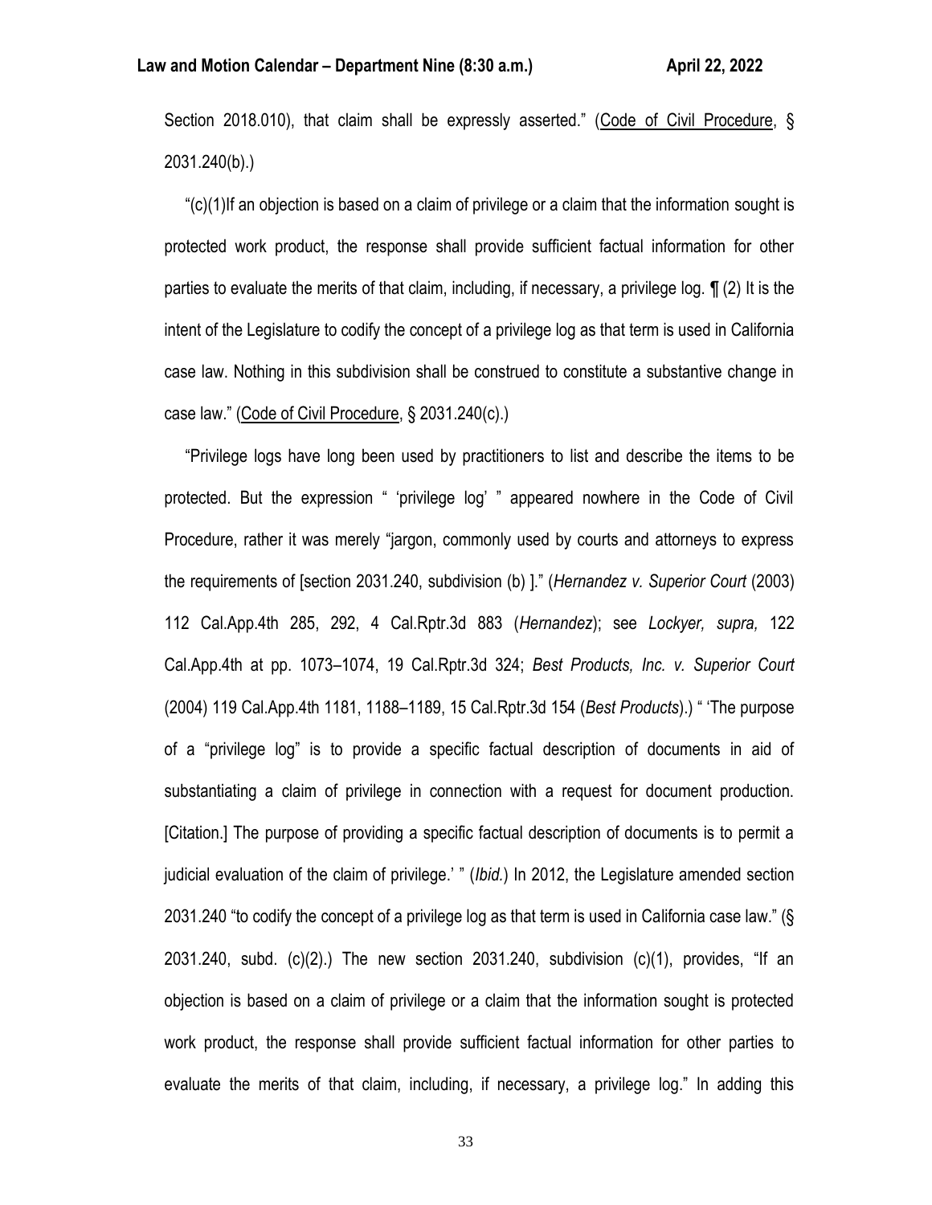Section 2018.010), that claim shall be expressly asserted." (Code of Civil Procedure, § 2031.240(b).)

"(c)(1)If an objection is based on a claim of privilege or a claim that the information sought is protected work product, the response shall provide sufficient factual information for other parties to evaluate the merits of that claim, including, if necessary, a privilege log. ¶ (2) It is the intent of the Legislature to codify the concept of a privilege log as that term is used in California case law. Nothing in this subdivision shall be construed to constitute a substantive change in case law." (Code of Civil Procedure, § 2031.240(c).)

"Privilege logs have long been used by practitioners to list and describe the items to be protected. But the expression " 'privilege log' " appeared nowhere in the Code of Civil Procedure, rather it was merely "jargon, commonly used by courts and attorneys to express the requirements of [section 2031.240, subdivision (b) ]." (*Hernandez v. Superior Court* (2003) 112 Cal.App.4th 285, 292, 4 Cal.Rptr.3d 883 (*Hernandez*); see *Lockyer, supra,* 122 Cal.App.4th at pp. 1073–1074, 19 Cal.Rptr.3d 324; *Best Products, Inc. v. Superior Court* (2004) 119 Cal.App.4th 1181, 1188–1189, 15 Cal.Rptr.3d 154 (*Best Products*).) " 'The purpose of a "privilege log" is to provide a specific factual description of documents in aid of substantiating a claim of privilege in connection with a request for document production. [Citation.] The purpose of providing a specific factual description of documents is to permit a judicial evaluation of the claim of privilege.' " (*Ibid.*) In 2012, the Legislature amended section 2031.240 "to codify the concept of a privilege log as that term is used in California case law." (§ 2031.240, subd. (c)(2).) The new section 2031.240, subdivision (c)(1), provides, "If an objection is based on a claim of privilege or a claim that the information sought is protected work product, the response shall provide sufficient factual information for other parties to evaluate the merits of that claim, including, if necessary, a privilege log." In adding this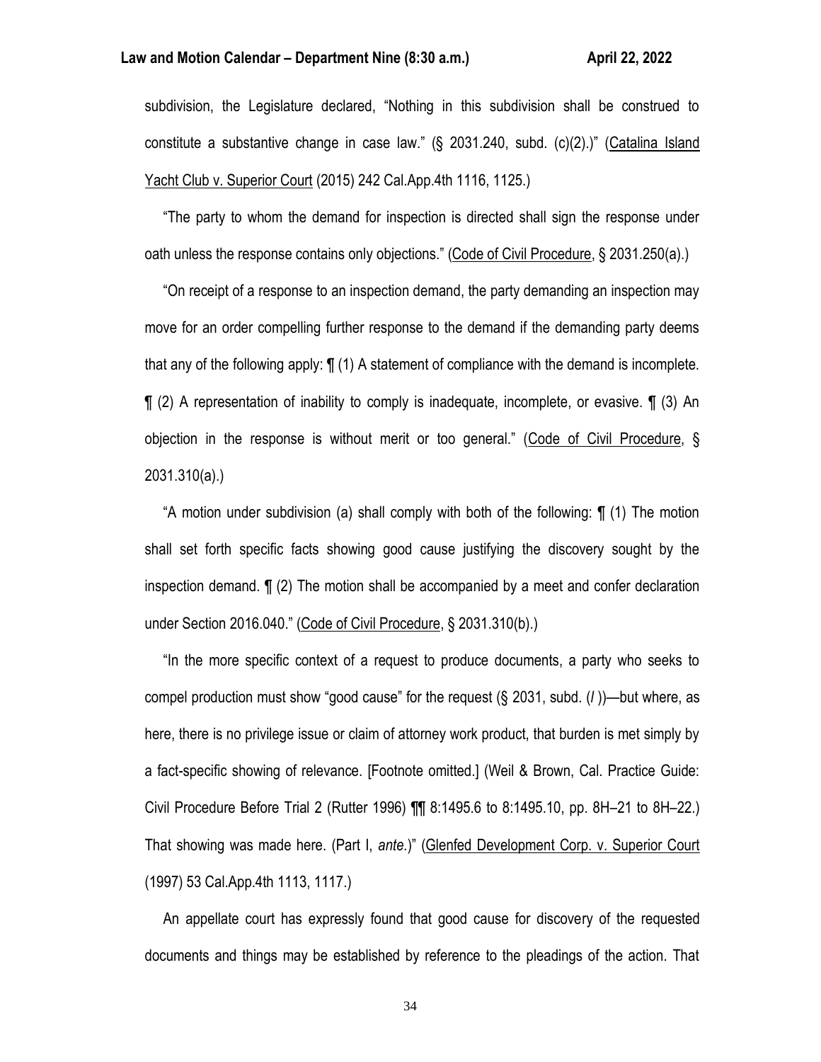subdivision, the Legislature declared, "Nothing in this subdivision shall be construed to constitute a substantive change in case law." (§ 2031.240, subd. (c)(2).)" (Catalina Island Yacht Club v. Superior Court (2015) 242 Cal.App.4th 1116, 1125.)

"The party to whom the demand for inspection is directed shall sign the response under oath unless the response contains only objections." (Code of Civil Procedure, § 2031.250(a).)

"On receipt of a response to an inspection demand, the party demanding an inspection may move for an order compelling further response to the demand if the demanding party deems that any of the following apply: ¶ (1) A statement of compliance with the demand is incomplete. ¶ (2) A representation of inability to comply is inadequate, incomplete, or evasive. ¶ (3) An objection in the response is without merit or too general." (Code of Civil Procedure, § 2031.310(a).)

"A motion under subdivision (a) shall comply with both of the following: ¶ (1) The motion shall set forth specific facts showing good cause justifying the discovery sought by the inspection demand. ¶ (2) The motion shall be accompanied by a meet and confer declaration under Section 2016.040." (Code of Civil Procedure, § 2031.310(b).)

"In the more specific context of a request to produce documents, a party who seeks to compel production must show "good cause" for the request (§ 2031, subd. (*l* ))—but where, as here, there is no privilege issue or claim of attorney work product, that burden is met simply by a fact-specific showing of relevance. [Footnote omitted.] (Weil & Brown, Cal. Practice Guide: Civil Procedure Before Trial 2 (Rutter 1996) ¶¶ 8:1495.6 to 8:1495.10, pp. 8H–21 to 8H–22.) That showing was made here. (Part I, *ante.*)" (Glenfed Development Corp. v. Superior Court (1997) 53 Cal.App.4th 1113, 1117.)

An appellate court has expressly found that good cause for discovery of the requested documents and things may be established by reference to the pleadings of the action. That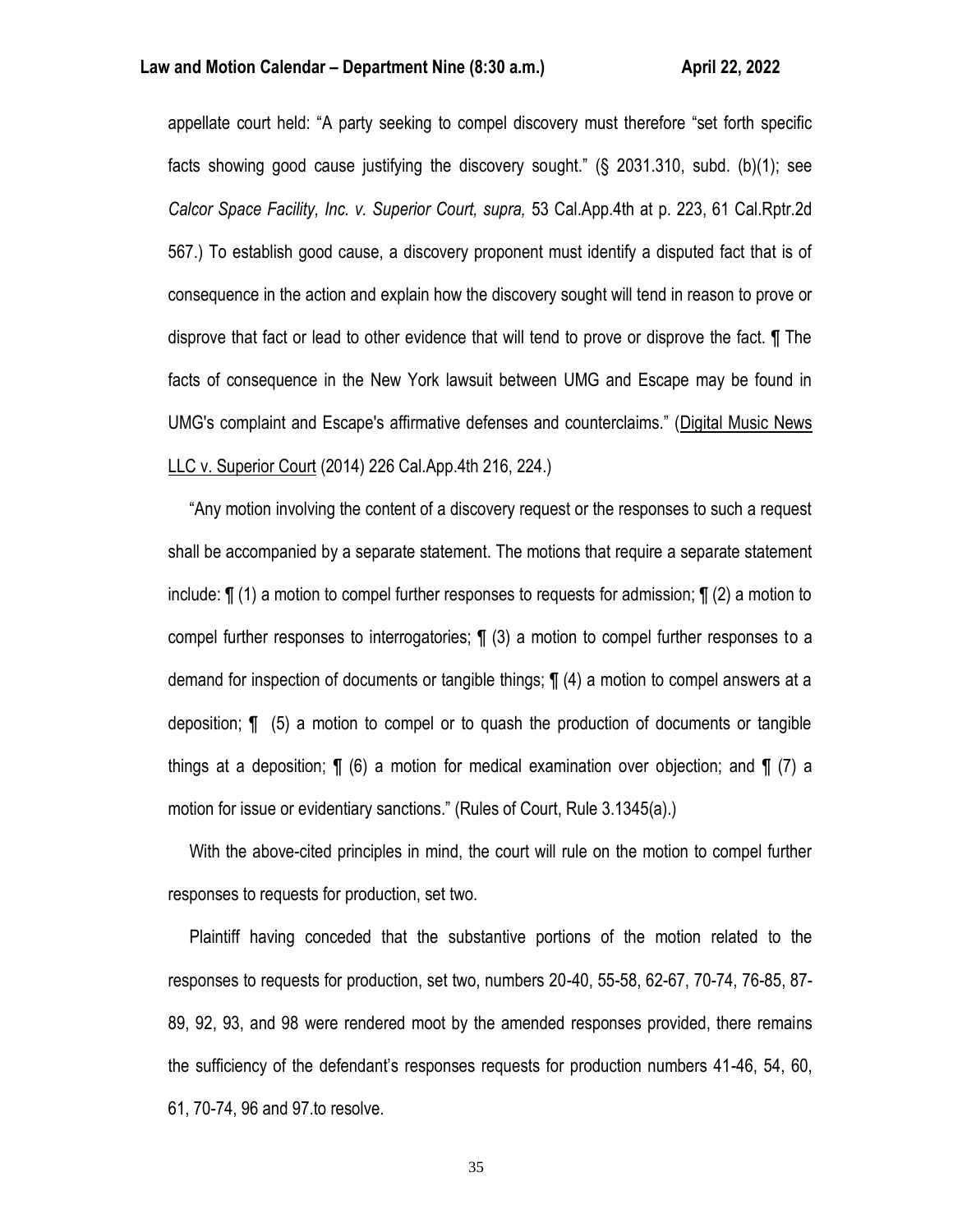appellate court held: "A party seeking to compel discovery must therefore "set forth specific facts showing good cause justifying the discovery sought." (§ 2031.310, subd. (b)(1); see *Calcor Space Facility, Inc. v. Superior Court, supra,* 53 Cal.App.4th at p. 223, 61 Cal.Rptr.2d 567.) To establish good cause, a discovery proponent must identify a disputed fact that is of consequence in the action and explain how the discovery sought will tend in reason to prove or disprove that fact or lead to other evidence that will tend to prove or disprove the fact. ¶ The facts of consequence in the New York lawsuit between UMG and Escape may be found in UMG's complaint and Escape's affirmative defenses and counterclaims." (Digital Music News LLC v. Superior Court (2014) 226 Cal.App.4th 216, 224.)

"Any motion involving the content of a discovery request or the responses to such a request shall be accompanied by a separate statement. The motions that require a separate statement include: ¶ (1) a motion to compel further responses to requests for admission; ¶ (2) a motion to compel further responses to interrogatories; ¶ (3) a motion to compel further responses to a demand for inspection of documents or tangible things; ¶ (4) a motion to compel answers at a deposition; ¶ (5) a motion to compel or to quash the production of documents or tangible things at a deposition; ¶ (6) a motion for medical examination over objection; and ¶ (7) a motion for issue or evidentiary sanctions." (Rules of Court, Rule 3.1345(a).)

With the above-cited principles in mind, the court will rule on the motion to compel further responses to requests for production, set two.

Plaintiff having conceded that the substantive portions of the motion related to the responses to requests for production, set two, numbers 20-40, 55-58, 62-67, 70-74, 76-85, 87-89, 92, 93, and 98 were rendered moot by the amended responses provided, there remains the sufficiency of the defendant's responses requests for production numbers 41-46, 54, 60, 61, 70-74, 96 and 97.to resolve.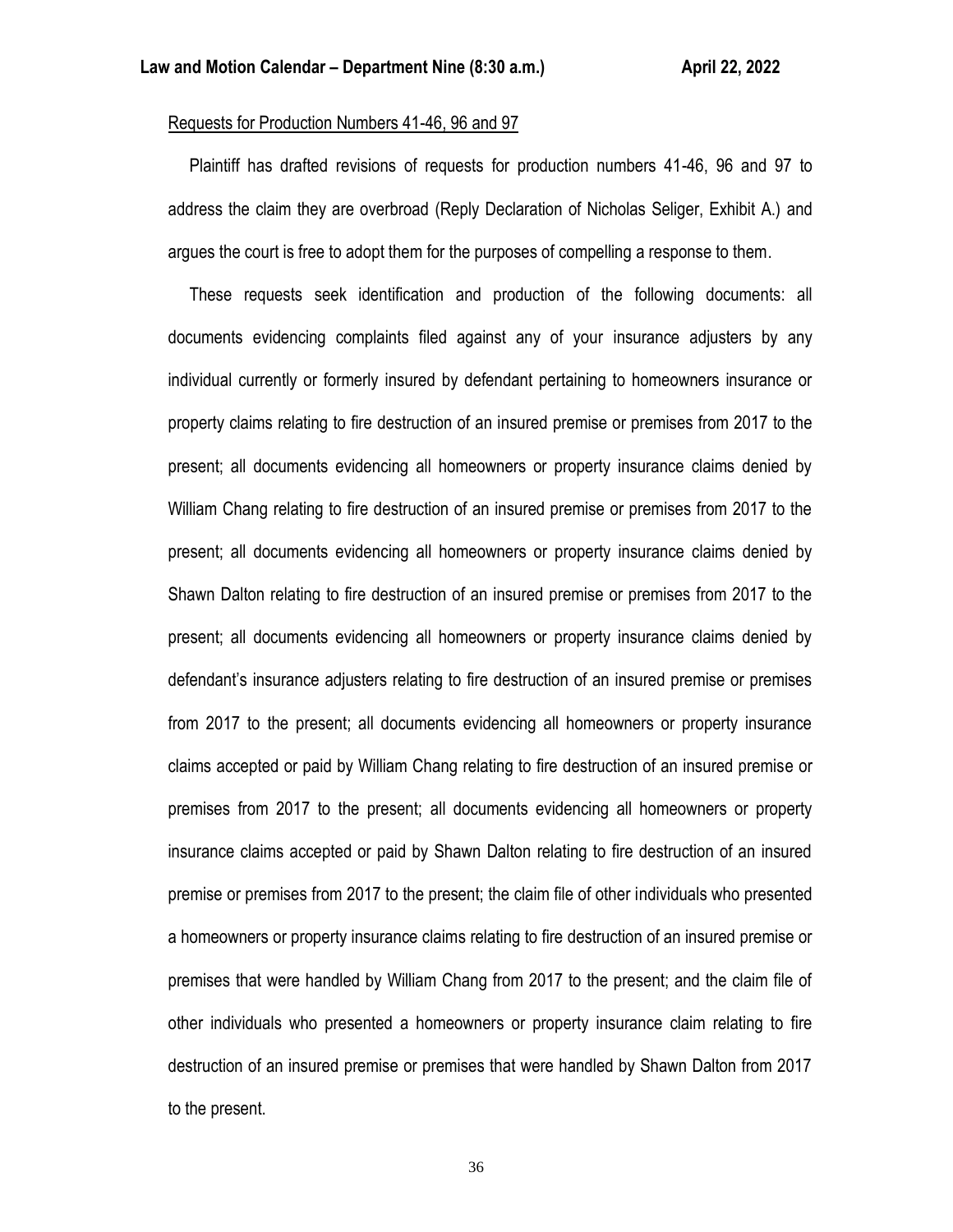Requests for Production Numbers 41-46, 96 and 97

Plaintiff has drafted revisions of requests for production numbers 41-46, 96 and 97 to address the claim they are overbroad (Reply Declaration of Nicholas Seliger, Exhibit A.) and argues the court is free to adopt them for the purposes of compelling a response to them.

These requests seek identification and production of the following documents: all documents evidencing complaints filed against any of your insurance adjusters by any individual currently or formerly insured by defendant pertaining to homeowners insurance or property claims relating to fire destruction of an insured premise or premises from 2017 to the present; all documents evidencing all homeowners or property insurance claims denied by William Chang relating to fire destruction of an insured premise or premises from 2017 to the present; all documents evidencing all homeowners or property insurance claims denied by Shawn Dalton relating to fire destruction of an insured premise or premises from 2017 to the present; all documents evidencing all homeowners or property insurance claims denied by defendant's insurance adjusters relating to fire destruction of an insured premise or premises from 2017 to the present; all documents evidencing all homeowners or property insurance claims accepted or paid by William Chang relating to fire destruction of an insured premise or premises from 2017 to the present; all documents evidencing all homeowners or property insurance claims accepted or paid by Shawn Dalton relating to fire destruction of an insured premise or premises from 2017 to the present; the claim file of other individuals who presented a homeowners or property insurance claims relating to fire destruction of an insured premise or premises that were handled by William Chang from 2017 to the present; and the claim file of other individuals who presented a homeowners or property insurance claim relating to fire destruction of an insured premise or premises that were handled by Shawn Dalton from 2017 to the present.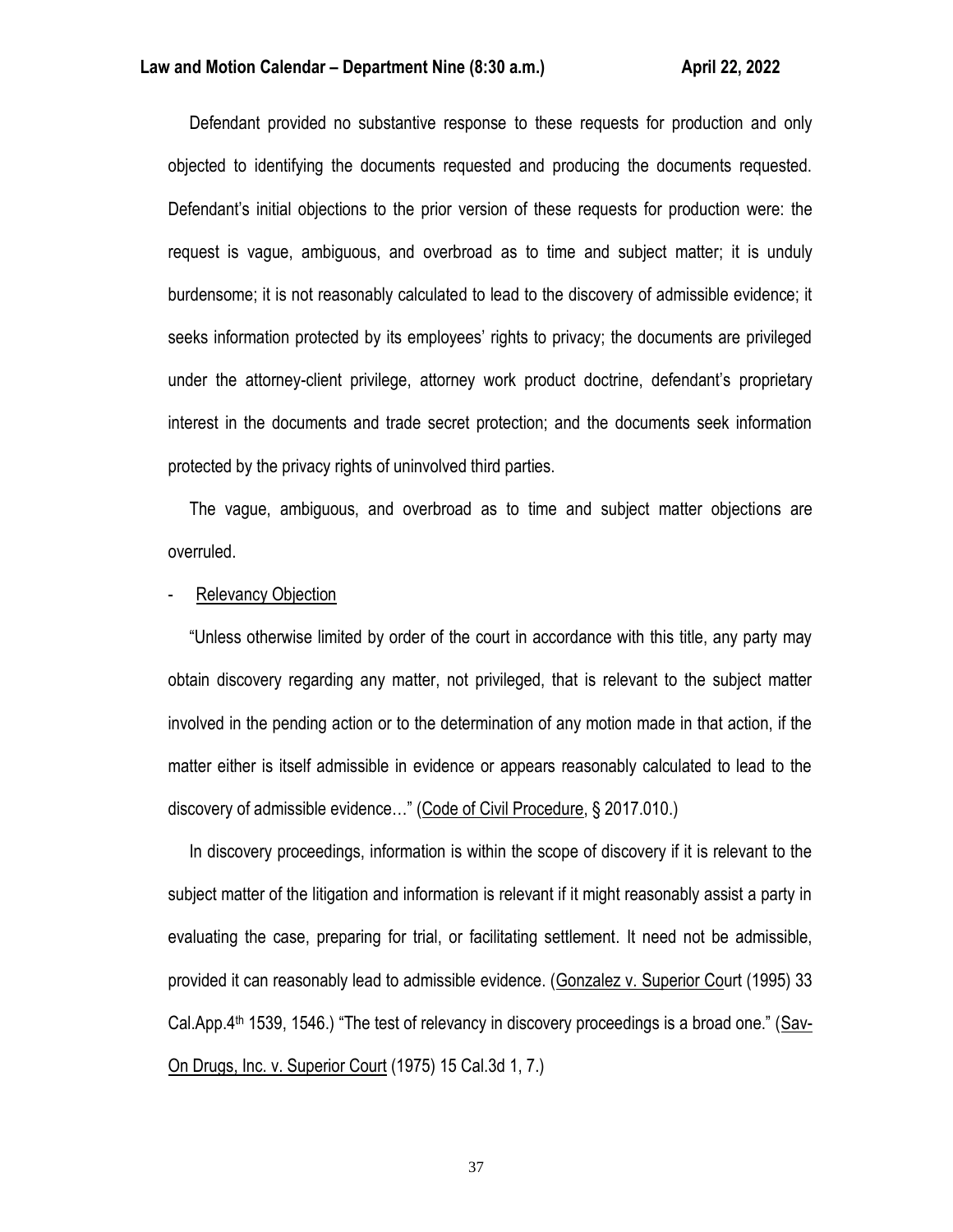Defendant provided no substantive response to these requests for production and only objected to identifying the documents requested and producing the documents requested. Defendant's initial objections to the prior version of these requests for production were: the request is vague, ambiguous, and overbroad as to time and subject matter; it is unduly burdensome; it is not reasonably calculated to lead to the discovery of admissible evidence; it seeks information protected by its employees' rights to privacy; the documents are privileged under the attorney-client privilege, attorney work product doctrine, defendant's proprietary interest in the documents and trade secret protection; and the documents seek information protected by the privacy rights of uninvolved third parties.

The vague, ambiguous, and overbroad as to time and subject matter objections are overruled.

- Relevancy Objection

"Unless otherwise limited by order of the court in accordance with this title, any party may obtain discovery regarding any matter, not privileged, that is relevant to the subject matter involved in the pending action or to the determination of any motion made in that action, if the matter either is itself admissible in evidence or appears reasonably calculated to lead to the discovery of admissible evidence…" (Code of Civil Procedure, § 2017.010.)

In discovery proceedings, information is within the scope of discovery if it is relevant to the subject matter of the litigation and information is relevant if it might reasonably assist a party in evaluating the case, preparing for trial, or facilitating settlement. It need not be admissible, provided it can reasonably lead to admissible evidence. (Gonzalez v. Superior Court (1995) 33 Cal.App.4th 1539, 1546.) "The test of relevancy in discovery proceedings is a broad one." (Sav-On Drugs, Inc. v. Superior Court (1975) 15 Cal.3d 1, 7.)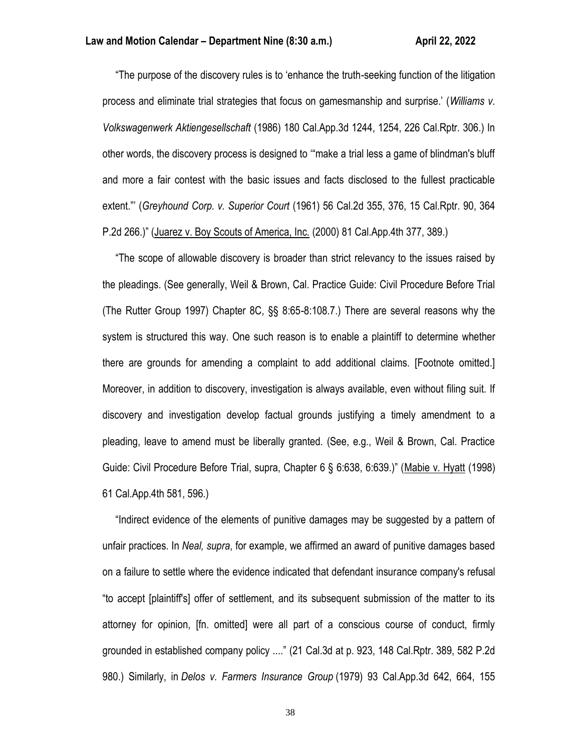"The purpose of the discovery rules is to 'enhance the truth-seeking function of the litigation process and eliminate trial strategies that focus on gamesmanship and surprise.' (*Williams v. Volkswagenwerk Aktiengesellschaft* (1986) 180 Cal.App.3d 1244, 1254, 226 Cal.Rptr. 306.) In other words, the discovery process is designed to '"make a trial less a game of blindman's bluff and more a fair contest with the basic issues and facts disclosed to the fullest practicable extent."' (*Greyhound Corp. v. Superior Court* (1961) 56 Cal.2d 355, 376, 15 Cal.Rptr. 90, 364 P.2d 266.)" (Juarez v. Boy Scouts of America, Inc. (2000) 81 Cal.App.4th 377, 389.)

"The scope of allowable discovery is broader than strict relevancy to the issues raised by the pleadings. (See generally, Weil & Brown, Cal. Practice Guide: Civil Procedure Before Trial (The Rutter Group 1997) Chapter 8C, §§ 8:65-8:108.7.) There are several reasons why the system is structured this way. One such reason is to enable a plaintiff to determine whether there are grounds for amending a complaint to add additional claims. [Footnote omitted.] Moreover, in addition to discovery, investigation is always available, even without filing suit. If discovery and investigation develop factual grounds justifying a timely amendment to a pleading, leave to amend must be liberally granted. (See, e.g., Weil & Brown, Cal. Practice Guide: Civil Procedure Before Trial, supra, Chapter 6 § 6:638, 6:639.)" (Mabie v. Hyatt (1998) 61 Cal.App.4th 581, 596.)

"Indirect evidence of the elements of punitive damages may be suggested by a pattern of unfair practices. In *Neal, supra*, for example, we affirmed an award of punitive damages based on a failure to settle where the evidence indicated that defendant insurance company's refusal "to accept [plaintiff's] offer of settlement, and its subsequent submission of the matter to its attorney for opinion, [fn. omitted] were all part of a conscious course of conduct, firmly grounded in established company policy ...." (21 Cal.3d at p. 923, 148 Cal.Rptr. 389, 582 P.2d 980.) Similarly, in *Delos v. Farmers Insurance Group* (1979) 93 Cal.App.3d 642, 664, 155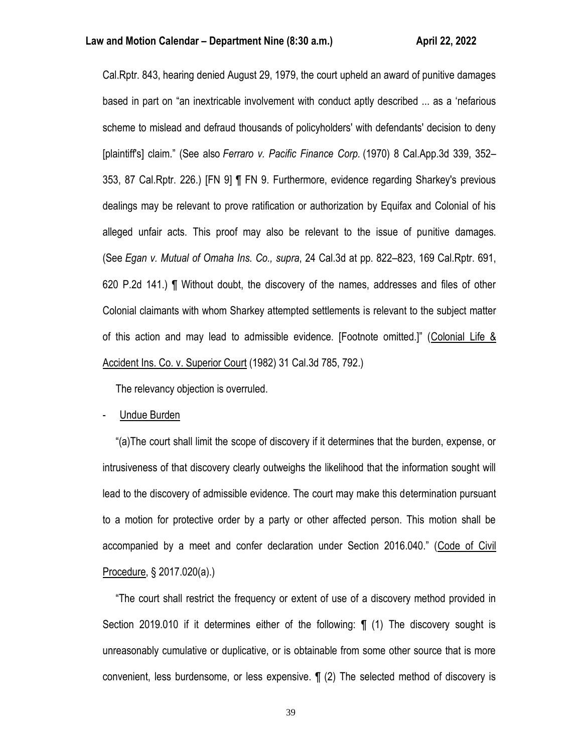Cal.Rptr. 843, hearing denied August 29, 1979, the court upheld an award of punitive damages based in part on "an inextricable involvement with conduct aptly described ... as a 'nefarious scheme to mislead and defraud thousands of policyholders' with defendants' decision to deny [plaintiff's] claim." (See also *Ferraro v. Pacific Finance Corp.* (1970) 8 Cal.App.3d 339, 352–353, 87 Cal.Rptr. 226.) [FN 9] ¶ FN 9. Furthermore, evidence regarding Sharkey's previous dealings may be relevant to prove ratification or authorization by Equifax and Colonial of his alleged unfair acts. This proof may also be relevant to the issue of punitive damages. (See *Egan v. Mutual of Omaha Ins. Co., supra*, 24 Cal.3d at pp. 822–823, 169 Cal.Rptr. 691, 620 P.2d 141.) ¶ Without doubt, the discovery of the names, addresses and files of other Colonial claimants with whom Sharkey attempted settlements is relevant to the subject matter of this action and may lead to admissible evidence. [Footnote omitted.]" (Colonial Life & Accident Ins. Co. v. Superior Court (1982) 31 Cal.3d 785, 792.)

The relevancy objection is overruled.

- Undue Burden

"(a)The court shall limit the scope of discovery if it determines that the burden, expense, or intrusiveness of that discovery clearly outweighs the likelihood that the information sought will lead to the discovery of admissible evidence. The court may make this determination pursuant to a motion for protective order by a party or other affected person. This motion shall be accompanied by a meet and confer declaration under Section 2016.040." (Code of Civil Procedure, § 2017.020(a).)

"The court shall restrict the frequency or extent of use of a discovery method provided in Section 2019.010 if it determines either of the following: ¶ (1) The discovery sought is unreasonably cumulative or duplicative, or is obtainable from some other source that is more convenient, less burdensome, or less expensive. ¶ (2) The selected method of discovery is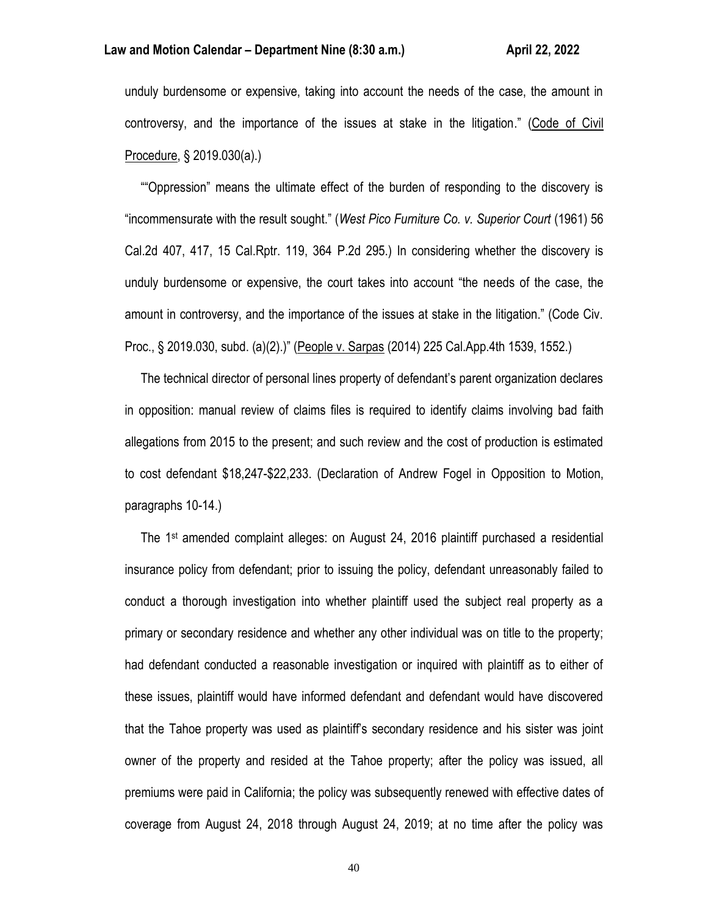unduly burdensome or expensive, taking into account the needs of the case, the amount in controversy, and the importance of the issues at stake in the litigation." (Code of Civil Procedure, § 2019.030(a).)

""Oppression" means the ultimate effect of the burden of responding to the discovery is "incommensurate with the result sought." (*West Pico Furniture Co. v. Superior Court* (1961) 56 Cal.2d 407, 417, 15 Cal.Rptr. 119, 364 P.2d 295.) In considering whether the discovery is unduly burdensome or expensive, the court takes into account "the needs of the case, the amount in controversy, and the importance of the issues at stake in the litigation." (Code Civ. Proc., § 2019.030, subd. (a)(2).)" (People v. Sarpas (2014) 225 Cal.App.4th 1539, 1552.)

The technical director of personal lines property of defendant's parent organization declares in opposition: manual review of claims files is required to identify claims involving bad faith allegations from 2015 to the present; and such review and the cost of production is estimated to cost defendant $18,247-$22,233. (Declaration of Andrew Fogel in Opposition to Motion, paragraphs 10-14.)

The 1st amended complaint alleges: on August 24, 2016 plaintiff purchased a residential insurance policy from defendant; prior to issuing the policy, defendant unreasonably failed to conduct a thorough investigation into whether plaintiff used the subject real property as a primary or secondary residence and whether any other individual was on title to the property; had defendant conducted a reasonable investigation or inquired with plaintiff as to either of these issues, plaintiff would have informed defendant and defendant would have discovered that the Tahoe property was used as plaintiff's secondary residence and his sister was joint owner of the property and resided at the Tahoe property; after the policy was issued, all premiums were paid in California; the policy was subsequently renewed with effective dates of coverage from August 24, 2018 through August 24, 2019; at no time after the policy was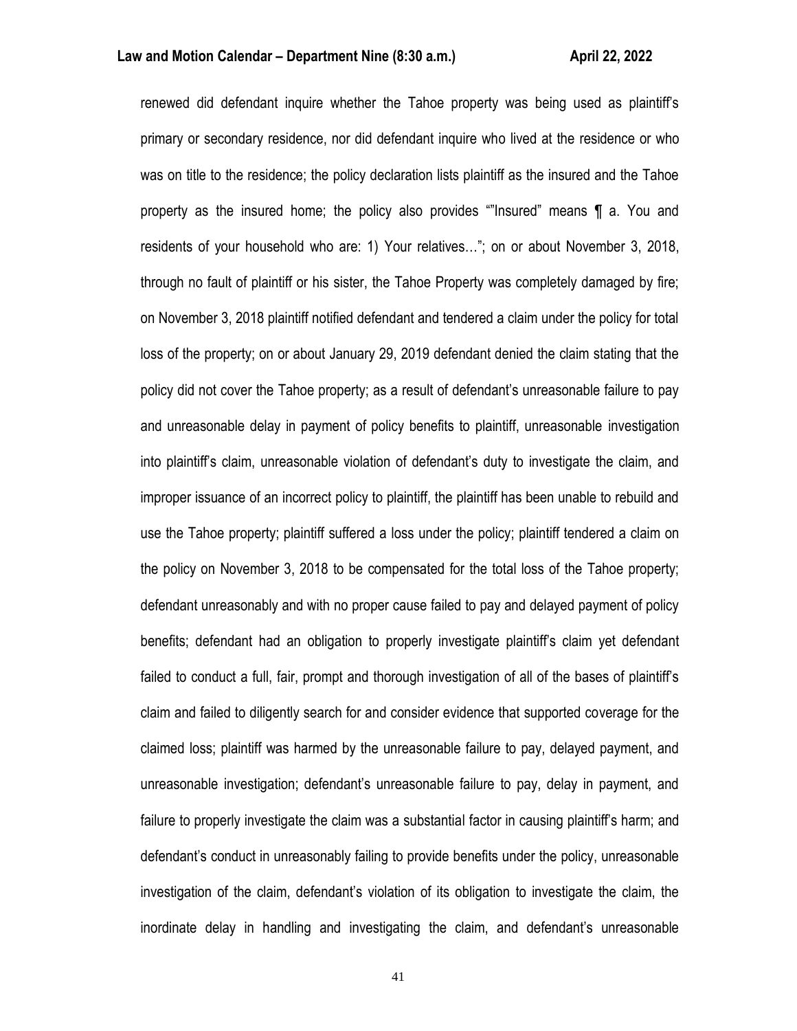renewed did defendant inquire whether the Tahoe property was being used as plaintiff's primary or secondary residence, nor did defendant inquire who lived at the residence or who was on title to the residence; the policy declaration lists plaintiff as the insured and the Tahoe property as the insured home; the policy also provides ""Insured" means ¶ a. You and residents of your household who are: 1) Your relatives…"; on or about November 3, 2018, through no fault of plaintiff or his sister, the Tahoe Property was completely damaged by fire; on November 3, 2018 plaintiff notified defendant and tendered a claim under the policy for total loss of the property; on or about January 29, 2019 defendant denied the claim stating that the policy did not cover the Tahoe property; as a result of defendant's unreasonable failure to pay and unreasonable delay in payment of policy benefits to plaintiff, unreasonable investigation into plaintiff's claim, unreasonable violation of defendant's duty to investigate the claim, and improper issuance of an incorrect policy to plaintiff, the plaintiff has been unable to rebuild and use the Tahoe property; plaintiff suffered a loss under the policy; plaintiff tendered a claim on the policy on November 3, 2018 to be compensated for the total loss of the Tahoe property; defendant unreasonably and with no proper cause failed to pay and delayed payment of policy benefits; defendant had an obligation to properly investigate plaintiff's claim yet defendant failed to conduct a full, fair, prompt and thorough investigation of all of the bases of plaintiff's claim and failed to diligently search for and consider evidence that supported coverage for the claimed loss; plaintiff was harmed by the unreasonable failure to pay, delayed payment, and unreasonable investigation; defendant's unreasonable failure to pay, delay in payment, and failure to properly investigate the claim was a substantial factor in causing plaintiff's harm; and defendant's conduct in unreasonably failing to provide benefits under the policy, unreasonable investigation of the claim, defendant's violation of its obligation to investigate the claim, the inordinate delay in handling and investigating the claim, and defendant's unreasonable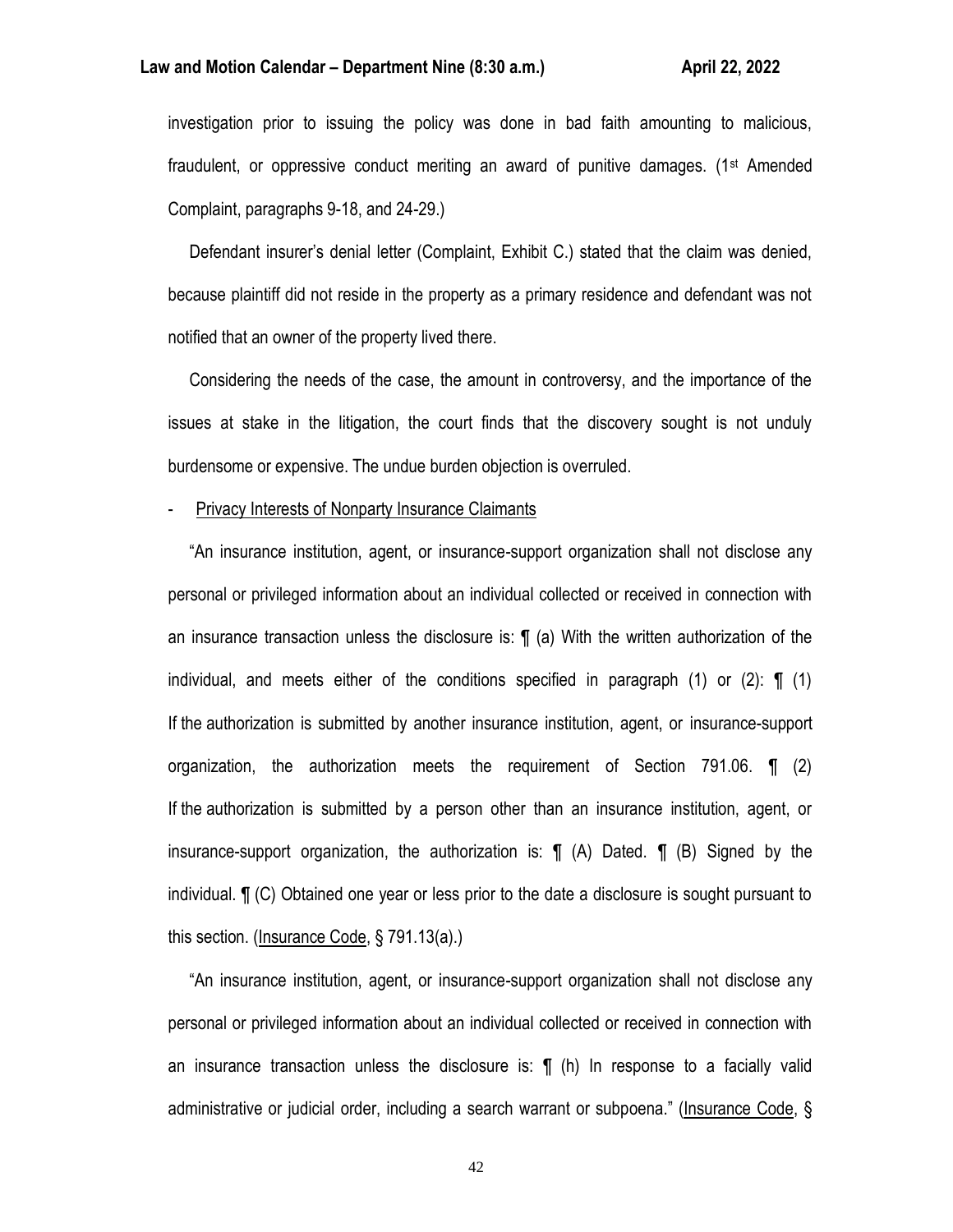investigation prior to issuing the policy was done in bad faith amounting to malicious, fraudulent, or oppressive conduct meriting an award of punitive damages. (1st Amended Complaint, paragraphs 9-18, and 24-29.)

Defendant insurer's denial letter (Complaint, Exhibit C.) stated that the claim was denied, because plaintiff did not reside in the property as a primary residence and defendant was not notified that an owner of the property lived there.

Considering the needs of the case, the amount in controversy, and the importance of the issues at stake in the litigation, the court finds that the discovery sought is not unduly burdensome or expensive. The undue burden objection is overruled.

- <u>Privacy Interests of Nonparty Insurance Claimants</u>

"An insurance institution, agent, or insurance-support organization shall not disclose any personal or privileged information about an individual collected or received in connection with an insurance transaction unless the disclosure is: ¶ (a) With the written authorization of the individual, and meets either of the conditions specified in paragraph (1) or (2): ¶ (1) If the authorization is submitted by another insurance institution, agent, or insurance-support organization, the authorization meets the requirement of Section 791.06. ¶ (2) If the authorization is submitted by a person other than an insurance institution, agent, or insurance-support organization, the authorization is: ¶ (A) Dated. ¶ (B) Signed by the individual. ¶ (C) Obtained one year or less prior to the date a disclosure is sought pursuant to this section. (<u>Insurance Code</u>, § 791.13(a).)

"An insurance institution, agent, or insurance-support organization shall not disclose any personal or privileged information about an individual collected or received in connection with an insurance transaction unless the disclosure is: ¶ (h) In response to a facially valid administrative or judicial order, including a search warrant or subpoena." (<u>Insurance Code</u>, §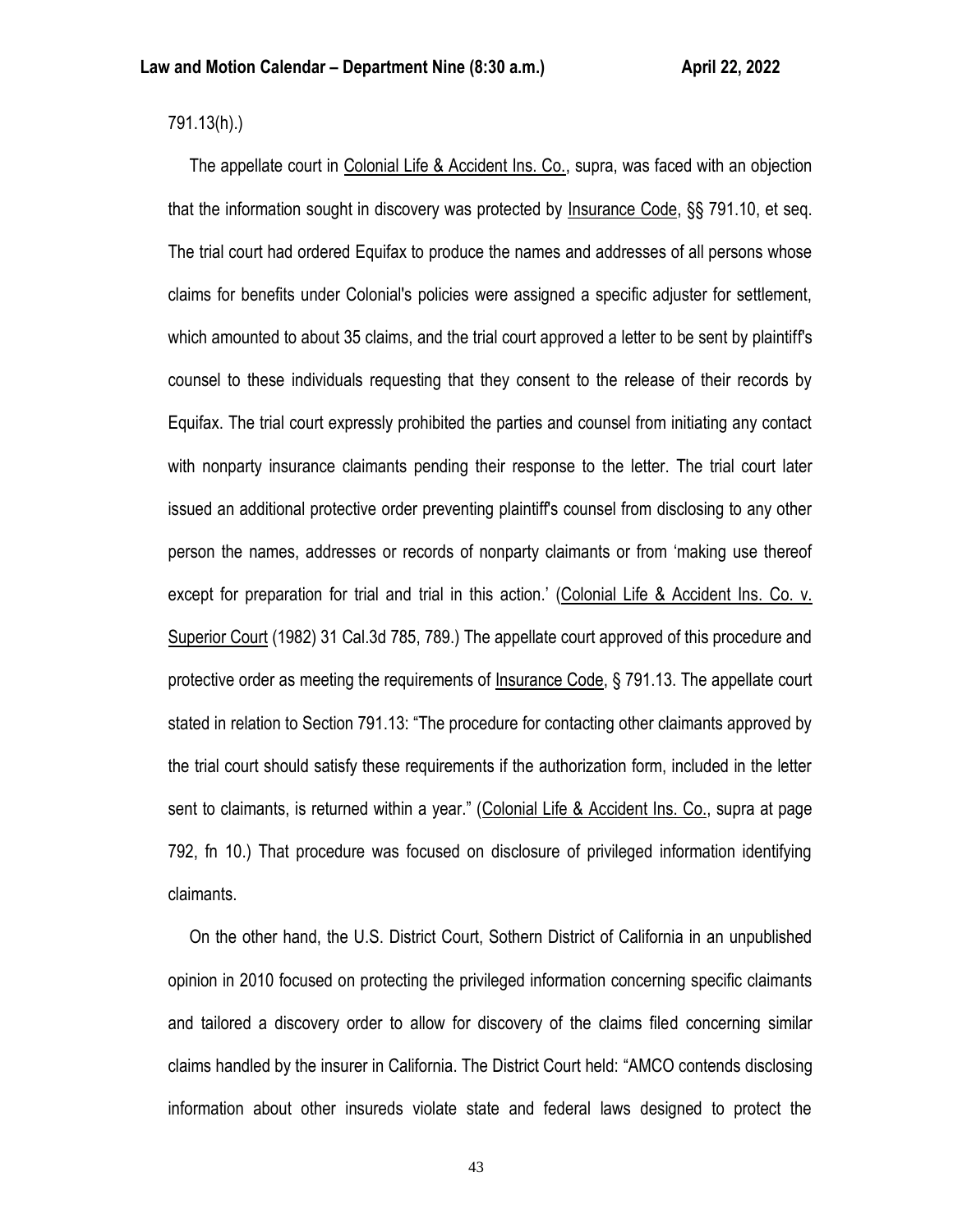791.13(h).)

The appellate court in Colonial Life & Accident Ins. Co., supra, was faced with an objection that the information sought in discovery was protected by Insurance Code, §§ 791.10, et seq. The trial court had ordered Equifax to produce the names and addresses of all persons whose claims for benefits under Colonial's policies were assigned a specific adjuster for settlement, which amounted to about 35 claims, and the trial court approved a letter to be sent by plaintiff's counsel to these individuals requesting that they consent to the release of their records by Equifax. The trial court expressly prohibited the parties and counsel from initiating any contact with nonparty insurance claimants pending their response to the letter. The trial court later issued an additional protective order preventing plaintiff's counsel from disclosing to any other person the names, addresses or records of nonparty claimants or from 'making use thereof except for preparation for trial and trial in this action.' (Colonial Life & Accident Ins. Co. v. Superior Court (1982) 31 Cal.3d 785, 789.) The appellate court approved of this procedure and protective order as meeting the requirements of Insurance Code, § 791.13. The appellate court stated in relation to Section 791.13: "The procedure for contacting other claimants approved by the trial court should satisfy these requirements if the authorization form, included in the letter sent to claimants, is returned within a year." (Colonial Life & Accident Ins. Co., supra at page 792, fn 10.) That procedure was focused on disclosure of privileged information identifying claimants.

On the other hand, the U.S. District Court, Sothern District of California in an unpublished opinion in 2010 focused on protecting the privileged information concerning specific claimants and tailored a discovery order to allow for discovery of the claims filed concerning similar claims handled by the insurer in California. The District Court held: "AMCO contends disclosing information about other insureds violate state and federal laws designed to protect the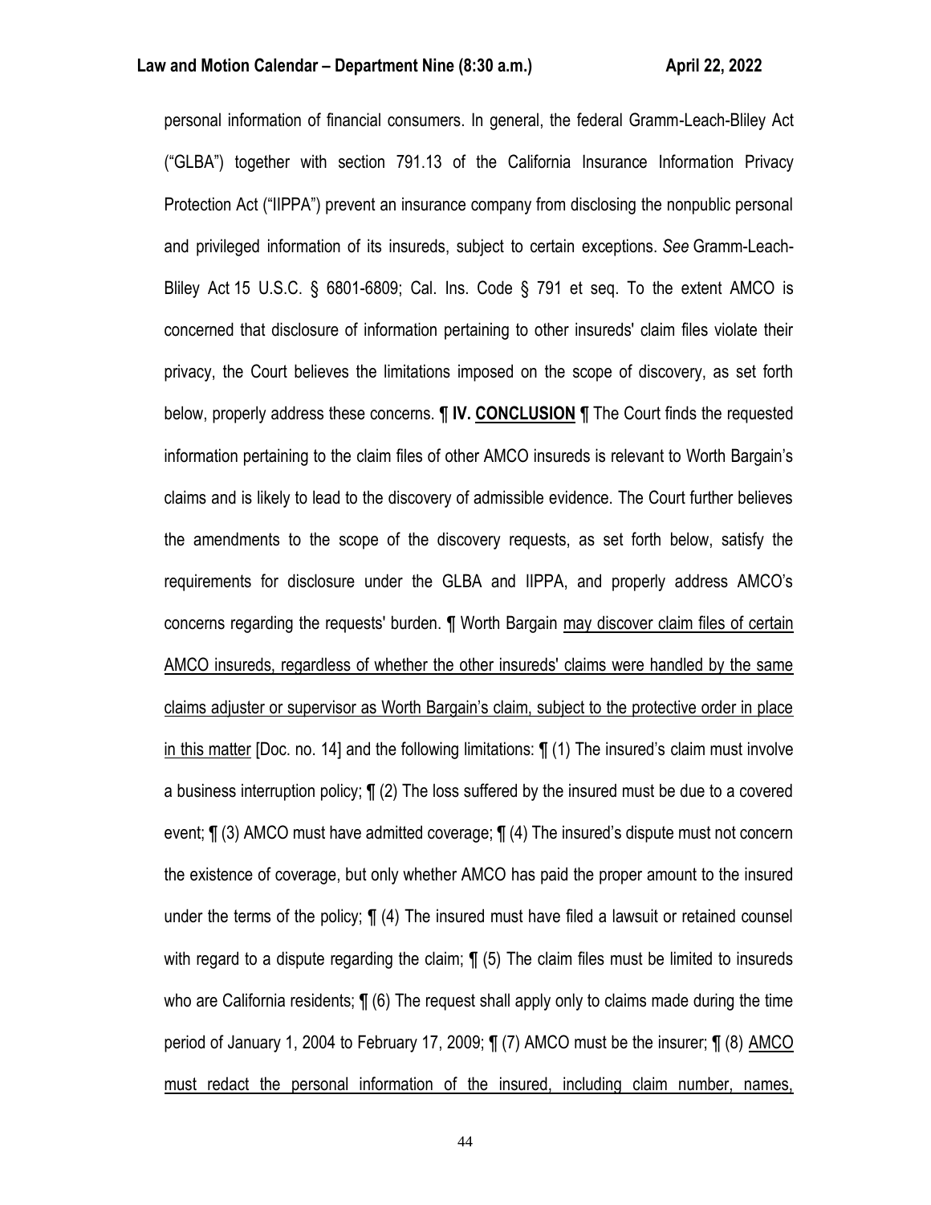personal information of financial consumers. In general, the federal Gramm-Leach-Bliley Act ("GLBA") together with section 791.13 of the California Insurance Information Privacy Protection Act ("IIPPA") prevent an insurance company from disclosing the nonpublic personal and privileged information of its insureds, subject to certain exceptions. *See* Gramm-Leach-Bliley Act 15 U.S.C. § 6801-6809; Cal. Ins. Code § 791 et seq. To the extent AMCO is concerned that disclosure of information pertaining to other insureds' claim files violate their privacy, the Court believes the limitations imposed on the scope of discovery, as set forth below, properly address these concerns. ¶ **IV. CONCLUSION** ¶ The Court finds the requested information pertaining to the claim files of other AMCO insureds is relevant to Worth Bargain's claims and is likely to lead to the discovery of admissible evidence. The Court further believes the amendments to the scope of the discovery requests, as set forth below, satisfy the requirements for disclosure under the GLBA and IIPPA, and properly address AMCO's concerns regarding the requests' burden. ¶ Worth Bargain may discover claim files of certain AMCO insureds, regardless of whether the other insureds' claims were handled by the same claims adjuster or supervisor as Worth Bargain's claim, subject to the protective order in place in this matter [Doc. no. 14] and the following limitations: ¶ (1) The insured's claim must involve a business interruption policy; ¶ (2) The loss suffered by the insured must be due to a covered event; ¶ (3) AMCO must have admitted coverage; ¶ (4) The insured's dispute must not concern the existence of coverage, but only whether AMCO has paid the proper amount to the insured under the terms of the policy; ¶ (4) The insured must have filed a lawsuit or retained counsel with regard to a dispute regarding the claim; ¶ (5) The claim files must be limited to insureds who are California residents; ¶ (6) The request shall apply only to claims made during the time period of January 1, 2004 to February 17, 2009; ¶ (7) AMCO must be the insurer; ¶ (8) AMCO must redact the personal information of the insured, including claim number, names,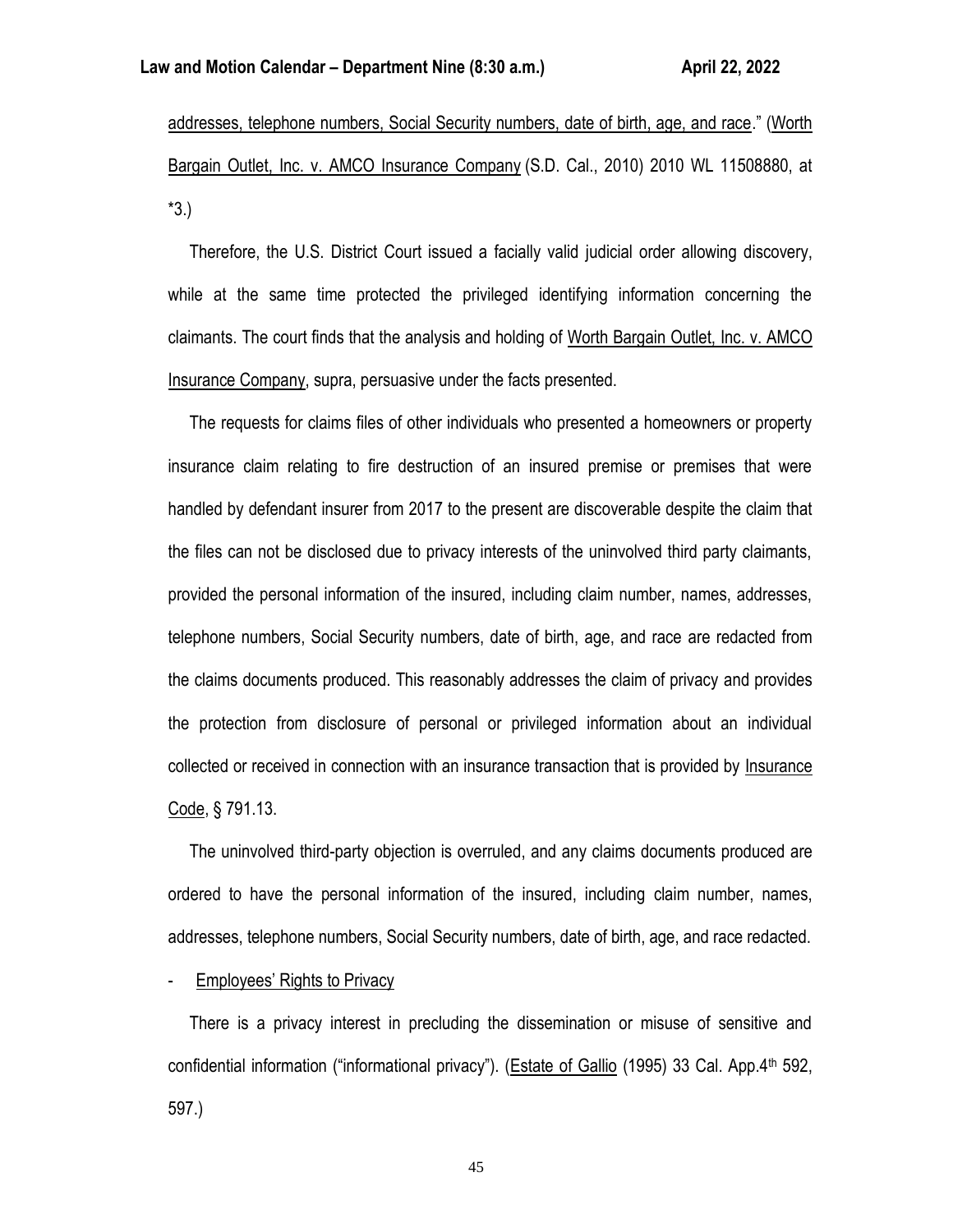addresses, telephone numbers, Social Security numbers, date of birth, age, and race." (Worth Bargain Outlet, Inc. v. AMCO Insurance Company (S.D. Cal., 2010) 2010 WL 11508880, at *3.)

Therefore, the U.S. District Court issued a facially valid judicial order allowing discovery, while at the same time protected the privileged identifying information concerning the claimants. The court finds that the analysis and holding of Worth Bargain Outlet, Inc. v. AMCO Insurance Company, supra, persuasive under the facts presented.

The requests for claims files of other individuals who presented a homeowners or property insurance claim relating to fire destruction of an insured premise or premises that were handled by defendant insurer from 2017 to the present are discoverable despite the claim that the files can not be disclosed due to privacy interests of the uninvolved third party claimants, provided the personal information of the insured, including claim number, names, addresses, telephone numbers, Social Security numbers, date of birth, age, and race are redacted from the claims documents produced. This reasonably addresses the claim of privacy and provides the protection from disclosure of personal or privileged information about an individual collected or received in connection with an insurance transaction that is provided by Insurance Code, § 791.13.

The uninvolved third-party objection is overruled, and any claims documents produced are ordered to have the personal information of the insured, including claim number, names, addresses, telephone numbers, Social Security numbers, date of birth, age, and race redacted.

- Employees' Rights to Privacy

There is a privacy interest in precluding the dissemination or misuse of sensitive and confidential information ("informational privacy"). (Estate of Gallio (1995) 33 Cal. App.4th 592, 597.)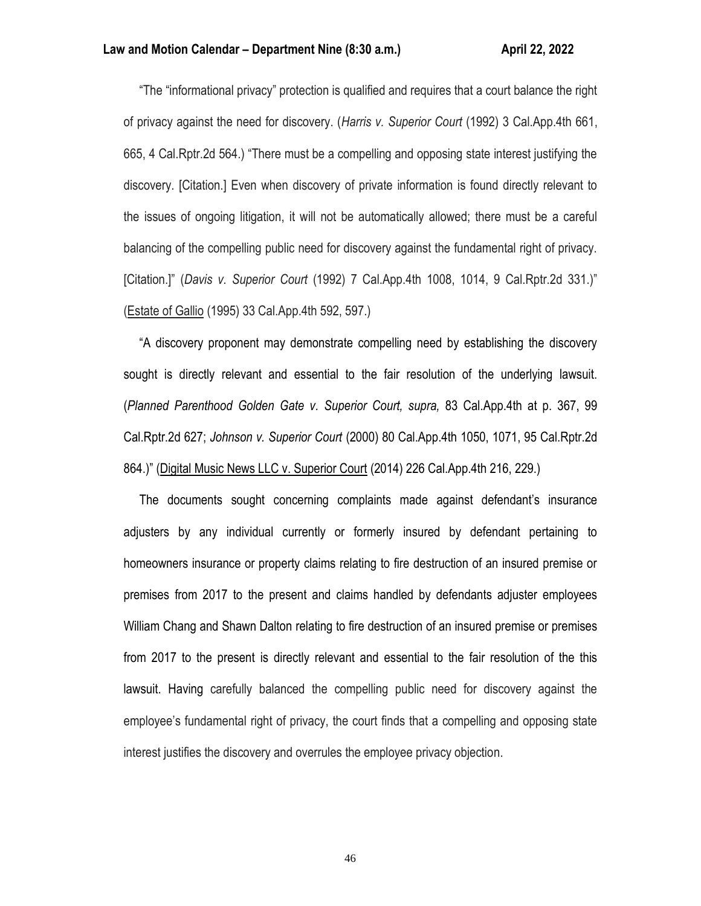"The "informational privacy" protection is qualified and requires that a court balance the right of privacy against the need for discovery. (*Harris v. Superior Court* (1992) 3 Cal.App.4th 661, 665, 4 Cal.Rptr.2d 564.) "There must be a compelling and opposing state interest justifying the discovery. [Citation.] Even when discovery of private information is found directly relevant to the issues of ongoing litigation, it will not be automatically allowed; there must be a careful balancing of the compelling public need for discovery against the fundamental right of privacy. [Citation.]" (*Davis v. Superior Court* (1992) 7 Cal.App.4th 1008, 1014, 9 Cal.Rptr.2d 331.)" (Estate of Gallio (1995) 33 Cal.App.4th 592, 597.)

"A discovery proponent may demonstrate compelling need by establishing the discovery sought is directly relevant and essential to the fair resolution of the underlying lawsuit. (*Planned Parenthood Golden Gate v. Superior Court, supra,* 83 Cal.App.4th at p. 367, 99 Cal.Rptr.2d 627; *Johnson v. Superior Court* (2000) 80 Cal.App.4th 1050, 1071, 95 Cal.Rptr.2d 864.)" (Digital Music News LLC v. Superior Court (2014) 226 Cal.App.4th 216, 229.)

The documents sought concerning complaints made against defendant's insurance adjusters by any individual currently or formerly insured by defendant pertaining to homeowners insurance or property claims relating to fire destruction of an insured premise or premises from 2017 to the present and claims handled by defendants adjuster employees William Chang and Shawn Dalton relating to fire destruction of an insured premise or premises from 2017 to the present is directly relevant and essential to the fair resolution of the this lawsuit. Having carefully balanced the compelling public need for discovery against the employee's fundamental right of privacy, the court finds that a compelling and opposing state interest justifies the discovery and overrules the employee privacy objection.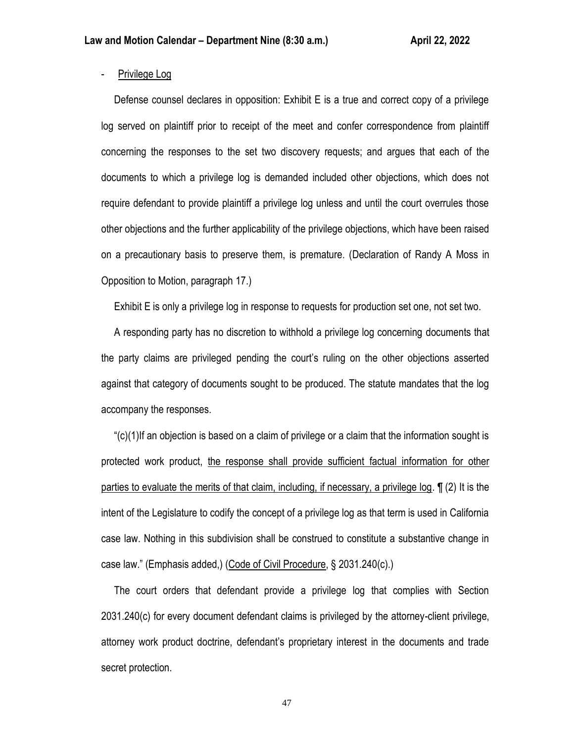- <u>Privilege Log</u>

Defense counsel declares in opposition: Exhibit E is a true and correct copy of a privilege log served on plaintiff prior to receipt of the meet and confer correspondence from plaintiff concerning the responses to the set two discovery requests; and argues that each of the documents to which a privilege log is demanded included other objections, which does not require defendant to provide plaintiff a privilege log unless and until the court overrules those other objections and the further applicability of the privilege objections, which have been raised on a precautionary basis to preserve them, is premature. (Declaration of Randy A Moss in Opposition to Motion, paragraph 17.)

Exhibit E is only a privilege log in response to requests for production set one, not set two.

A responding party has no discretion to withhold a privilege log concerning documents that the party claims are privileged pending the court's ruling on the other objections asserted against that category of documents sought to be produced. The statute mandates that the log accompany the responses.

"(c)(1)If an objection is based on a claim of privilege or a claim that the information sought is protected work product, <u>the response shall provide sufficient factual information for other parties to evaluate the merits of that claim, including, if necessary, a privilege log</u>. ¶ (2) It is the intent of the Legislature to codify the concept of a privilege log as that term is used in California case law. Nothing in this subdivision shall be construed to constitute a substantive change in case law." (Emphasis added,) (<u>Code of Civil Procedure</u>, § 2031.240(c).)

The court orders that defendant provide a privilege log that complies with Section 2031.240(c) for every document defendant claims is privileged by the attorney-client privilege, attorney work product doctrine, defendant's proprietary interest in the documents and trade secret protection.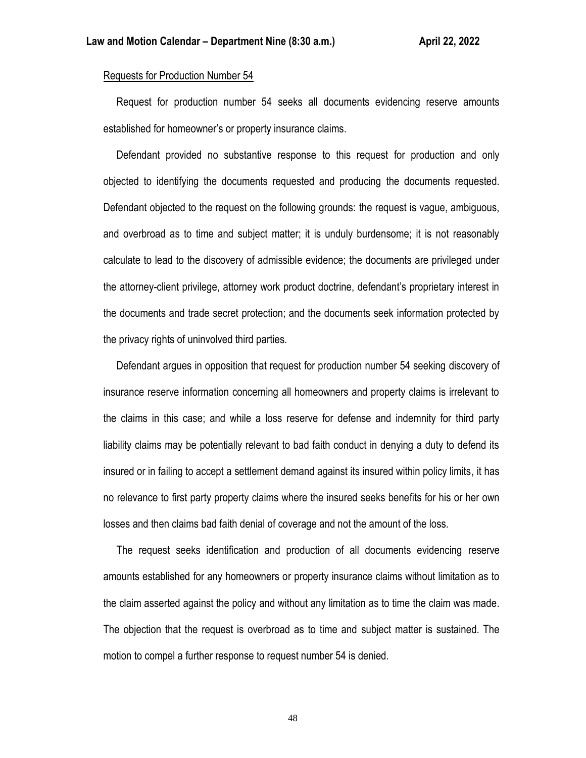Requests for Production Number 54

Request for production number 54 seeks all documents evidencing reserve amounts established for homeowner's or property insurance claims.

Defendant provided no substantive response to this request for production and only objected to identifying the documents requested and producing the documents requested. Defendant objected to the request on the following grounds: the request is vague, ambiguous, and overbroad as to time and subject matter; it is unduly burdensome; it is not reasonably calculate to lead to the discovery of admissible evidence; the documents are privileged under the attorney-client privilege, attorney work product doctrine, defendant's proprietary interest in the documents and trade secret protection; and the documents seek information protected by the privacy rights of uninvolved third parties.

Defendant argues in opposition that request for production number 54 seeking discovery of insurance reserve information concerning all homeowners and property claims is irrelevant to the claims in this case; and while a loss reserve for defense and indemnity for third party liability claims may be potentially relevant to bad faith conduct in denying a duty to defend its insured or in failing to accept a settlement demand against its insured within policy limits, it has no relevance to first party property claims where the insured seeks benefits for his or her own losses and then claims bad faith denial of coverage and not the amount of the loss.

The request seeks identification and production of all documents evidencing reserve amounts established for any homeowners or property insurance claims without limitation as to the claim asserted against the policy and without any limitation as to time the claim was made. The objection that the request is overbroad as to time and subject matter is sustained. The motion to compel a further response to request number 54 is denied.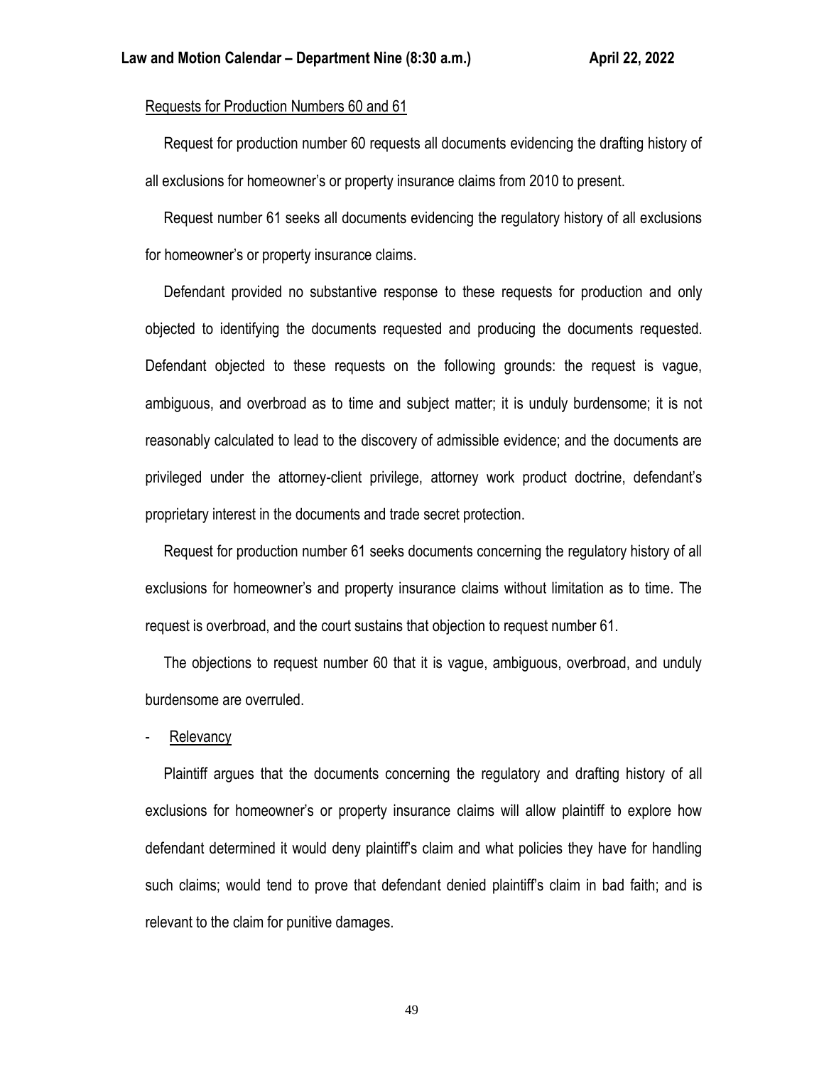Requests for Production Numbers 60 and 61

Request for production number 60 requests all documents evidencing the drafting history of all exclusions for homeowner's or property insurance claims from 2010 to present.

Request number 61 seeks all documents evidencing the regulatory history of all exclusions for homeowner's or property insurance claims.

Defendant provided no substantive response to these requests for production and only objected to identifying the documents requested and producing the documents requested. Defendant objected to these requests on the following grounds: the request is vague, ambiguous, and overbroad as to time and subject matter; it is unduly burdensome; it is not reasonably calculated to lead to the discovery of admissible evidence; and the documents are privileged under the attorney-client privilege, attorney work product doctrine, defendant's proprietary interest in the documents and trade secret protection.

Request for production number 61 seeks documents concerning the regulatory history of all exclusions for homeowner's and property insurance claims without limitation as to time. The request is overbroad, and the court sustains that objection to request number 61.

The objections to request number 60 that it is vague, ambiguous, overbroad, and unduly burdensome are overruled.

- Relevancy

Plaintiff argues that the documents concerning the regulatory and drafting history of all exclusions for homeowner's or property insurance claims will allow plaintiff to explore how defendant determined it would deny plaintiff's claim and what policies they have for handling such claims; would tend to prove that defendant denied plaintiff's claim in bad faith; and is relevant to the claim for punitive damages.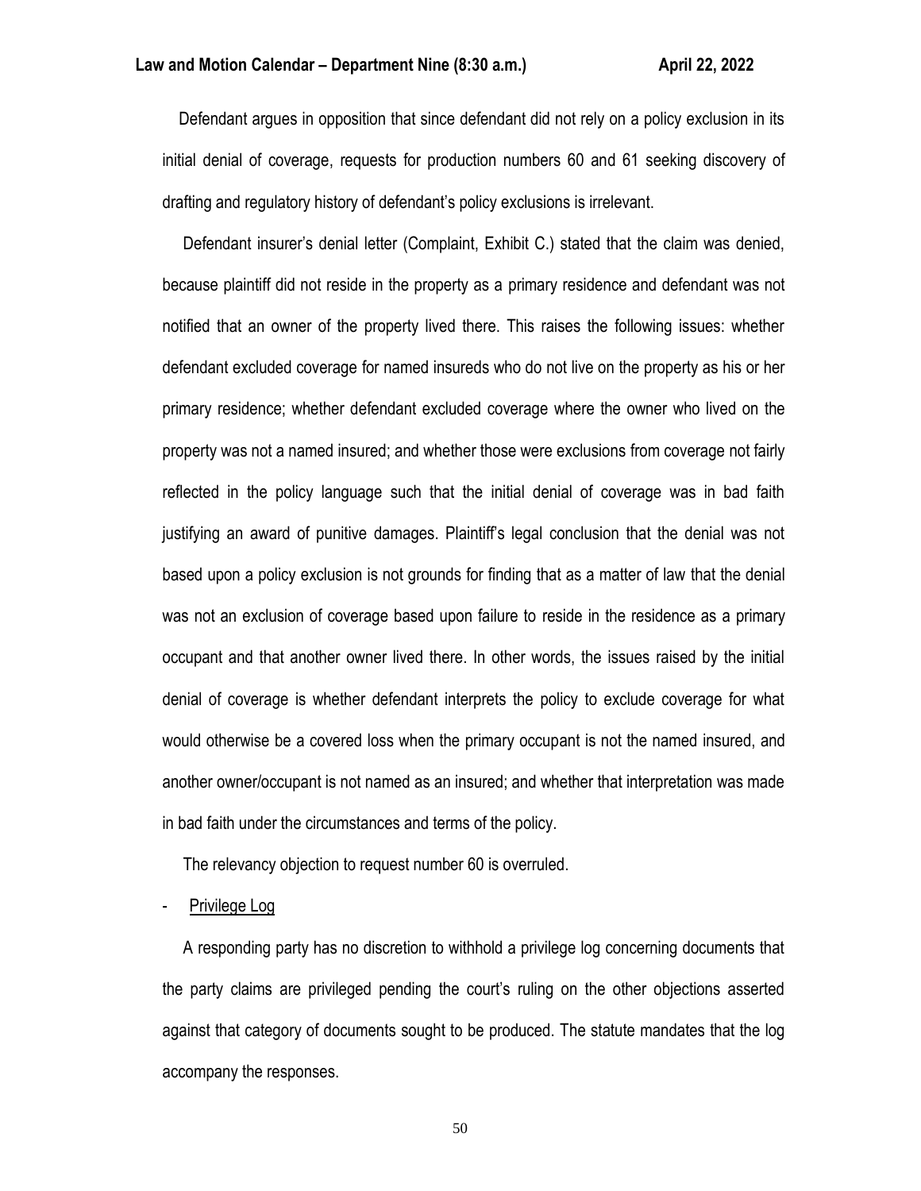Defendant argues in opposition that since defendant did not rely on a policy exclusion in its initial denial of coverage, requests for production numbers 60 and 61 seeking discovery of drafting and regulatory history of defendant's policy exclusions is irrelevant.

Defendant insurer's denial letter (Complaint, Exhibit C.) stated that the claim was denied, because plaintiff did not reside in the property as a primary residence and defendant was not notified that an owner of the property lived there. This raises the following issues: whether defendant excluded coverage for named insureds who do not live on the property as his or her primary residence; whether defendant excluded coverage where the owner who lived on the property was not a named insured; and whether those were exclusions from coverage not fairly reflected in the policy language such that the initial denial of coverage was in bad faith justifying an award of punitive damages. Plaintiff's legal conclusion that the denial was not based upon a policy exclusion is not grounds for finding that as a matter of law that the denial was not an exclusion of coverage based upon failure to reside in the residence as a primary occupant and that another owner lived there. In other words, the issues raised by the initial denial of coverage is whether defendant interprets the policy to exclude coverage for what would otherwise be a covered loss when the primary occupant is not the named insured, and another owner/occupant is not named as an insured; and whether that interpretation was made in bad faith under the circumstances and terms of the policy.

The relevancy objection to request number 60 is overruled.

- <u>Privilege Log</u>

A responding party has no discretion to withhold a privilege log concerning documents that the party claims are privileged pending the court's ruling on the other objections asserted against that category of documents sought to be produced. The statute mandates that the log accompany the responses.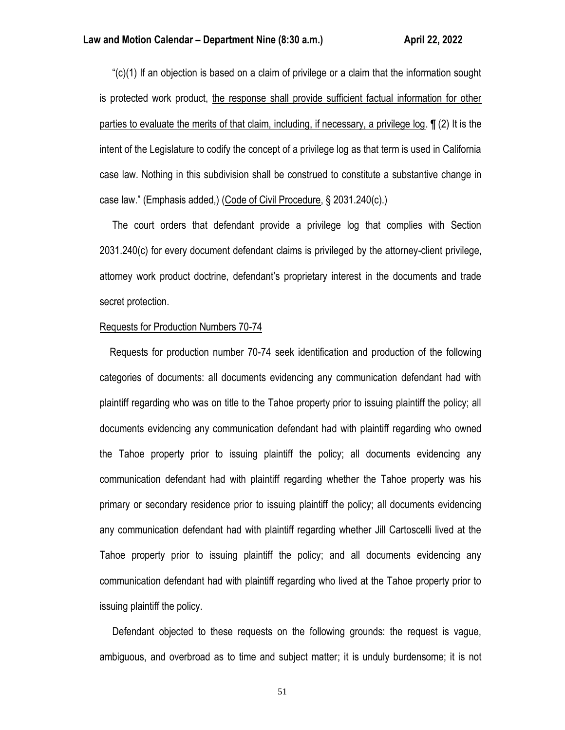"(c)(1) If an objection is based on a claim of privilege or a claim that the information sought is protected work product, <u>the response shall provide sufficient factual information for other parties to evaluate the merits of that claim, including, if necessary, a privilege log</u>. ¶ (2) It is the intent of the Legislature to codify the concept of a privilege log as that term is used in California case law. Nothing in this subdivision shall be construed to constitute a substantive change in case law." (Emphasis added,) (<u>Code of Civil Procedure</u>, § 2031.240(c).)

The court orders that defendant provide a privilege log that complies with Section 2031.240(c) for every document defendant claims is privileged by the attorney-client privilege, attorney work product doctrine, defendant's proprietary interest in the documents and trade secret protection.

<u>Requests for Production Numbers 70-74</u>

Requests for production number 70-74 seek identification and production of the following categories of documents: all documents evidencing any communication defendant had with plaintiff regarding who was on title to the Tahoe property prior to issuing plaintiff the policy; all documents evidencing any communication defendant had with plaintiff regarding who owned the Tahoe property prior to issuing plaintiff the policy; all documents evidencing any communication defendant had with plaintiff regarding whether the Tahoe property was his primary or secondary residence prior to issuing plaintiff the policy; all documents evidencing any communication defendant had with plaintiff regarding whether Jill Cartoscelli lived at the Tahoe property prior to issuing plaintiff the policy; and all documents evidencing any communication defendant had with plaintiff regarding who lived at the Tahoe property prior to issuing plaintiff the policy.

Defendant objected to these requests on the following grounds: the request is vague, ambiguous, and overbroad as to time and subject matter; it is unduly burdensome; it is not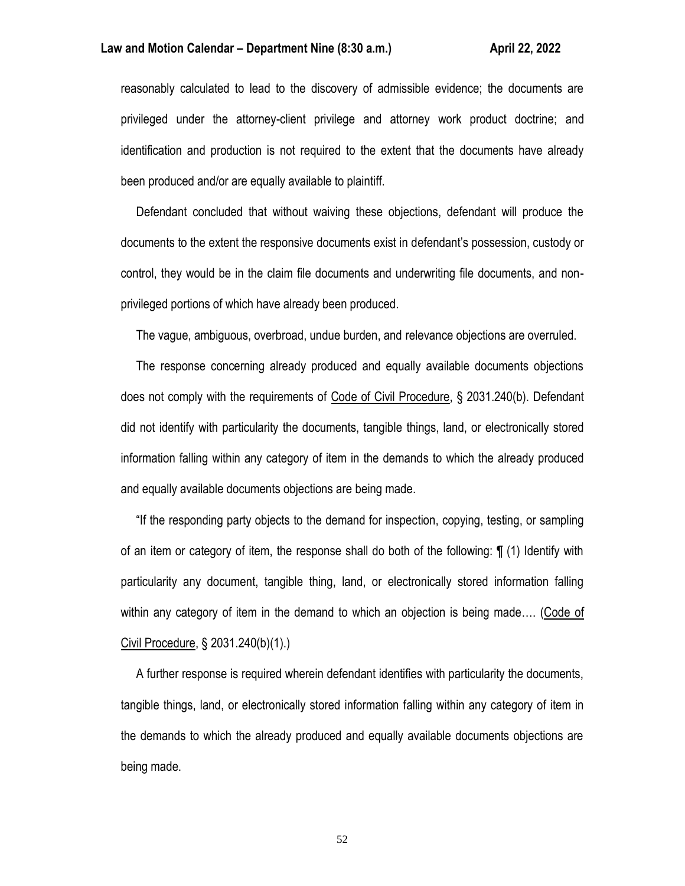reasonably calculated to lead to the discovery of admissible evidence; the documents are privileged under the attorney-client privilege and attorney work product doctrine; and identification and production is not required to the extent that the documents have already been produced and/or are equally available to plaintiff.

Defendant concluded that without waiving these objections, defendant will produce the documents to the extent the responsive documents exist in defendant's possession, custody or control, they would be in the claim file documents and underwriting file documents, and non-privileged portions of which have already been produced.

The vague, ambiguous, overbroad, undue burden, and relevance objections are overruled.

The response concerning already produced and equally available documents objections does not comply with the requirements of Code of Civil Procedure, § 2031.240(b). Defendant did not identify with particularity the documents, tangible things, land, or electronically stored information falling within any category of item in the demands to which the already produced and equally available documents objections are being made.

"If the responding party objects to the demand for inspection, copying, testing, or sampling of an item or category of item, the response shall do both of the following: ¶ (1) Identify with particularity any document, tangible thing, land, or electronically stored information falling within any category of item in the demand to which an objection is being made…. (Code of Civil Procedure, § 2031.240(b)(1).)

A further response is required wherein defendant identifies with particularity the documents, tangible things, land, or electronically stored information falling within any category of item in the demands to which the already produced and equally available documents objections are being made.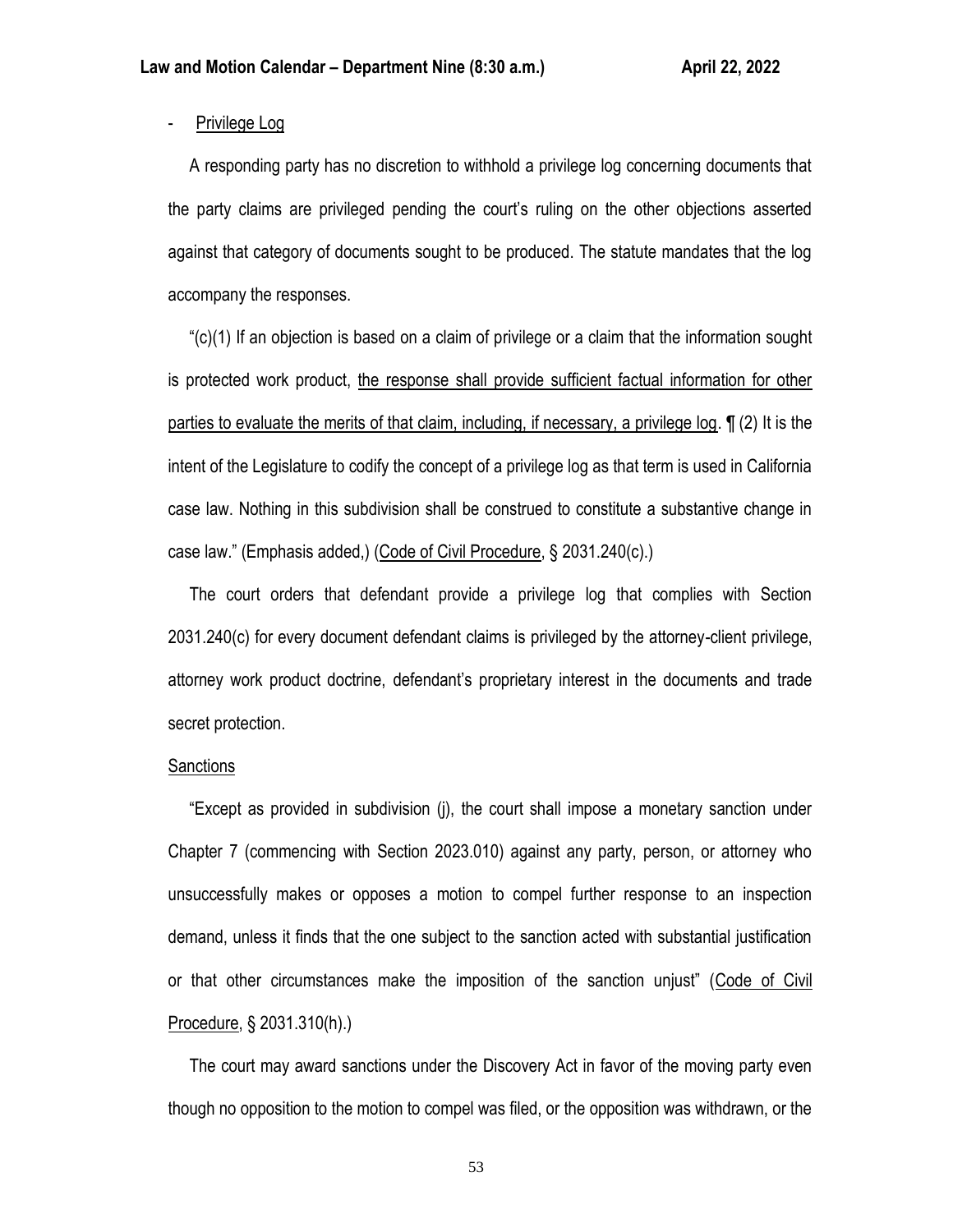- <u>Privilege Log</u>

A responding party has no discretion to withhold a privilege log concerning documents that the party claims are privileged pending the court's ruling on the other objections asserted against that category of documents sought to be produced. The statute mandates that the log accompany the responses.

"(c)(1) If an objection is based on a claim of privilege or a claim that the information sought is protected work product, <u>the response shall provide sufficient factual information for other parties to evaluate the merits of that claim, including, if necessary, a privilege log</u>. ¶ (2) It is the intent of the Legislature to codify the concept of a privilege log as that term is used in California case law. Nothing in this subdivision shall be construed to constitute a substantive change in case law." (Emphasis added,) (<u>Code of Civil Procedure</u>, § 2031.240(c).)

The court orders that defendant provide a privilege log that complies with Section 2031.240(c) for every document defendant claims is privileged by the attorney-client privilege, attorney work product doctrine, defendant's proprietary interest in the documents and trade secret protection.

<u>Sanctions</u>

"Except as provided in subdivision (j), the court shall impose a monetary sanction under Chapter 7 (commencing with Section 2023.010) against any party, person, or attorney who unsuccessfully makes or opposes a motion to compel further response to an inspection demand, unless it finds that the one subject to the sanction acted with substantial justification or that other circumstances make the imposition of the sanction unjust" (<u>Code of Civil Procedure</u>, § 2031.310(h).)

The court may award sanctions under the Discovery Act in favor of the moving party even though no opposition to the motion to compel was filed, or the opposition was withdrawn, or the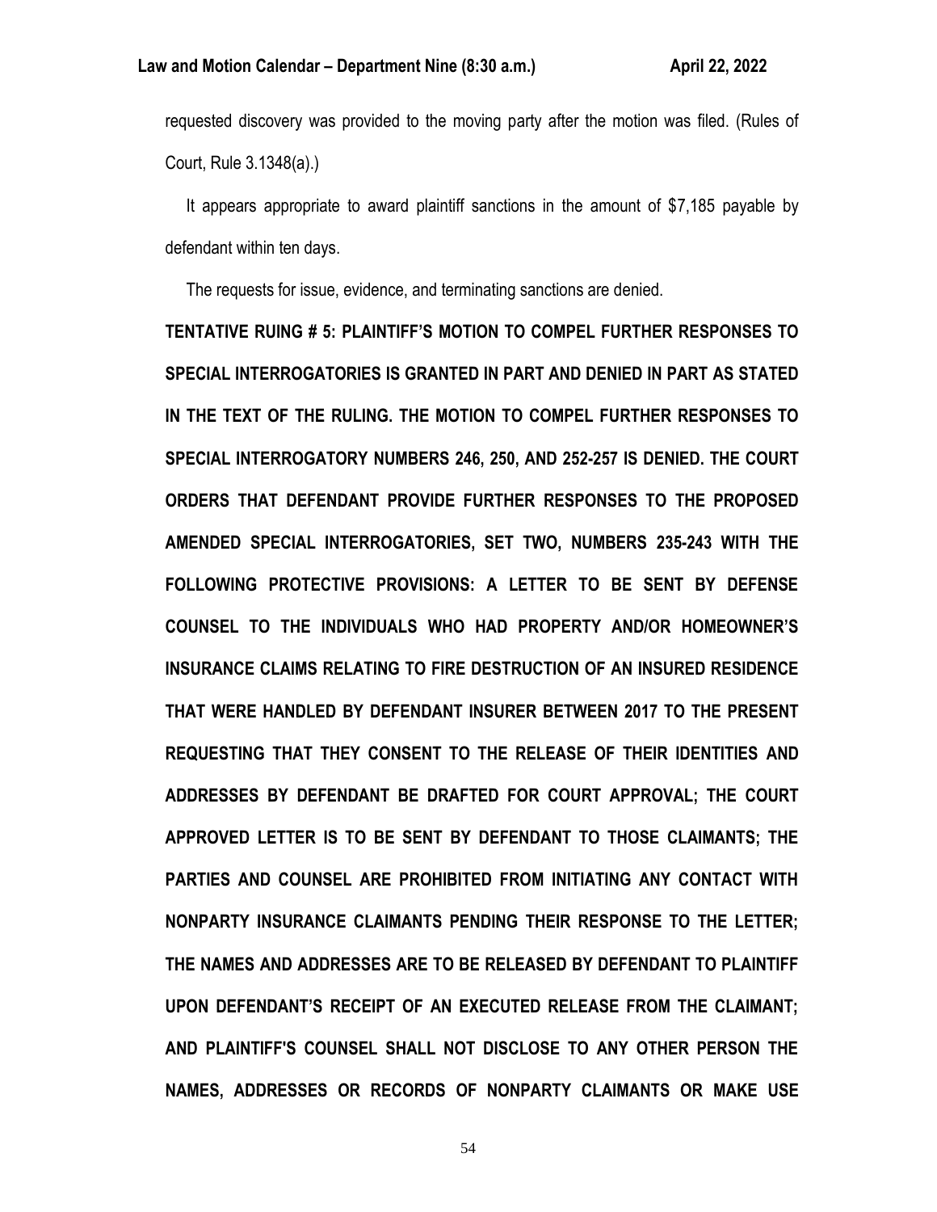requested discovery was provided to the moving party after the motion was filed. (Rules of Court, Rule 3.1348(a).)

It appears appropriate to award plaintiff sanctions in the amount of $7,185 payable by defendant within ten days.

The requests for issue, evidence, and terminating sanctions are denied.

**TENTATIVE RULING # 5: PLAINTIFF'S MOTION TO COMPEL FURTHER RESPONSES TO SPECIAL INTERROGATORIES IS GRANTED IN PART AND DENIED IN PART AS STATED IN THE TEXT OF THE RULING. THE MOTION TO COMPEL FURTHER RESPONSES TO SPECIAL INTERROGATORY NUMBERS 246, 250, AND 252-257 IS DENIED. THE COURT ORDERS THAT DEFENDANT PROVIDE FURTHER RESPONSES TO THE PROPOSED AMENDED SPECIAL INTERROGATORIES, SET TWO, NUMBERS 235-243 WITH THE FOLLOWING PROTECTIVE PROVISIONS: A LETTER TO BE SENT BY DEFENSE COUNSEL TO THE INDIVIDUALS WHO HAD PROPERTY AND/OR HOMEOWNER'S INSURANCE CLAIMS RELATING TO FIRE DESTRUCTION OF AN INSURED RESIDENCE THAT WERE HANDLED BY DEFENDANT INSURER BETWEEN 2017 TO THE PRESENT REQUESTING THAT THEY CONSENT TO THE RELEASE OF THEIR IDENTITIES AND ADDRESSES BY DEFENDANT BE DRAFTED FOR COURT APPROVAL; THE COURT APPROVED LETTER IS TO BE SENT BY DEFENDANT TO THOSE CLAIMANTS; THE PARTIES AND COUNSEL ARE PROHIBITED FROM INITIATING ANY CONTACT WITH NONPARTY INSURANCE CLAIMANTS PENDING THEIR RESPONSE TO THE LETTER; THE NAMES AND ADDRESSES ARE TO BE RELEASED BY DEFENDANT TO PLAINTIFF UPON DEFENDANT'S RECEIPT OF AN EXECUTED RELEASE FROM THE CLAIMANT; AND PLAINTIFF'S COUNSEL SHALL NOT DISCLOSE TO ANY OTHER PERSON THE NAMES, ADDRESSES OR RECORDS OF NONPARTY CLAIMANTS OR MAKE USE**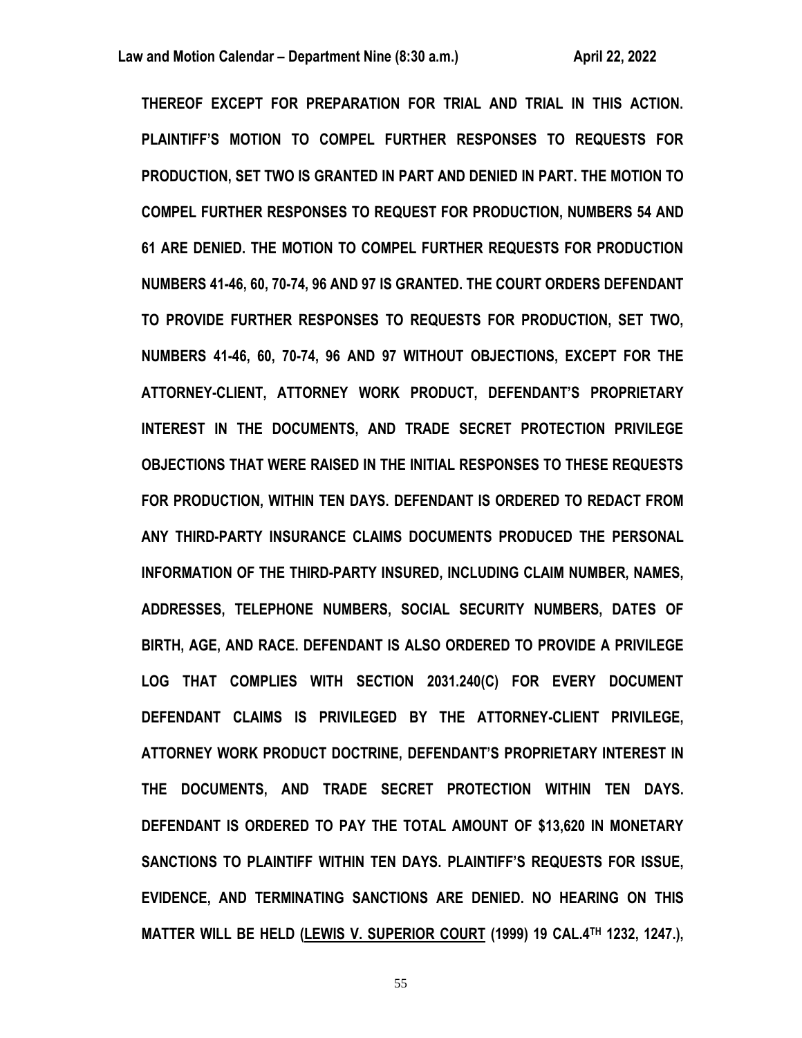**THEREOF EXCEPT FOR PREPARATION FOR TRIAL AND TRIAL IN THIS ACTION. PLAINTIFF'S MOTION TO COMPEL FURTHER RESPONSES TO REQUESTS FOR PRODUCTION, SET TWO IS GRANTED IN PART AND DENIED IN PART. THE MOTION TO COMPEL FURTHER RESPONSES TO REQUEST FOR PRODUCTION, NUMBERS 54 AND 61 ARE DENIED. THE MOTION TO COMPEL FURTHER REQUESTS FOR PRODUCTION NUMBERS 41-46, 60, 70-74, 96 AND 97 IS GRANTED. THE COURT ORDERS DEFENDANT TO PROVIDE FURTHER RESPONSES TO REQUESTS FOR PRODUCTION, SET TWO, NUMBERS 41-46, 60, 70-74, 96 AND 97 WITHOUT OBJECTIONS, EXCEPT FOR THE ATTORNEY-CLIENT, ATTORNEY WORK PRODUCT, DEFENDANT'S PROPRIETARY INTEREST IN THE DOCUMENTS, AND TRADE SECRET PROTECTION PRIVILEGE OBJECTIONS THAT WERE RAISED IN THE INITIAL RESPONSES TO THESE REQUESTS FOR PRODUCTION, WITHIN TEN DAYS. DEFENDANT IS ORDERED TO REDACT FROM ANY THIRD-PARTY INSURANCE CLAIMS DOCUMENTS PRODUCED THE PERSONAL INFORMATION OF THE THIRD-PARTY INSURED, INCLUDING CLAIM NUMBER, NAMES, ADDRESSES, TELEPHONE NUMBERS, SOCIAL SECURITY NUMBERS, DATES OF BIRTH, AGE, AND RACE. DEFENDANT IS ALSO ORDERED TO PROVIDE A PRIVILEGE LOG THAT COMPLIES WITH SECTION 2031.240(C) FOR EVERY DOCUMENT DEFENDANT CLAIMS IS PRIVILEGED BY THE ATTORNEY-CLIENT PRIVILEGE, ATTORNEY WORK PRODUCT DOCTRINE, DEFENDANT'S PROPRIETARY INTEREST IN THE DOCUMENTS, AND TRADE SECRET PROTECTION WITHIN TEN DAYS. DEFENDANT IS ORDERED TO PAY THE TOTAL AMOUNT OF $13,620 IN MONETARY SANCTIONS TO PLAINTIFF WITHIN TEN DAYS. PLAINTIFF'S REQUESTS FOR ISSUE, EVIDENCE, AND TERMINATING SANCTIONS ARE DENIED. NO HEARING ON THIS MATTER WILL BE HELD (<u>LEWIS V. SUPERIOR COURT</u> (1999) 19 CAL.4TH 1232, 1247.),**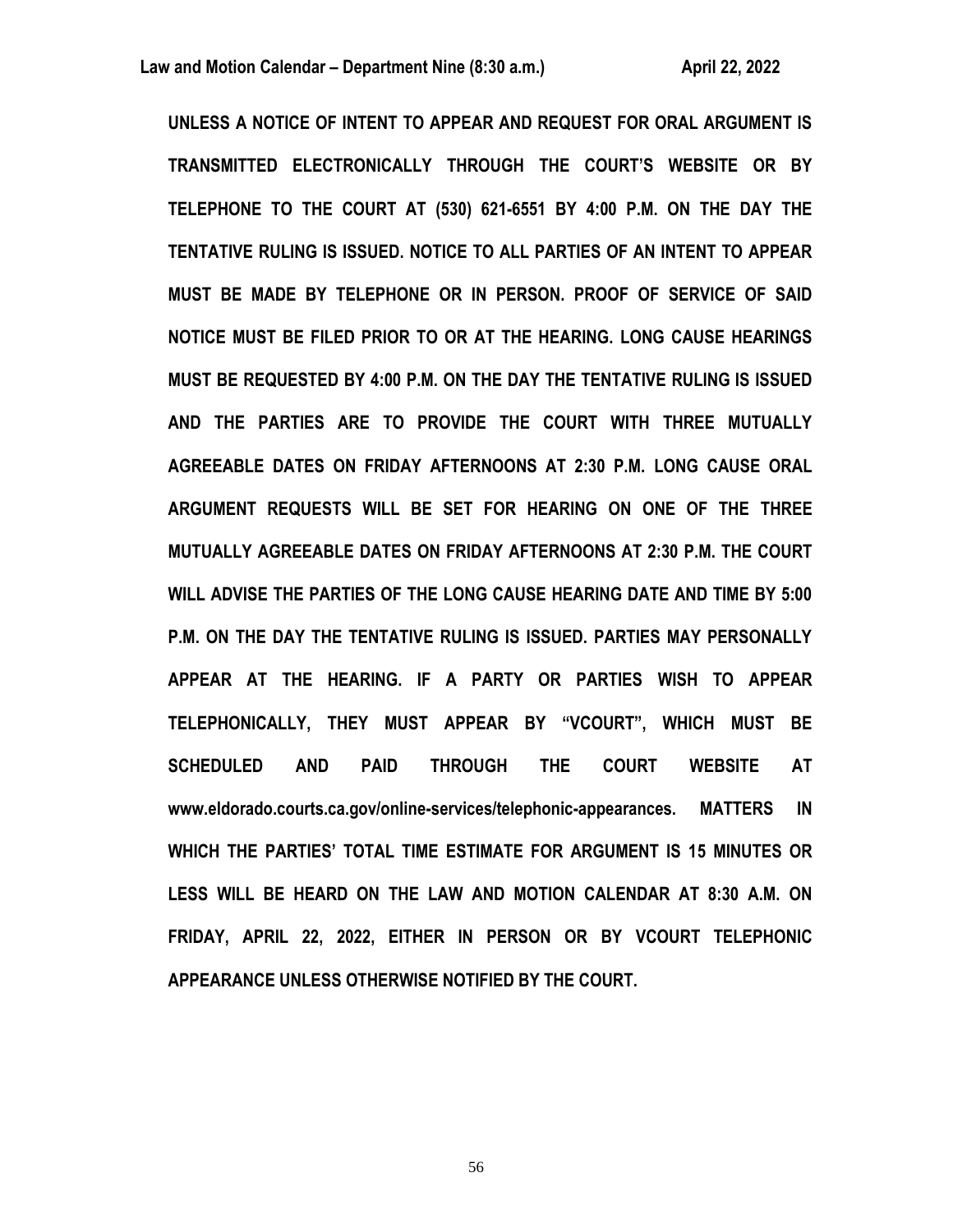**UNLESS A NOTICE OF INTENT TO APPEAR AND REQUEST FOR ORAL ARGUMENT IS TRANSMITTED ELECTRONICALLY THROUGH THE COURT'S WEBSITE OR BY TELEPHONE TO THE COURT AT (530) 621-6551 BY 4:00 P.M. ON THE DAY THE TENTATIVE RULING IS ISSUED. NOTICE TO ALL PARTIES OF AN INTENT TO APPEAR MUST BE MADE BY TELEPHONE OR IN PERSON. PROOF OF SERVICE OF SAID NOTICE MUST BE FILED PRIOR TO OR AT THE HEARING. LONG CAUSE HEARINGS MUST BE REQUESTED BY 4:00 P.M. ON THE DAY THE TENTATIVE RULING IS ISSUED AND THE PARTIES ARE TO PROVIDE THE COURT WITH THREE MUTUALLY AGREEABLE DATES ON FRIDAY AFTERNOONS AT 2:30 P.M. LONG CAUSE ORAL ARGUMENT REQUESTS WILL BE SET FOR HEARING ON ONE OF THE THREE MUTUALLY AGREEABLE DATES ON FRIDAY AFTERNOONS AT 2:30 P.M. THE COURT WILL ADVISE THE PARTIES OF THE LONG CAUSE HEARING DATE AND TIME BY 5:00 P.M. ON THE DAY THE TENTATIVE RULING IS ISSUED. PARTIES MAY PERSONALLY APPEAR AT THE HEARING. IF A PARTY OR PARTIES WISH TO APPEAR TELEPHONICALLY, THEY MUST APPEAR BY "VCOURT", WHICH MUST BE SCHEDULED AND PAID THROUGH THE COURT WEBSITE AT www.eldorado.courts.ca.gov/online-services/telephonic-appearances. MATTERS IN WHICH THE PARTIES' TOTAL TIME ESTIMATE FOR ARGUMENT IS 15 MINUTES OR LESS WILL BE HEARD ON THE LAW AND MOTION CALENDAR AT 8:30 A.M. ON FRIDAY, APRIL 22, 2022, EITHER IN PERSON OR BY VCOURT TELEPHONIC APPEARANCE UNLESS OTHERWISE NOTIFIED BY THE COURT.**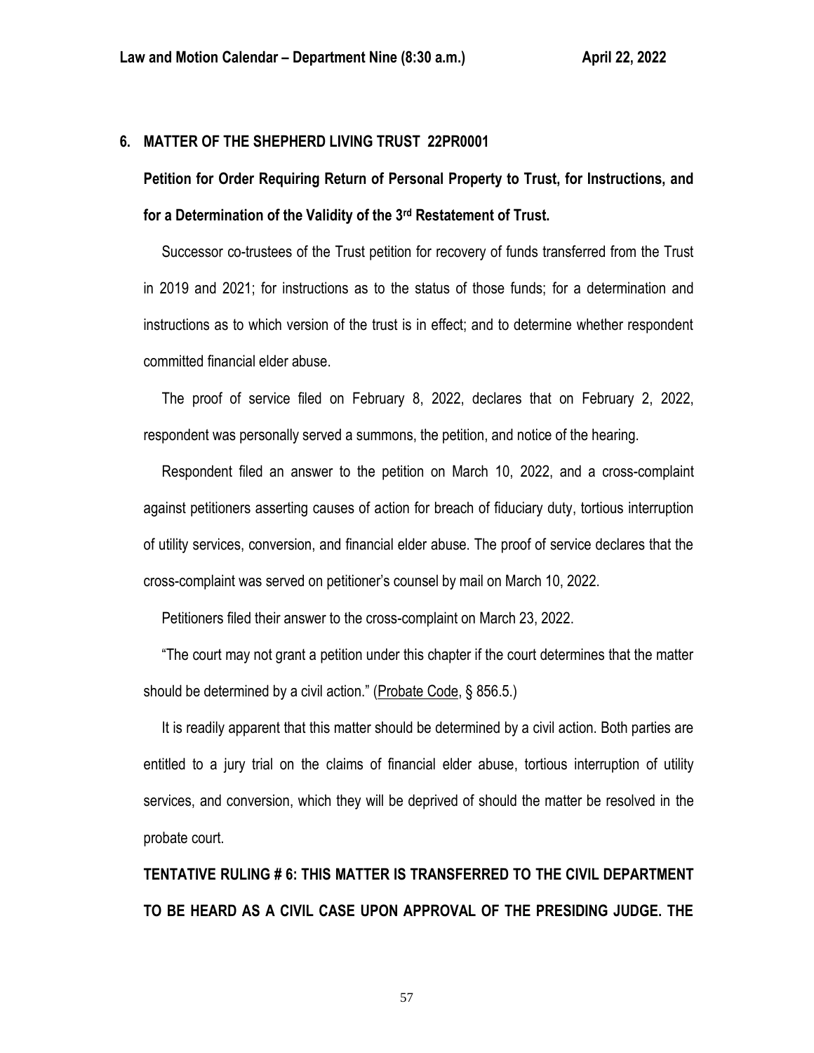## 6. MATTER OF THE SHEPHERD LIVING TRUST 22PR0001

**Petition for Order Requiring Return of Personal Property to Trust, for Instructions, and for a Determination of the Validity of the 3rd Restatement of Trust.**

Successor co-trustees of the Trust petition for recovery of funds transferred from the Trust in 2019 and 2021; for instructions as to the status of those funds; for a determination and instructions as to which version of the trust is in effect; and to determine whether respondent committed financial elder abuse.

The proof of service filed on February 8, 2022, declares that on February 2, 2022, respondent was personally served a summons, the petition, and notice of the hearing.

Respondent filed an answer to the petition on March 10, 2022, and a cross-complaint against petitioners asserting causes of action for breach of fiduciary duty, tortious interruption of utility services, conversion, and financial elder abuse. The proof of service declares that the cross-complaint was served on petitioner's counsel by mail on March 10, 2022.

Petitioners filed their answer to the cross-complaint on March 23, 2022.

"The court may not grant a petition under this chapter if the court determines that the matter should be determined by a civil action." (Probate Code, § 856.5.)

It is readily apparent that this matter should be determined by a civil action. Both parties are entitled to a jury trial on the claims of financial elder abuse, tortious interruption of utility services, and conversion, which they will be deprived of should the matter be resolved in the probate court.

**TENTATIVE RULING # 6: THIS MATTER IS TRANSFERRED TO THE CIVIL DEPARTMENT TO BE HEARD AS A CIVIL CASE UPON APPROVAL OF THE PRESIDING JUDGE. THE**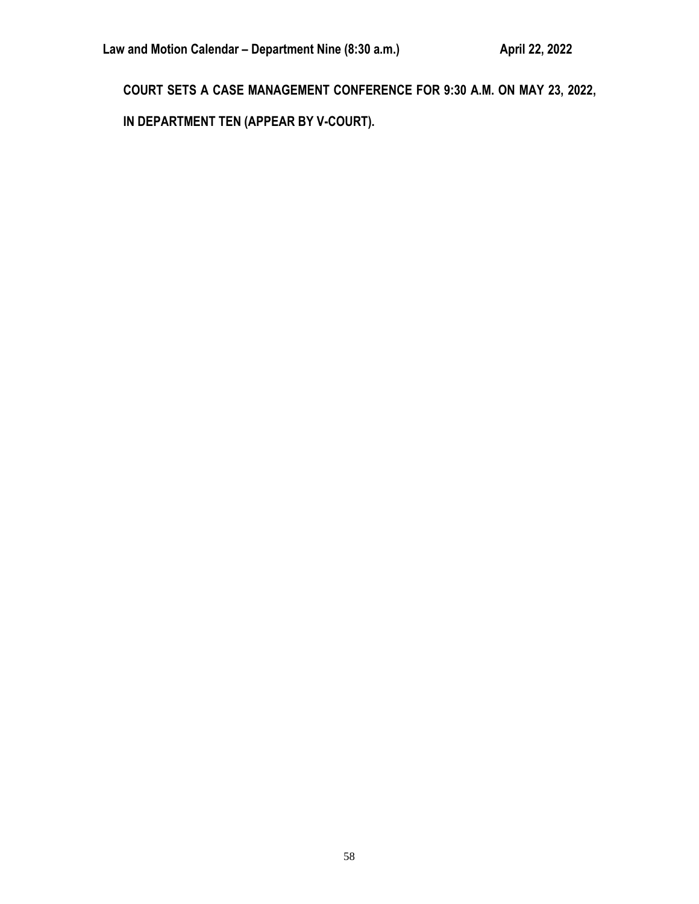**COURT SETS A CASE MANAGEMENT CONFERENCE FOR 9:30 A.M. ON MAY 23, 2022, IN DEPARTMENT TEN (APPEAR BY V-COURT).**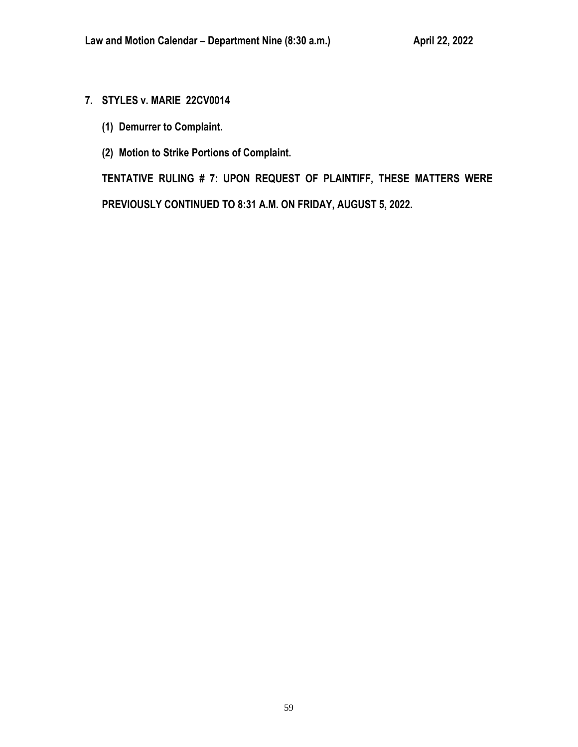**7. STYLES v. MARIE 22CV0014**

**(1) Demurrer to Complaint.**

**(2) Motion to Strike Portions of Complaint.**

**TENTATIVE RULING # 7: UPON REQUEST OF PLAINTIFF, THESE MATTERS WERE PREVIOUSLY CONTINUED TO 8:31 A.M. ON FRIDAY, AUGUST 5, 2022.**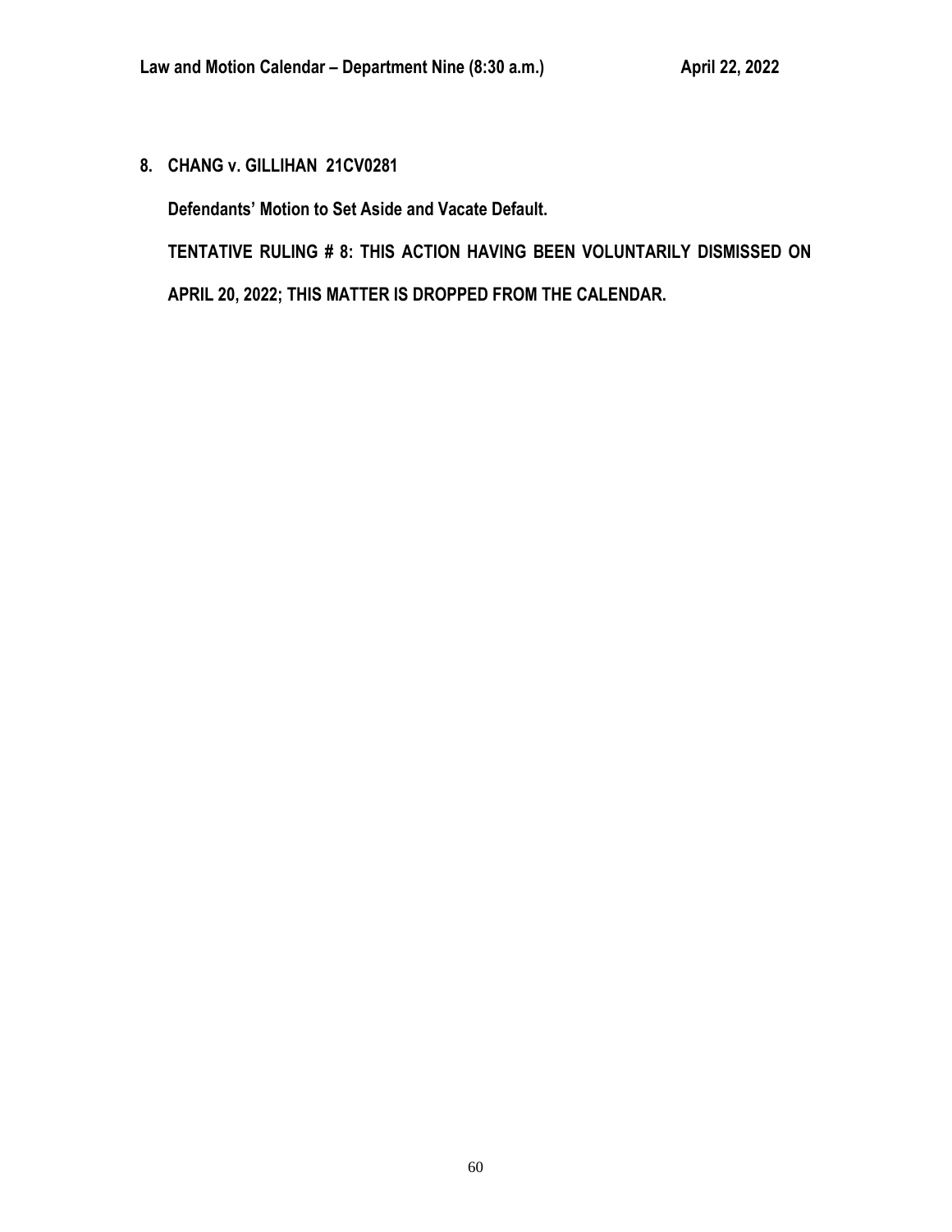**8. CHANG v. GILLIHAN 21CV0281**

**Defendants' Motion to Set Aside and Vacate Default.**

**TENTATIVE RULING # 8: THIS ACTION HAVING BEEN VOLUNTARILY DISMISSED ON APRIL 20, 2022; THIS MATTER IS DROPPED FROM THE CALENDAR.**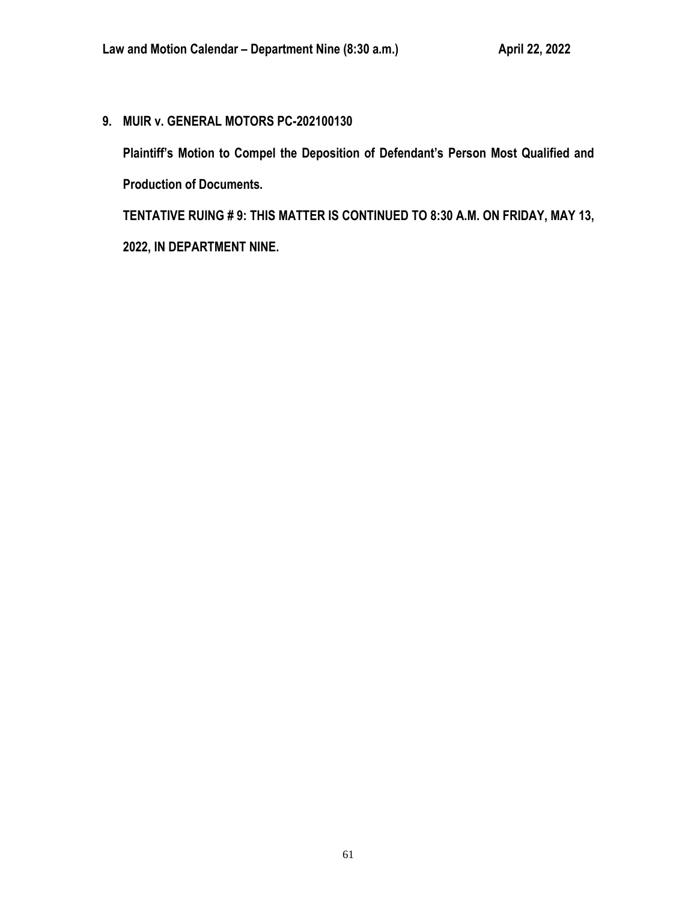**9. MUIR v. GENERAL MOTORS PC-202100130**

**Plaintiff's Motion to Compel the Deposition of Defendant's Person Most Qualified and Production of Documents.**

**TENTATIVE RUING # 9: THIS MATTER IS CONTINUED TO 8:30 A.M. ON FRIDAY, MAY 13, 2022, IN DEPARTMENT NINE.**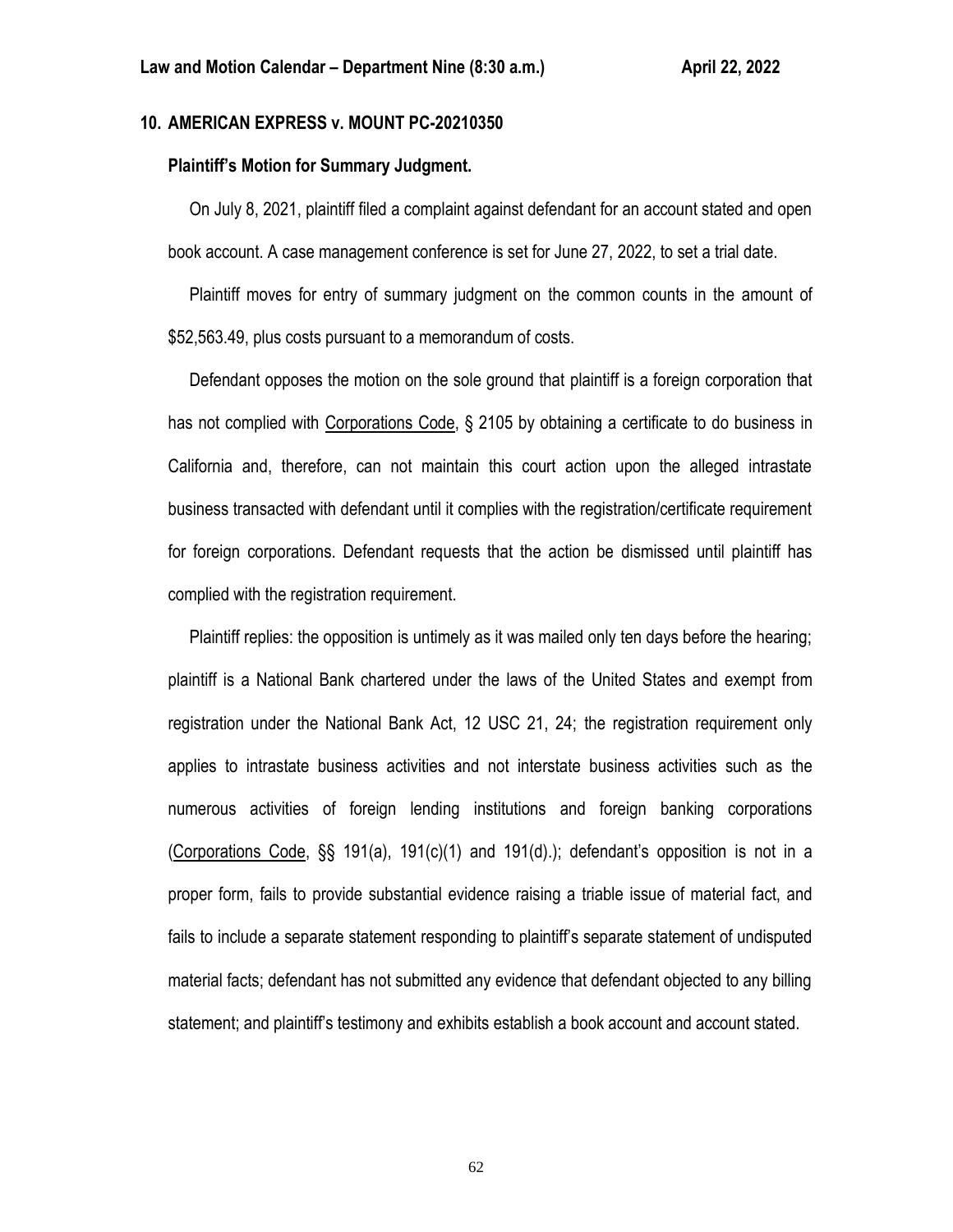## 10. AMERICAN EXPRESS v. MOUNT PC-20210350

### Plaintiff's Motion for Summary Judgment.

On July 8, 2021, plaintiff filed a complaint against defendant for an account stated and open book account. A case management conference is set for June 27, 2022, to set a trial date.

Plaintiff moves for entry of summary judgment on the common counts in the amount of \$52,563.49, plus costs pursuant to a memorandum of costs.

Defendant opposes the motion on the sole ground that plaintiff is a foreign corporation that has not complied with Corporations Code, § 2105 by obtaining a certificate to do business in California and, therefore, can not maintain this court action upon the alleged intrastate business transacted with defendant until it complies with the registration/certificate requirement for foreign corporations. Defendant requests that the action be dismissed until plaintiff has complied with the registration requirement.

Plaintiff replies: the opposition is untimely as it was mailed only ten days before the hearing; plaintiff is a National Bank chartered under the laws of the United States and exempt from registration under the National Bank Act, 12 USC 21, 24; the registration requirement only applies to intrastate business activities and not interstate business activities such as the numerous activities of foreign lending institutions and foreign banking corporations (Corporations Code, §§ 191(a), 191(c)(1) and 191(d).); defendant's opposition is not in a proper form, fails to provide substantial evidence raising a triable issue of material fact, and fails to include a separate statement responding to plaintiff's separate statement of undisputed material facts; defendant has not submitted any evidence that defendant objected to any billing statement; and plaintiff's testimony and exhibits establish a book account and account stated.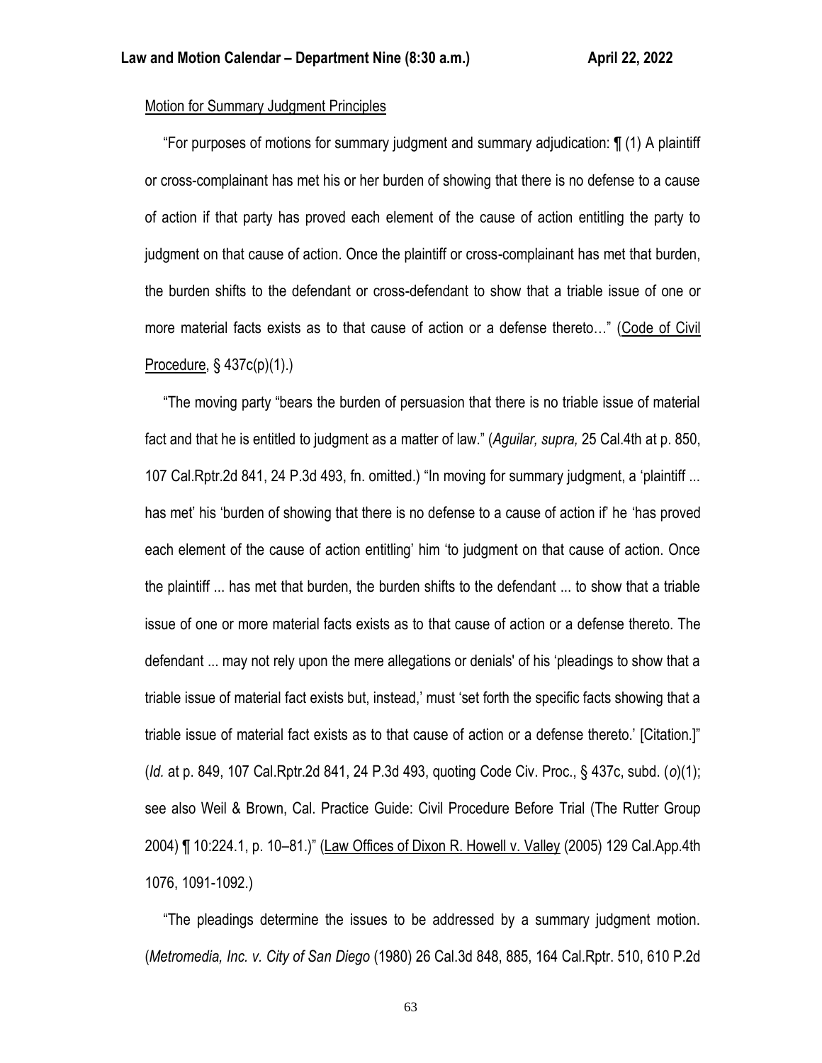Motion for Summary Judgment Principles

"For purposes of motions for summary judgment and summary adjudication: ¶ (1) A plaintiff or cross-complainant has met his or her burden of showing that there is no defense to a cause of action if that party has proved each element of the cause of action entitling the party to judgment on that cause of action. Once the plaintiff or cross-complainant has met that burden, the burden shifts to the defendant or cross-defendant to show that a triable issue of one or more material facts exists as to that cause of action or a defense thereto…" (Code of Civil Procedure, § 437c(p)(1).)

"The moving party "bears the burden of persuasion that there is no triable issue of material fact and that he is entitled to judgment as a matter of law." (*Aguilar, supra,* 25 Cal.4th at p. 850, 107 Cal.Rptr.2d 841, 24 P.3d 493, fn. omitted.) "In moving for summary judgment, a 'plaintiff ... has met' his 'burden of showing that there is no defense to a cause of action if' he 'has proved each element of the cause of action entitling' him 'to judgment on that cause of action. Once the plaintiff ... has met that burden, the burden shifts to the defendant ... to show that a triable issue of one or more material facts exists as to that cause of action or a defense thereto. The defendant ... may not rely upon the mere allegations or denials' of his 'pleadings to show that a triable issue of material fact exists but, instead,' must 'set forth the specific facts showing that a triable issue of material fact exists as to that cause of action or a defense thereto.' [Citation.]" (*Id.* at p. 849, 107 Cal.Rptr.2d 841, 24 P.3d 493, quoting Code Civ. Proc., § 437c, subd. (*o*)(1); see also Weil & Brown, Cal. Practice Guide: Civil Procedure Before Trial (The Rutter Group 2004) ¶ 10:224.1, p. 10–81.)" (Law Offices of Dixon R. Howell v. Valley (2005) 129 Cal.App.4th 1076, 1091-1092.)

"The pleadings determine the issues to be addressed by a summary judgment motion. (*Metromedia, Inc. v. City of San Diego* (1980) 26 Cal.3d 848, 885, 164 Cal.Rptr. 510, 610 P.2d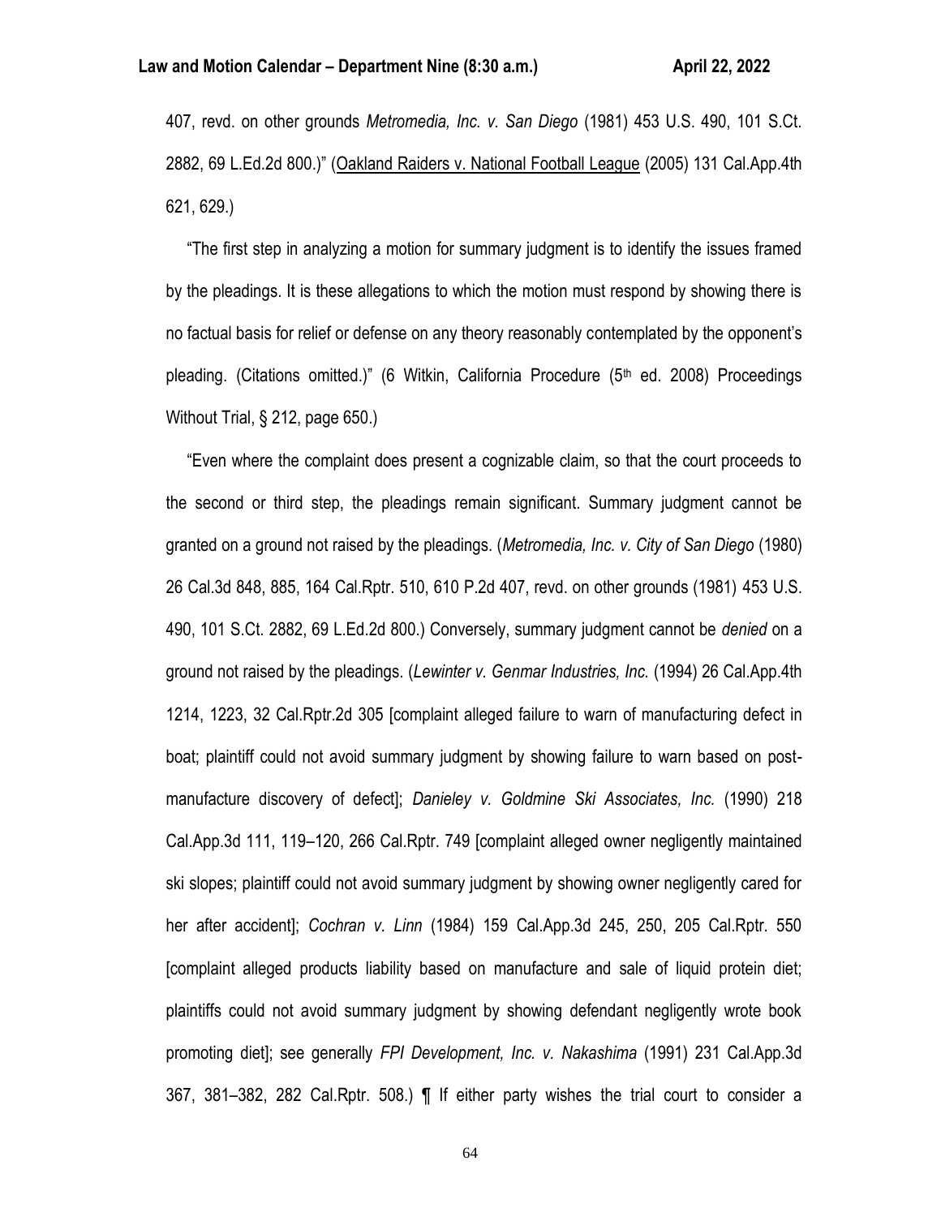407, revd. on other grounds *Metromedia, Inc. v. San Diego* (1981) 453 U.S. 490, 101 S.Ct. 2882, 69 L.Ed.2d 800.)" (Oakland Raiders v. National Football League (2005) 131 Cal.App.4th 621, 629.)

"The first step in analyzing a motion for summary judgment is to identify the issues framed by the pleadings. It is these allegations to which the motion must respond by showing there is no factual basis for relief or defense on any theory reasonably contemplated by the opponent's pleading. (Citations omitted.)" (6 Witkin, California Procedure (5th ed. 2008) Proceedings Without Trial, § 212, page 650.)

"Even where the complaint does present a cognizable claim, so that the court proceeds to the second or third step, the pleadings remain significant. Summary judgment cannot be granted on a ground not raised by the pleadings. (*Metromedia, Inc. v. City of San Diego* (1980) 26 Cal.3d 848, 885, 164 Cal.Rptr. 510, 610 P.2d 407, revd. on other grounds (1981) 453 U.S. 490, 101 S.Ct. 2882, 69 L.Ed.2d 800.) Conversely, summary judgment cannot be *denied* on a ground not raised by the pleadings. (*Lewinter v. Genmar Industries, Inc.* (1994) 26 Cal.App.4th 1214, 1223, 32 Cal.Rptr.2d 305 [complaint alleged failure to warn of manufacturing defect in boat; plaintiff could not avoid summary judgment by showing failure to warn based on post-manufacture discovery of defect]; *Danieley v. Goldmine Ski Associates, Inc.* (1990) 218 Cal.App.3d 111, 119–120, 266 Cal.Rptr. 749 [complaint alleged owner negligently maintained ski slopes; plaintiff could not avoid summary judgment by showing owner negligently cared for her after accident]; *Cochran v. Linn* (1984) 159 Cal.App.3d 245, 250, 205 Cal.Rptr. 550 [complaint alleged products liability based on manufacture and sale of liquid protein diet; plaintiffs could not avoid summary judgment by showing defendant negligently wrote book promoting diet]; see generally *FPI Development, Inc. v. Nakashima* (1991) 231 Cal.App.3d 367, 381–382, 282 Cal.Rptr. 508.) ¶ If either party wishes the trial court to consider a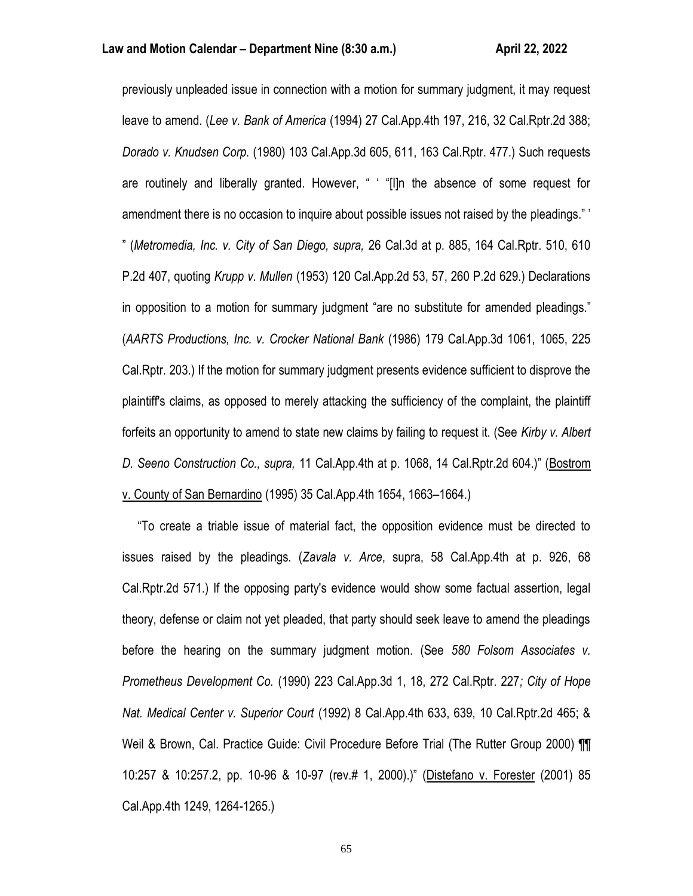previously unpleaded issue in connection with a motion for summary judgment, it may request leave to amend. (*Lee v. Bank of America* (1994) 27 Cal.App.4th 197, 216, 32 Cal.Rptr.2d 388; *Dorado v. Knudsen Corp.* (1980) 103 Cal.App.3d 605, 611, 163 Cal.Rptr. 477.) Such requests are routinely and liberally granted. However, " ' "[I]n the absence of some request for amendment there is no occasion to inquire about possible issues not raised by the pleadings." ' " (*Metromedia, Inc. v. City of San Diego, supra,* 26 Cal.3d at p. 885, 164 Cal.Rptr. 510, 610 P.2d 407, quoting *Krupp v. Mullen* (1953) 120 Cal.App.2d 53, 57, 260 P.2d 629.) Declarations in opposition to a motion for summary judgment "are no substitute for amended pleadings." (*AARTS Productions, Inc. v. Crocker National Bank* (1986) 179 Cal.App.3d 1061, 1065, 225 Cal.Rptr. 203.) If the motion for summary judgment presents evidence sufficient to disprove the plaintiff's claims, as opposed to merely attacking the sufficiency of the complaint, the plaintiff forfeits an opportunity to amend to state new claims by failing to request it. (See *Kirby v. Albert D. Seeno Construction Co., supra,* 11 Cal.App.4th at p. 1068, 14 Cal.Rptr.2d 604.)" (Bostrom v. County of San Bernardino (1995) 35 Cal.App.4th 1654, 1663–1664.)

"To create a triable issue of material fact, the opposition evidence must be directed to issues raised by the pleadings. (*Zavala v. Arce*, supra, 58 Cal.App.4th at p. 926, 68 Cal.Rptr.2d 571.) If the opposing party's evidence would show some factual assertion, legal theory, defense or claim not yet pleaded, that party should seek leave to amend the pleadings before the hearing on the summary judgment motion. (See *580 Folsom Associates v. Prometheus Development Co.* (1990) 223 Cal.App.3d 1, 18, 272 Cal.Rptr. 227*; City of Hope Nat. Medical Center v. Superior Court* (1992) 8 Cal.App.4th 633, 639, 10 Cal.Rptr.2d 465; & Weil & Brown, Cal. Practice Guide: Civil Procedure Before Trial (The Rutter Group 2000) ¶¶ 10:257 & 10:257.2, pp. 10-96 & 10-97 (rev.# 1, 2000).)" (Distefano v. Forester (2001) 85 Cal.App.4th 1249, 1264-1265.)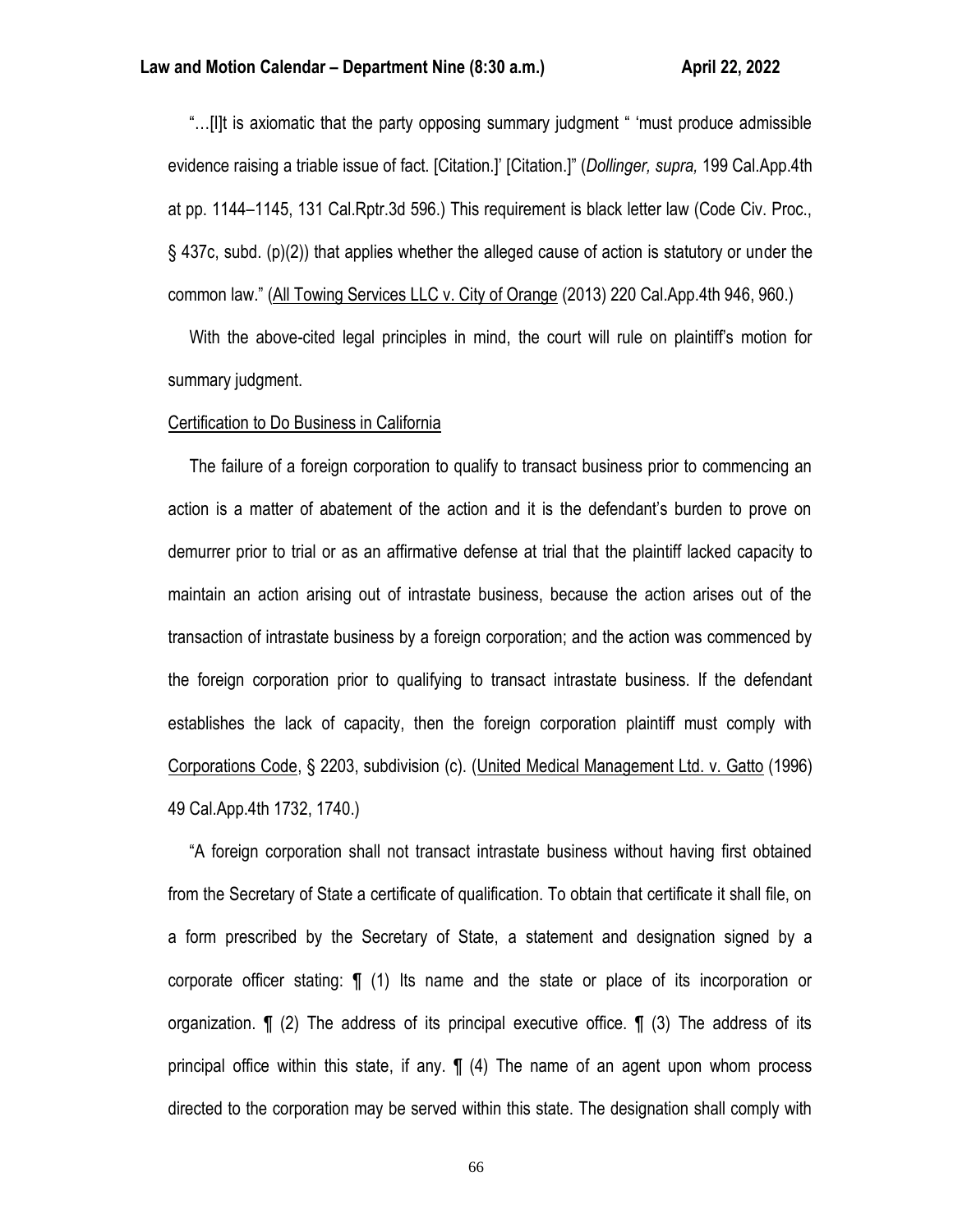"…[I]t is axiomatic that the party opposing summary judgment " 'must produce admissible evidence raising a triable issue of fact. [Citation.]' [Citation.]" (*Dollinger, supra,* 199 Cal.App.4th at pp. 1144–1145, 131 Cal.Rptr.3d 596.) This requirement is black letter law (Code Civ. Proc., § 437c, subd. (p)(2)) that applies whether the alleged cause of action is statutory or under the common law." (All Towing Services LLC v. City of Orange (2013) 220 Cal.App.4th 946, 960.)

With the above-cited legal principles in mind, the court will rule on plaintiff's motion for summary judgment.

Certification to Do Business in California

The failure of a foreign corporation to qualify to transact business prior to commencing an action is a matter of abatement of the action and it is the defendant's burden to prove on demurrer prior to trial or as an affirmative defense at trial that the plaintiff lacked capacity to maintain an action arising out of intrastate business, because the action arises out of the transaction of intrastate business by a foreign corporation; and the action was commenced by the foreign corporation prior to qualifying to transact intrastate business. If the defendant establishes the lack of capacity, then the foreign corporation plaintiff must comply with Corporations Code, § 2203, subdivision (c). (United Medical Management Ltd. v. Gatto (1996) 49 Cal.App.4th 1732, 1740.)

"A foreign corporation shall not transact intrastate business without having first obtained from the Secretary of State a certificate of qualification. To obtain that certificate it shall file, on a form prescribed by the Secretary of State, a statement and designation signed by a corporate officer stating: ¶ (1) Its name and the state or place of its incorporation or organization. ¶ (2) The address of its principal executive office. ¶ (3) The address of its principal office within this state, if any. ¶ (4) The name of an agent upon whom process directed to the corporation may be served within this state. The designation shall comply with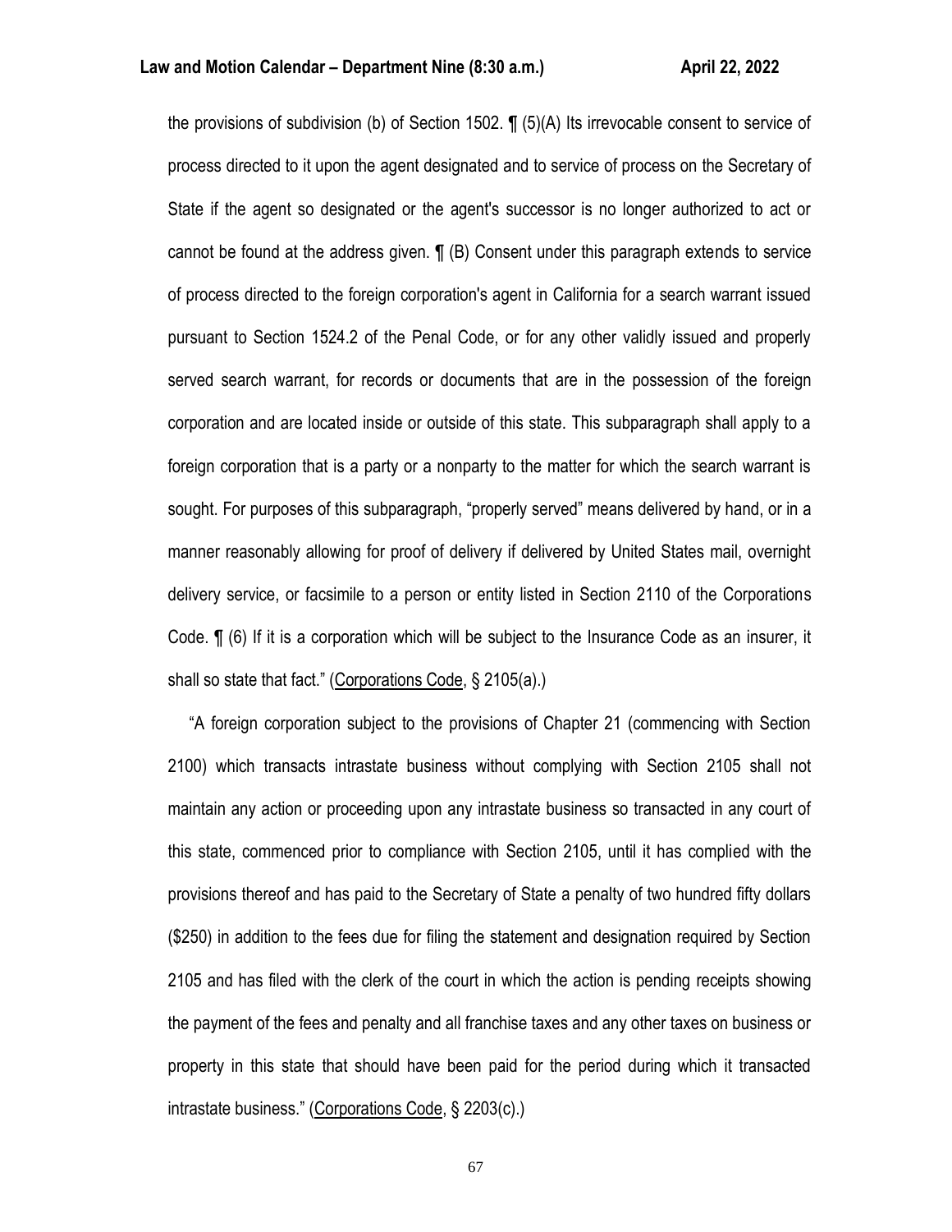the provisions of subdivision (b) of Section 1502. ¶ (5)(A) Its irrevocable consent to service of process directed to it upon the agent designated and to service of process on the Secretary of State if the agent so designated or the agent's successor is no longer authorized to act or cannot be found at the address given. ¶ (B) Consent under this paragraph extends to service of process directed to the foreign corporation's agent in California for a search warrant issued pursuant to Section 1524.2 of the Penal Code, or for any other validly issued and properly served search warrant, for records or documents that are in the possession of the foreign corporation and are located inside or outside of this state. This subparagraph shall apply to a foreign corporation that is a party or a nonparty to the matter for which the search warrant is sought. For purposes of this subparagraph, "properly served" means delivered by hand, or in a manner reasonably allowing for proof of delivery if delivered by United States mail, overnight delivery service, or facsimile to a person or entity listed in Section 2110 of the Corporations Code. ¶ (6) If it is a corporation which will be subject to the Insurance Code as an insurer, it shall so state that fact." (Corporations Code, § 2105(a).)

"A foreign corporation subject to the provisions of Chapter 21 (commencing with Section 2100) which transacts intrastate business without complying with Section 2105 shall not maintain any action or proceeding upon any intrastate business so transacted in any court of this state, commenced prior to compliance with Section 2105, until it has complied with the provisions thereof and has paid to the Secretary of State a penalty of two hundred fifty dollars ($250) in addition to the fees due for filing the statement and designation required by Section 2105 and has filed with the clerk of the court in which the action is pending receipts showing the payment of the fees and penalty and all franchise taxes and any other taxes on business or property in this state that should have been paid for the period during which it transacted intrastate business." (Corporations Code, § 2203(c).)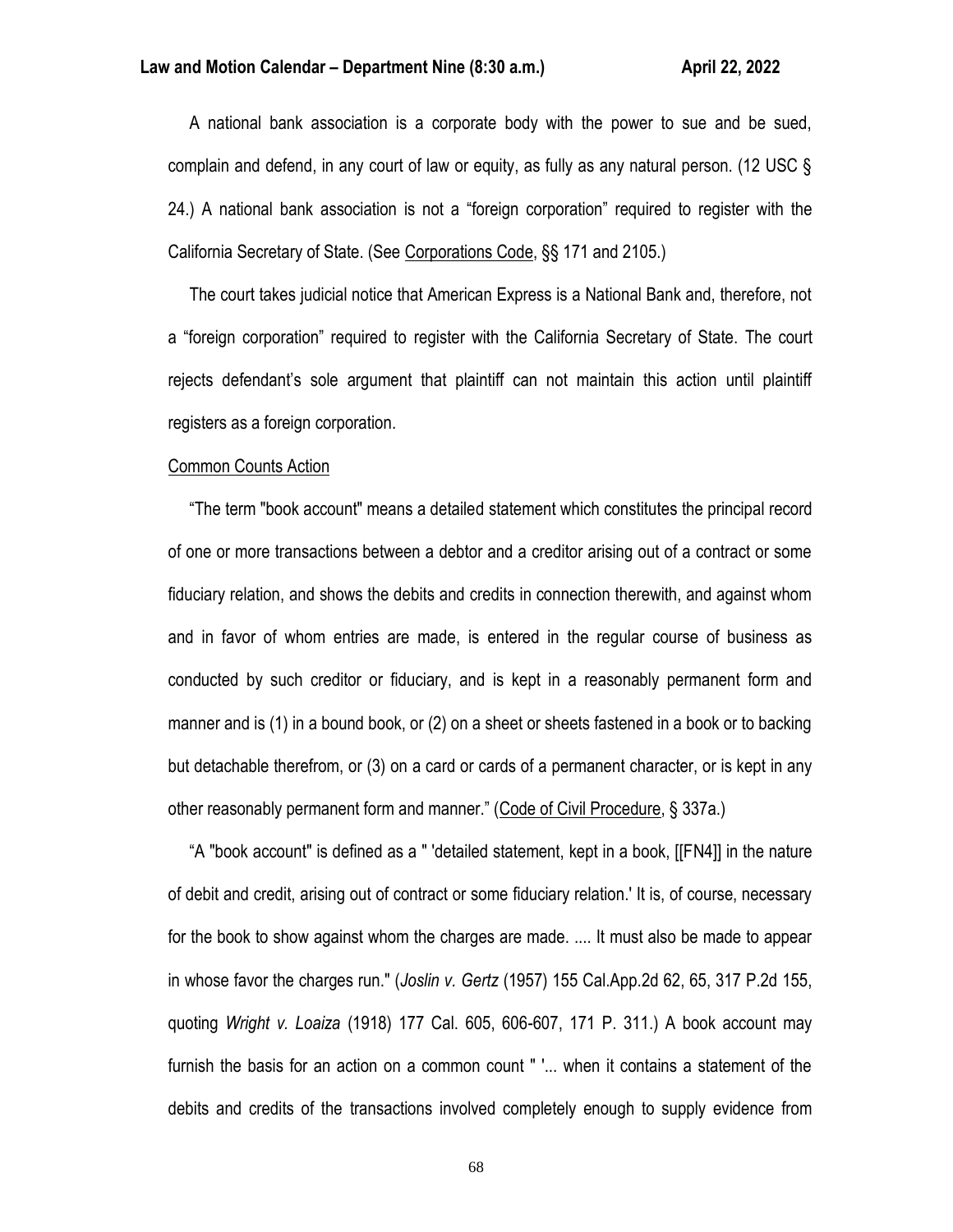A national bank association is a corporate body with the power to sue and be sued, complain and defend, in any court of law or equity, as fully as any natural person. (12 USC § 24.) A national bank association is not a "foreign corporation" required to register with the California Secretary of State. (See Corporations Code, §§ 171 and 2105.)

The court takes judicial notice that American Express is a National Bank and, therefore, not a "foreign corporation" required to register with the California Secretary of State. The court rejects defendant's sole argument that plaintiff can not maintain this action until plaintiff registers as a foreign corporation.

Common Counts Action

"The term "book account" means a detailed statement which constitutes the principal record of one or more transactions between a debtor and a creditor arising out of a contract or some fiduciary relation, and shows the debits and credits in connection therewith, and against whom and in favor of whom entries are made, is entered in the regular course of business as conducted by such creditor or fiduciary, and is kept in a reasonably permanent form and manner and is (1) in a bound book, or (2) on a sheet or sheets fastened in a book or to backing but detachable therefrom, or (3) on a card or cards of a permanent character, or is kept in any other reasonably permanent form and manner." (Code of Civil Procedure, § 337a.)

"A "book account" is defined as a " 'detailed statement, kept in a book, [[FN4]] in the nature of debit and credit, arising out of contract or some fiduciary relation.' It is, of course, necessary for the book to show against whom the charges are made. .... It must also be made to appear in whose favor the charges run." (*Joslin v. Gertz* (1957) 155 Cal.App.2d 62, 65, 317 P.2d 155, quoting *Wright v. Loaiza* (1918) 177 Cal. 605, 606-607, 171 P. 311.) A book account may furnish the basis for an action on a common count " '... when it contains a statement of the debits and credits of the transactions involved completely enough to supply evidence from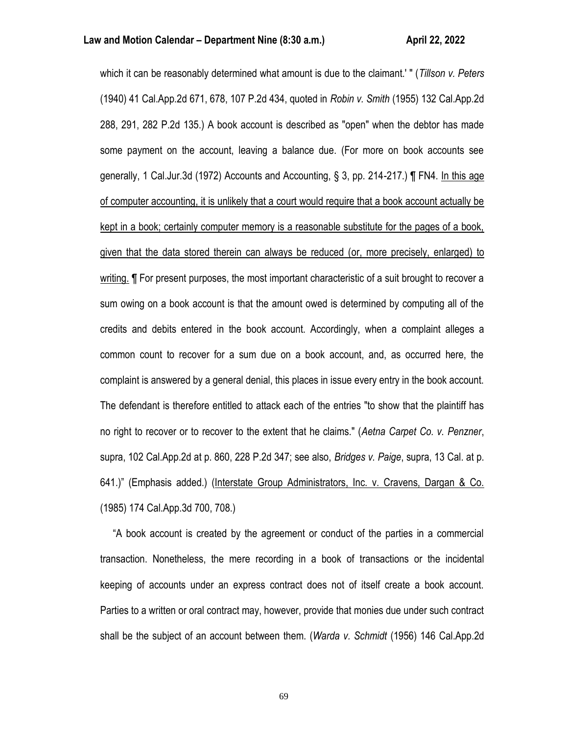which it can be reasonably determined what amount is due to the claimant.' " (*Tillson v. Peters* (1940) 41 Cal.App.2d 671, 678, 107 P.2d 434, quoted in *Robin v. Smith* (1955) 132 Cal.App.2d 288, 291, 282 P.2d 135.) A book account is described as "open" when the debtor has made some payment on the account, leaving a balance due. (For more on book accounts see generally, 1 Cal.Jur.3d (1972) Accounts and Accounting, § 3, pp. 214-217.) ¶ FN4. <u>In this age of computer accounting, it is unlikely that a court would require that a book account actually be kept in a book; certainly computer memory is a reasonable substitute for the pages of a book, given that the data stored therein can always be reduced (or, more precisely, enlarged) to writing.</u> ¶ For present purposes, the most important characteristic of a suit brought to recover a sum owing on a book account is that the amount owed is determined by computing all of the credits and debits entered in the book account. Accordingly, when a complaint alleges a common count to recover for a sum due on a book account, and, as occurred here, the complaint is answered by a general denial, this places in issue every entry in the book account. The defendant is therefore entitled to attack each of the entries "to show that the plaintiff has no right to recover or to recover to the extent that he claims." (*Aetna Carpet Co. v. Penzner*, supra, 102 Cal.App.2d at p. 860, 228 P.2d 347; see also, *Bridges v. Paige*, supra, 13 Cal. at p. 641.)" (Emphasis added.) (<u>Interstate Group Administrators, Inc. v. Cravens, Dargan & Co.</u> (1985) 174 Cal.App.3d 700, 708.)

"A book account is created by the agreement or conduct of the parties in a commercial transaction. Nonetheless, the mere recording in a book of transactions or the incidental keeping of accounts under an express contract does not of itself create a book account. Parties to a written or oral contract may, however, provide that monies due under such contract shall be the subject of an account between them. (*Warda v. Schmidt* (1956) 146 Cal.App.2d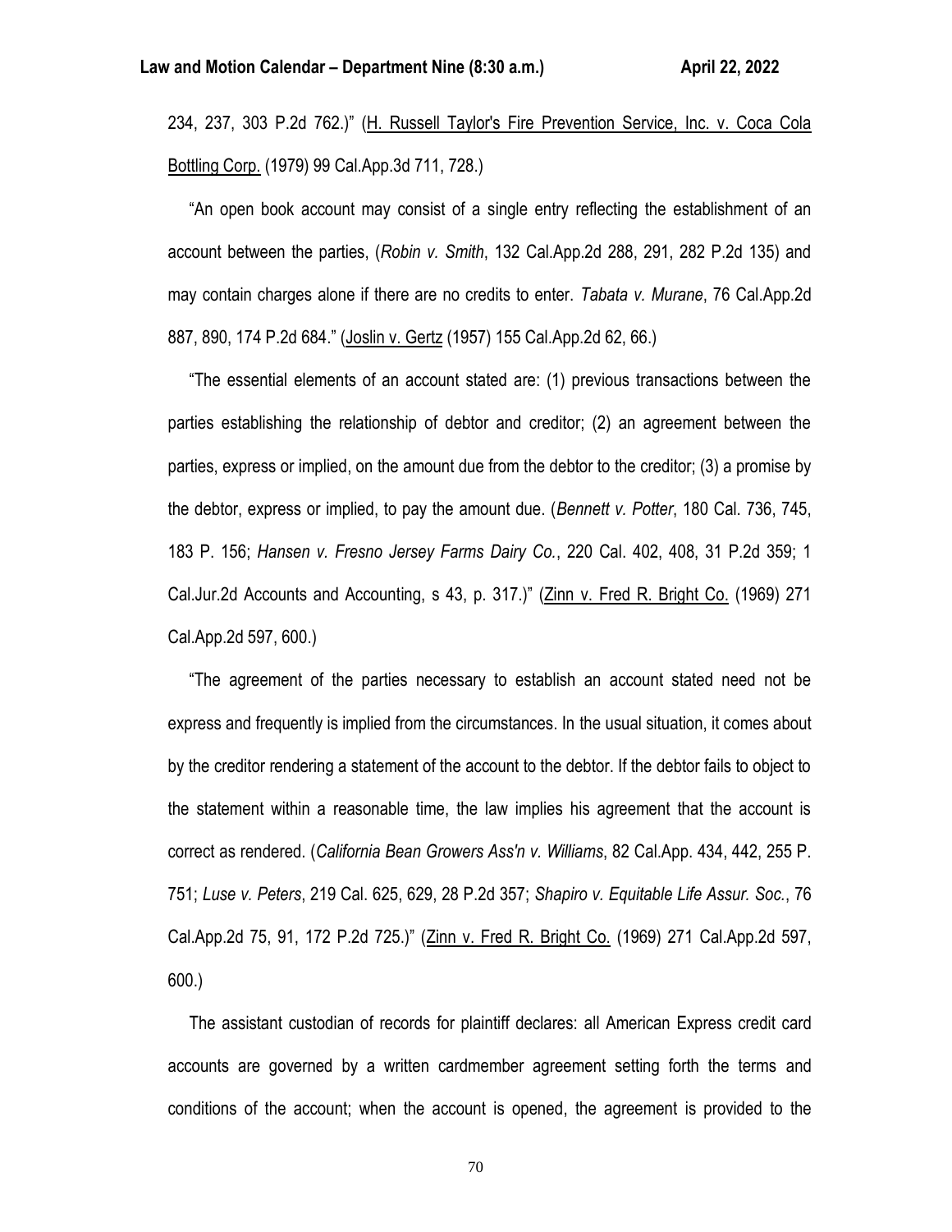234, 237, 303 P.2d 762.)" (<u>H. Russell Taylor's Fire Prevention Service, Inc. v. Coca Cola Bottling Corp.</u> (1979) 99 Cal.App.3d 711, 728.)

"An open book account may consist of a single entry reflecting the establishment of an account between the parties, (*Robin v. Smith*, 132 Cal.App.2d 288, 291, 282 P.2d 135) and may contain charges alone if there are no credits to enter. *Tabata v. Murane*, 76 Cal.App.2d 887, 890, 174 P.2d 684." (<u>Joslin v. Gertz</u> (1957) 155 Cal.App.2d 62, 66.)

"The essential elements of an account stated are: (1) previous transactions between the parties establishing the relationship of debtor and creditor; (2) an agreement between the parties, express or implied, on the amount due from the debtor to the creditor; (3) a promise by the debtor, express or implied, to pay the amount due. (*Bennett v. Potter*, 180 Cal. 736, 745, 183 P. 156; *Hansen v. Fresno Jersey Farms Dairy Co.*, 220 Cal. 402, 408, 31 P.2d 359; 1 Cal.Jur.2d Accounts and Accounting, s 43, p. 317.)" (<u>Zinn v. Fred R. Bright Co.</u> (1969) 271 Cal.App.2d 597, 600.)

"The agreement of the parties necessary to establish an account stated need not be express and frequently is implied from the circumstances. In the usual situation, it comes about by the creditor rendering a statement of the account to the debtor. If the debtor fails to object to the statement within a reasonable time, the law implies his agreement that the account is correct as rendered. (*California Bean Growers Ass'n v. Williams*, 82 Cal.App. 434, 442, 255 P. 751; *Luse v. Peters*, 219 Cal. 625, 629, 28 P.2d 357; *Shapiro v. Equitable Life Assur. Soc.*, 76 Cal.App.2d 75, 91, 172 P.2d 725.)" (<u>Zinn v. Fred R. Bright Co.</u> (1969) 271 Cal.App.2d 597, 600.)

The assistant custodian of records for plaintiff declares: all American Express credit card accounts are governed by a written cardmember agreement setting forth the terms and conditions of the account; when the account is opened, the agreement is provided to the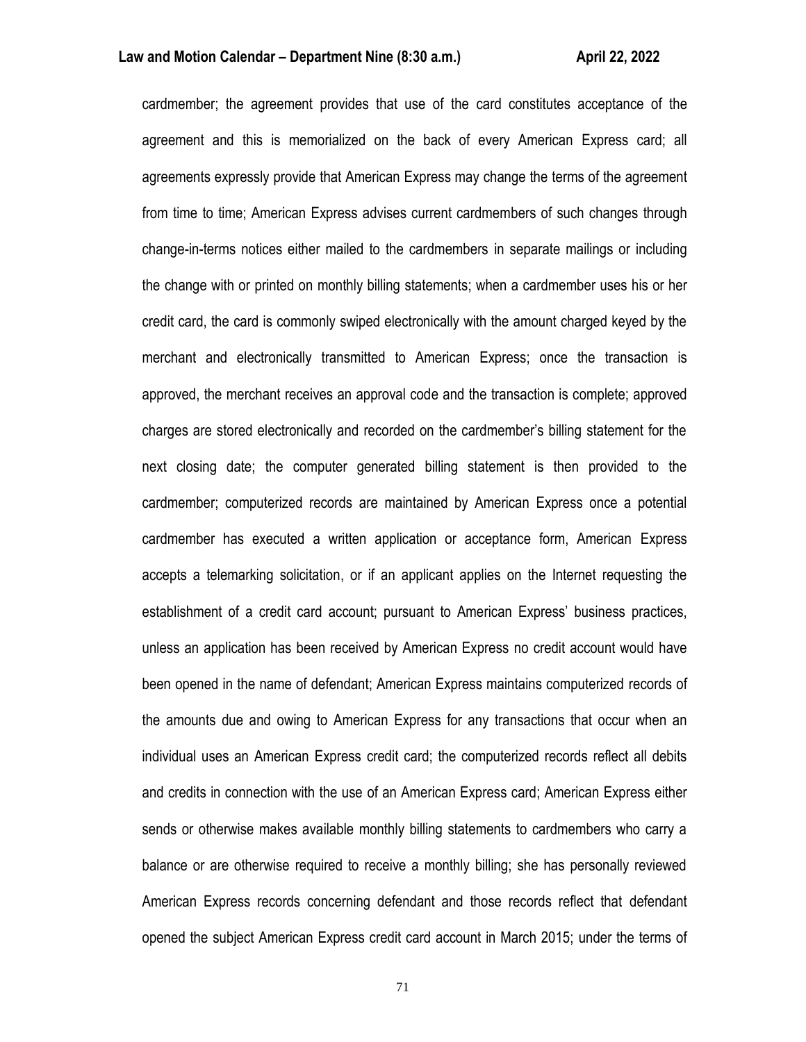cardmember; the agreement provides that use of the card constitutes acceptance of the agreement and this is memorialized on the back of every American Express card; all agreements expressly provide that American Express may change the terms of the agreement from time to time; American Express advises current cardmembers of such changes through change-in-terms notices either mailed to the cardmembers in separate mailings or including the change with or printed on monthly billing statements; when a cardmember uses his or her credit card, the card is commonly swiped electronically with the amount charged keyed by the merchant and electronically transmitted to American Express; once the transaction is approved, the merchant receives an approval code and the transaction is complete; approved charges are stored electronically and recorded on the cardmember's billing statement for the next closing date; the computer generated billing statement is then provided to the cardmember; computerized records are maintained by American Express once a potential cardmember has executed a written application or acceptance form, American Express accepts a telemarking solicitation, or if an applicant applies on the Internet requesting the establishment of a credit card account; pursuant to American Express' business practices, unless an application has been received by American Express no credit account would have been opened in the name of defendant; American Express maintains computerized records of the amounts due and owing to American Express for any transactions that occur when an individual uses an American Express credit card; the computerized records reflect all debits and credits in connection with the use of an American Express card; American Express either sends or otherwise makes available monthly billing statements to cardmembers who carry a balance or are otherwise required to receive a monthly billing; she has personally reviewed American Express records concerning defendant and those records reflect that defendant opened the subject American Express credit card account in March 2015; under the terms of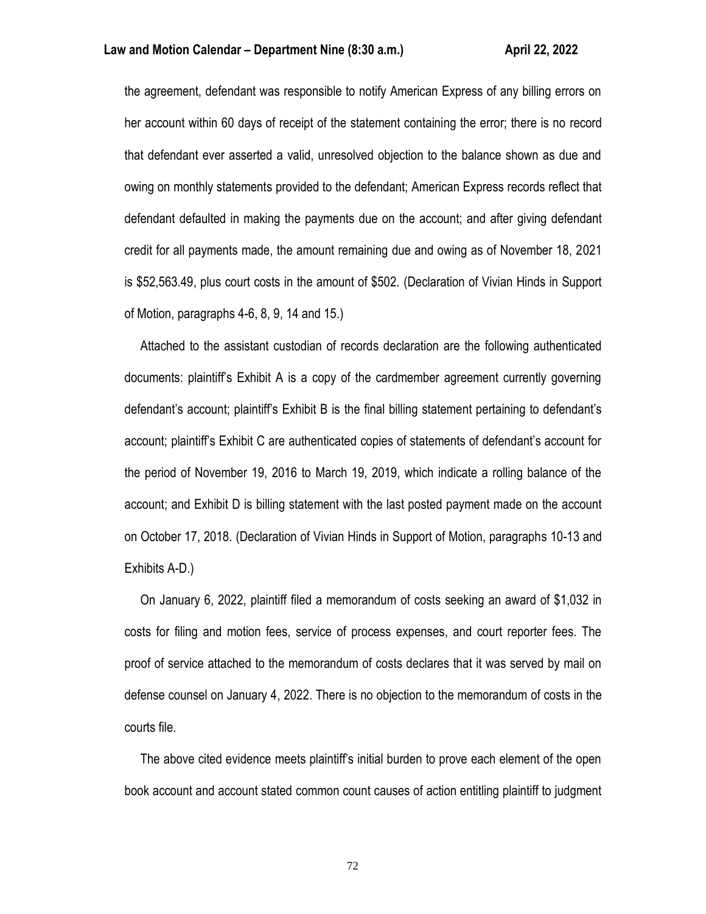the agreement, defendant was responsible to notify American Express of any billing errors on her account within 60 days of receipt of the statement containing the error; there is no record that defendant ever asserted a valid, unresolved objection to the balance shown as due and owing on monthly statements provided to the defendant; American Express records reflect that defendant defaulted in making the payments due on the account; and after giving defendant credit for all payments made, the amount remaining due and owing as of November 18, 2021 is $52,563.49, plus court costs in the amount of $502. (Declaration of Vivian Hinds in Support of Motion, paragraphs 4-6, 8, 9, 14 and 15.)

Attached to the assistant custodian of records declaration are the following authenticated documents: plaintiff's Exhibit A is a copy of the cardmember agreement currently governing defendant's account; plaintiff's Exhibit B is the final billing statement pertaining to defendant's account; plaintiff's Exhibit C are authenticated copies of statements of defendant's account for the period of November 19, 2016 to March 19, 2019, which indicate a rolling balance of the account; and Exhibit D is billing statement with the last posted payment made on the account on October 17, 2018. (Declaration of Vivian Hinds in Support of Motion, paragraphs 10-13 and Exhibits A-D.)

On January 6, 2022, plaintiff filed a memorandum of costs seeking an award of $1,032 in costs for filing and motion fees, service of process expenses, and court reporter fees. The proof of service attached to the memorandum of costs declares that it was served by mail on defense counsel on January 4, 2022. There is no objection to the memorandum of costs in the courts file.

The above cited evidence meets plaintiff's initial burden to prove each element of the open book account and account stated common count causes of action entitling plaintiff to judgment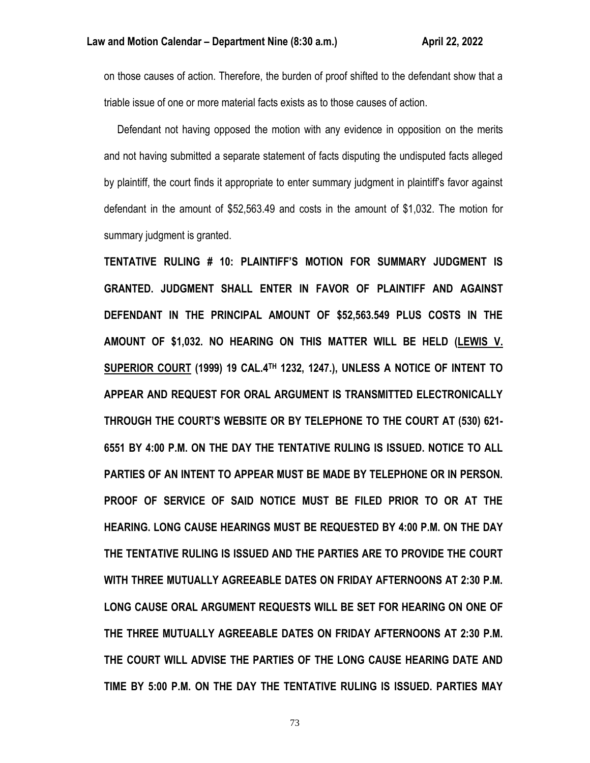on those causes of action. Therefore, the burden of proof shifted to the defendant show that a triable issue of one or more material facts exists as to those causes of action.

Defendant not having opposed the motion with any evidence in opposition on the merits and not having submitted a separate statement of facts disputing the undisputed facts alleged by plaintiff, the court finds it appropriate to enter summary judgment in plaintiff's favor against defendant in the amount of $52,563.49 and costs in the amount of $1,032. The motion for summary judgment is granted.

**TENTATIVE RULING # 10: PLAINTIFF'S MOTION FOR SUMMARY JUDGMENT IS GRANTED. JUDGMENT SHALL ENTER IN FAVOR OF PLAINTIFF AND AGAINST DEFENDANT IN THE PRINCIPAL AMOUNT OF $52,563.549 PLUS COSTS IN THE AMOUNT OF $1,032. NO HEARING ON THIS MATTER WILL BE HELD (<u>LEWIS V. SUPERIOR COURT</u> (1999) 19 CAL.4TH 1232, 1247.), UNLESS A NOTICE OF INTENT TO APPEAR AND REQUEST FOR ORAL ARGUMENT IS TRANSMITTED ELECTRONICALLY THROUGH THE COURT'S WEBSITE OR BY TELEPHONE TO THE COURT AT (530) 621-6551 BY 4:00 P.M. ON THE DAY THE TENTATIVE RULING IS ISSUED. NOTICE TO ALL PARTIES OF AN INTENT TO APPEAR MUST BE MADE BY TELEPHONE OR IN PERSON. PROOF OF SERVICE OF SAID NOTICE MUST BE FILED PRIOR TO OR AT THE HEARING. LONG CAUSE HEARINGS MUST BE REQUESTED BY 4:00 P.M. ON THE DAY THE TENTATIVE RULING IS ISSUED AND THE PARTIES ARE TO PROVIDE THE COURT WITH THREE MUTUALLY AGREEABLE DATES ON FRIDAY AFTERNOONS AT 2:30 P.M. LONG CAUSE ORAL ARGUMENT REQUESTS WILL BE SET FOR HEARING ON ONE OF THE THREE MUTUALLY AGREEABLE DATES ON FRIDAY AFTERNOONS AT 2:30 P.M. THE COURT WILL ADVISE THE PARTIES OF THE LONG CAUSE HEARING DATE AND TIME BY 5:00 P.M. ON THE DAY THE TENTATIVE RULING IS ISSUED. PARTIES MAY**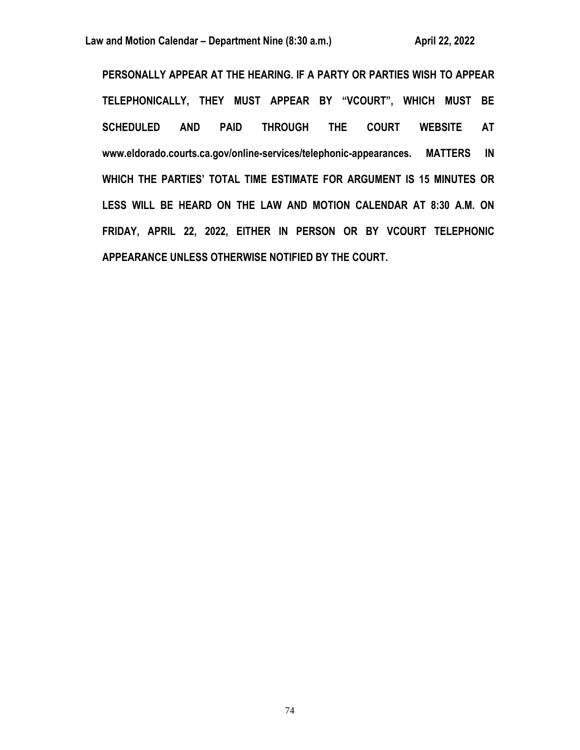**PERSONALLY APPEAR AT THE HEARING. IF A PARTY OR PARTIES WISH TO APPEAR TELEPHONICALLY, THEY MUST APPEAR BY "VCOURT", WHICH MUST BE SCHEDULED AND PAID THROUGH THE COURT WEBSITE AT www.eldorado.courts.ca.gov/online-services/telephonic-appearances. MATTERS IN WHICH THE PARTIES' TOTAL TIME ESTIMATE FOR ARGUMENT IS 15 MINUTES OR LESS WILL BE HEARD ON THE LAW AND MOTION CALENDAR AT 8:30 A.M. ON FRIDAY, APRIL 22, 2022, EITHER IN PERSON OR BY VCOURT TELEPHONIC APPEARANCE UNLESS OTHERWISE NOTIFIED BY THE COURT.**